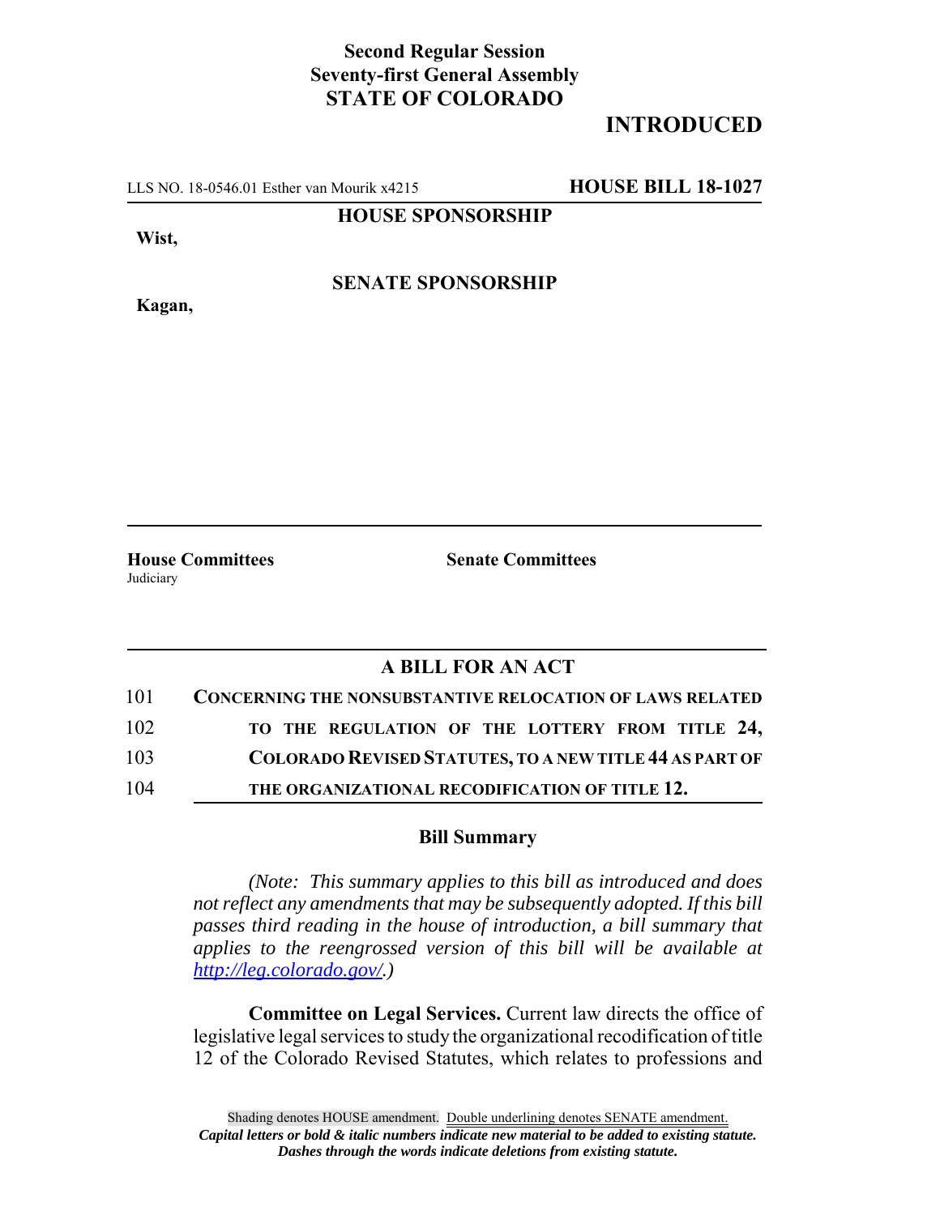**Second Regular Session**
**Seventy-first General Assembly**
**STATE OF COLORADO**

## INTRODUCED

LLS NO. 18-0546.01 Esther van Mourik x4215 **HOUSE BILL 18-1027**

**HOUSE SPONSORSHIP**

**Wist,**

**SENATE SPONSORSHIP**

**Kagan,**

**House Committees**
Judiciary

**Senate Committees**

### A BILL FOR AN ACT

101 **CONCERNING THE NONSUBSTANTIVE RELOCATION OF LAWS RELATED**
102 **TO THE REGULATION OF THE LOTTERY FROM TITLE 24,**
103 **COLORADO REVISED STATUTES, TO A NEW TITLE 44 AS PART OF**
104 **THE ORGANIZATIONAL RECODIFICATION OF TITLE 12.**

### Bill Summary

*(Note: This summary applies to this bill as introduced and does not reflect any amendments that may be subsequently adopted. If this bill passes third reading in the house of introduction, a bill summary that applies to the reengrossed version of this bill will be available at http://leg.colorado.gov/.)*

**Committee on Legal Services.** Current law directs the office of legislative legal services to study the organizational recodification of title 12 of the Colorado Revised Statutes, which relates to professions and

Shading denotes HOUSE amendment. Double underlining denotes SENATE amendment.
*Capital letters or bold & italic numbers indicate new material to be added to existing statute.*
*Dashes through the words indicate deletions from existing statute.*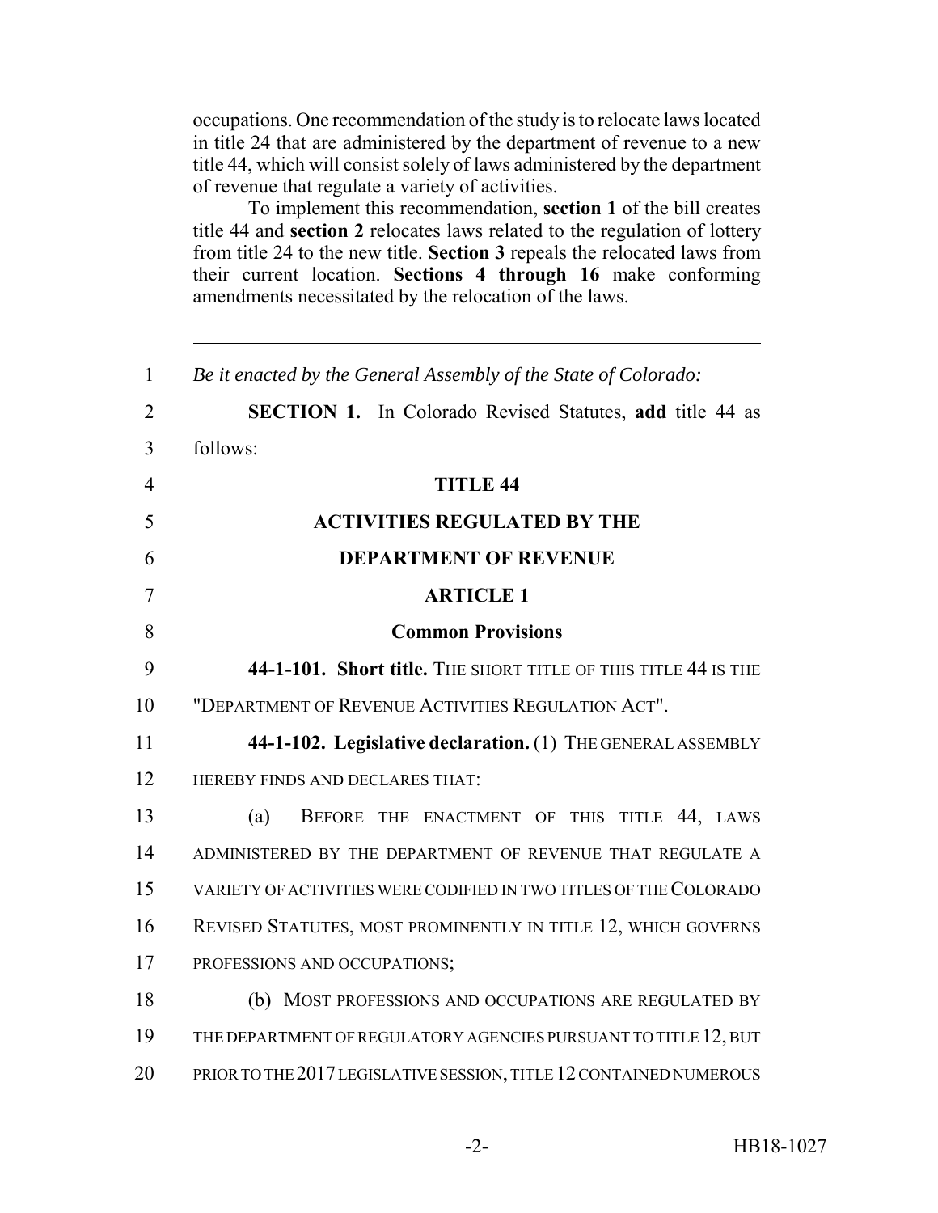occupations. One recommendation of the study is to relocate laws located in title 24 that are administered by the department of revenue to a new title 44, which will consist solely of laws administered by the department of revenue that regulate a variety of activities.

To implement this recommendation, **section 1** of the bill creates title 44 and **section 2** relocates laws related to the regulation of lottery from title 24 to the new title. **Section 3** repeals the relocated laws from their current location. **Sections 4 through 16** make conforming amendments necessitated by the relocation of the laws.

---

1 *Be it enacted by the General Assembly of the State of Colorado:*

2 **SECTION 1.** In Colorado Revised Statutes, **add** title 44 as
3 follows:

4 **TITLE 44**

5 **ACTIVITIES REGULATED BY THE**

6 **DEPARTMENT OF REVENUE**

7 **ARTICLE 1**

8 **Common Provisions**

9 **44-1-101. Short title.** THE SHORT TITLE OF THIS TITLE 44 IS THE
10 "DEPARTMENT OF REVENUE ACTIVITIES REGULATION ACT".

11 **44-1-102. Legislative declaration.** (1) THE GENERAL ASSEMBLY
12 HEREBY FINDS AND DECLARES THAT:

13 (a) BEFORE THE ENACTMENT OF THIS TITLE 44, LAWS
14 ADMINISTERED BY THE DEPARTMENT OF REVENUE THAT REGULATE A
15 VARIETY OF ACTIVITIES WERE CODIFIED IN TWO TITLES OF THE COLORADO
16 REVISED STATUTES, MOST PROMINENTLY IN TITLE 12, WHICH GOVERNS
17 PROFESSIONS AND OCCUPATIONS;

18 (b) MOST PROFESSIONS AND OCCUPATIONS ARE REGULATED BY
19 THE DEPARTMENT OF REGULATORY AGENCIES PURSUANT TO TITLE 12, BUT
20 PRIOR TO THE 2017 LEGISLATIVE SESSION, TITLE 12 CONTAINED NUMEROUS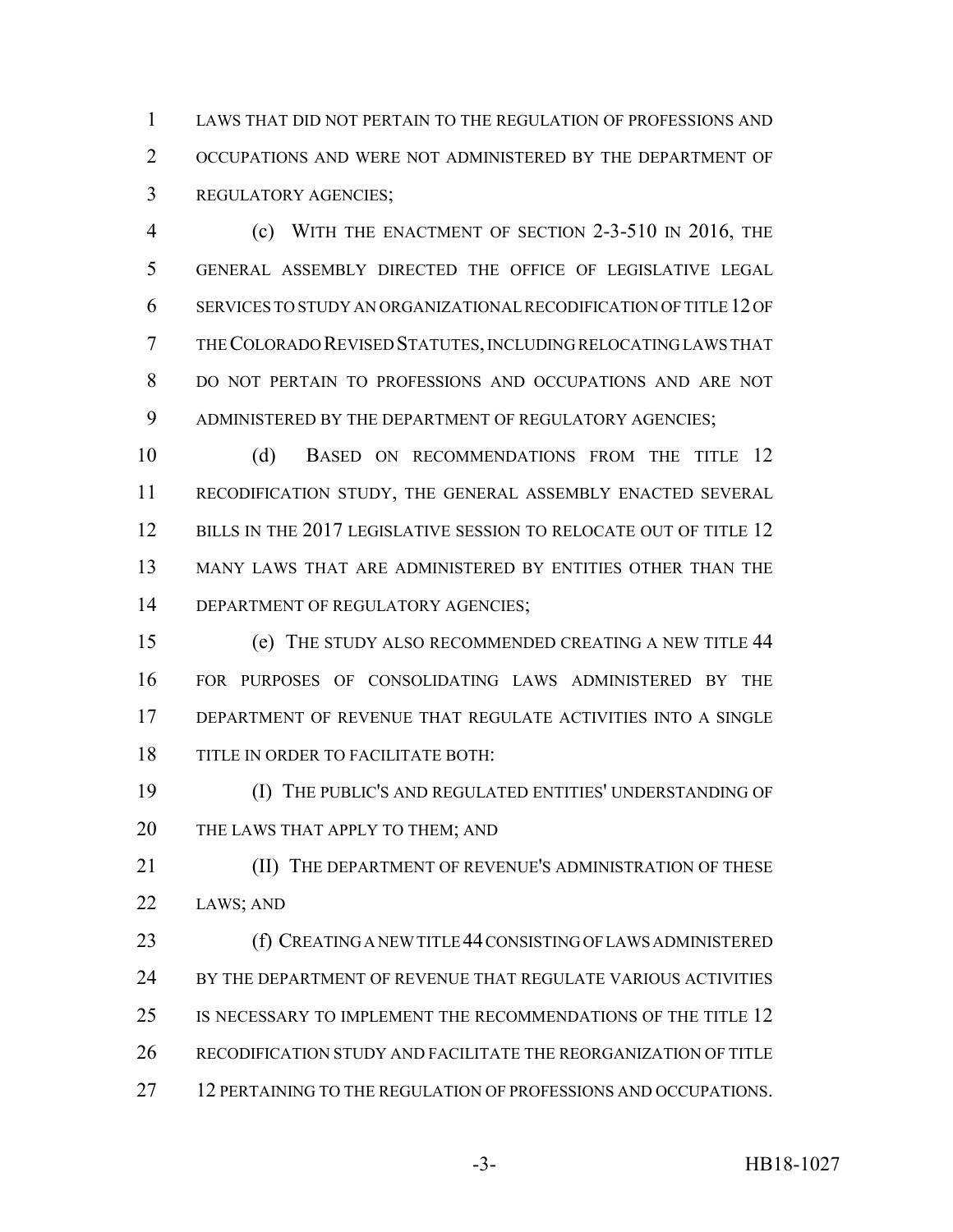LAWS THAT DID NOT PERTAIN TO THE REGULATION OF PROFESSIONS AND OCCUPATIONS AND WERE NOT ADMINISTERED BY THE DEPARTMENT OF REGULATORY AGENCIES;

(c) WITH THE ENACTMENT OF SECTION 2-3-510 IN 2016, THE GENERAL ASSEMBLY DIRECTED THE OFFICE OF LEGISLATIVE LEGAL SERVICES TO STUDY AN ORGANIZATIONAL RECODIFICATION OF TITLE 12 OF THE COLORADO REVISED STATUTES, INCLUDING RELOCATING LAWS THAT DO NOT PERTAIN TO PROFESSIONS AND OCCUPATIONS AND ARE NOT ADMINISTERED BY THE DEPARTMENT OF REGULATORY AGENCIES;

(d) BASED ON RECOMMENDATIONS FROM THE TITLE 12 RECODIFICATION STUDY, THE GENERAL ASSEMBLY ENACTED SEVERAL BILLS IN THE 2017 LEGISLATIVE SESSION TO RELOCATE OUT OF TITLE 12 MANY LAWS THAT ARE ADMINISTERED BY ENTITIES OTHER THAN THE DEPARTMENT OF REGULATORY AGENCIES;

(e) THE STUDY ALSO RECOMMENDED CREATING A NEW TITLE 44 FOR PURPOSES OF CONSOLIDATING LAWS ADMINISTERED BY THE DEPARTMENT OF REVENUE THAT REGULATE ACTIVITIES INTO A SINGLE TITLE IN ORDER TO FACILITATE BOTH:

(I) THE PUBLIC'S AND REGULATED ENTITIES' UNDERSTANDING OF THE LAWS THAT APPLY TO THEM; AND

(II) THE DEPARTMENT OF REVENUE'S ADMINISTRATION OF THESE LAWS; AND

(f) CREATING A NEW TITLE 44 CONSISTING OF LAWS ADMINISTERED BY THE DEPARTMENT OF REVENUE THAT REGULATE VARIOUS ACTIVITIES IS NECESSARY TO IMPLEMENT THE RECOMMENDATIONS OF THE TITLE 12 RECODIFICATION STUDY AND FACILITATE THE REORGANIZATION OF TITLE 12 PERTAINING TO THE REGULATION OF PROFESSIONS AND OCCUPATIONS.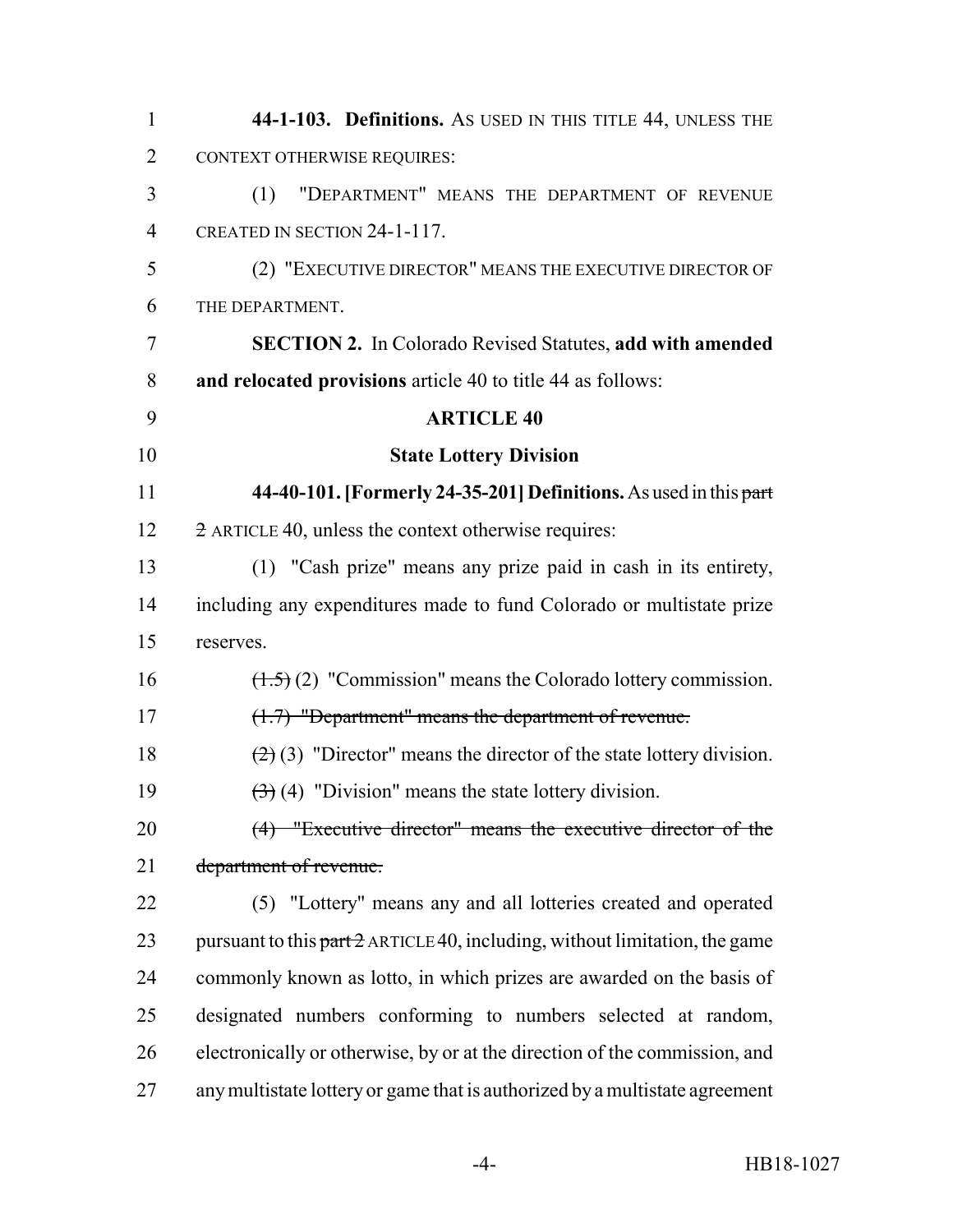**44-1-103. Definitions.** AS USED IN THIS TITLE 44, UNLESS THE CONTEXT OTHERWISE REQUIRES:

(1) "DEPARTMENT" MEANS THE DEPARTMENT OF REVENUE CREATED IN SECTION 24-1-117.

(2) "EXECUTIVE DIRECTOR" MEANS THE EXECUTIVE DIRECTOR OF THE DEPARTMENT.

**SECTION 2.** In Colorado Revised Statutes, **add with amended and relocated provisions** article 40 to title 44 as follows:

**ARTICLE 40**

**State Lottery Division**

**44-40-101. [Formerly 24-35-201] Definitions.** As used in this ~~part 2~~ ARTICLE 40, unless the context otherwise requires:

(1) "Cash prize" means any prize paid in cash in its entirety, including any expenditures made to fund Colorado or multistate prize reserves.

~~(1.5)~~ (2) "Commission" means the Colorado lottery commission.

~~(1.7) "Department" means the department of revenue.~~

~~(2)~~ (3) "Director" means the director of the state lottery division.

~~(3)~~ (4) "Division" means the state lottery division.

~~(4) "Executive director" means the executive director of the department of revenue.~~

(5) "Lottery" means any and all lotteries created and operated pursuant to this ~~part 2~~ ARTICLE 40, including, without limitation, the game commonly known as lotto, in which prizes are awarded on the basis of designated numbers conforming to numbers selected at random, electronically or otherwise, by or at the direction of the commission, and any multistate lottery or game that is authorized by a multistate agreement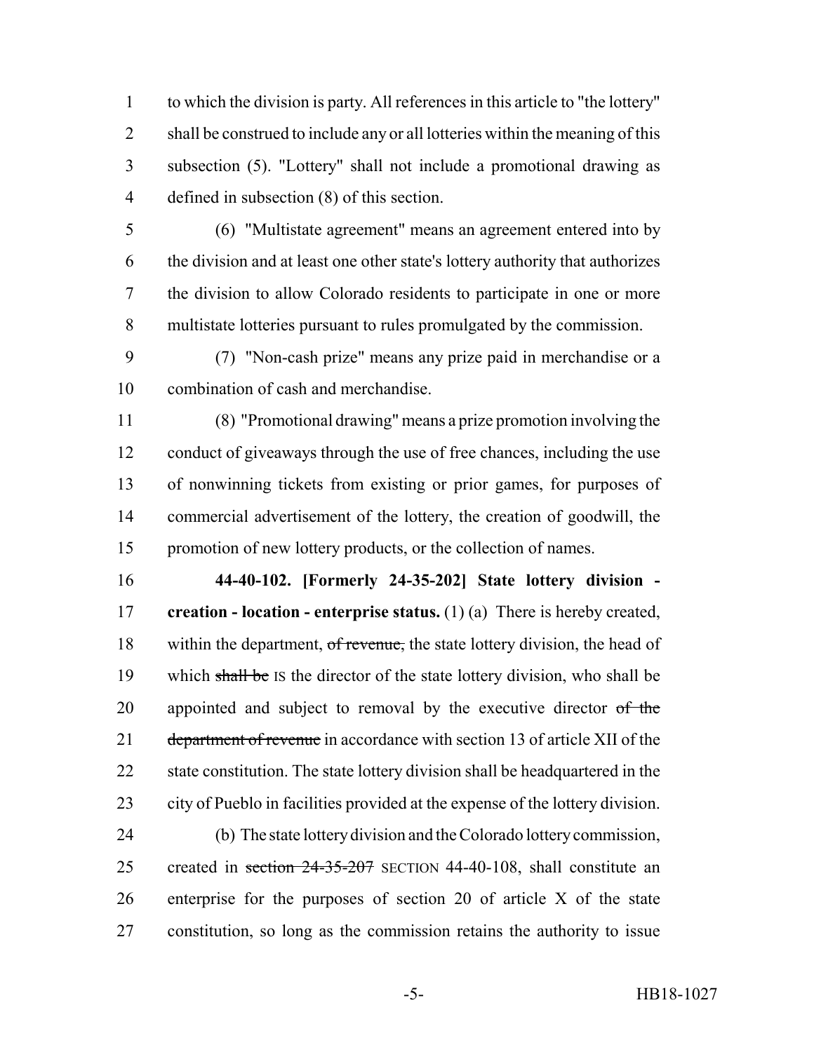to which the division is party. All references in this article to "the lottery" shall be construed to include any or all lotteries within the meaning of this subsection (5). "Lottery" shall not include a promotional drawing as defined in subsection (8) of this section.

(6) "Multistate agreement" means an agreement entered into by the division and at least one other state's lottery authority that authorizes the division to allow Colorado residents to participate in one or more multistate lotteries pursuant to rules promulgated by the commission.

(7) "Non-cash prize" means any prize paid in merchandise or a combination of cash and merchandise.

(8) "Promotional drawing" means a prize promotion involving the conduct of giveaways through the use of free chances, including the use of nonwinning tickets from existing or prior games, for purposes of commercial advertisement of the lottery, the creation of goodwill, the promotion of new lottery products, or the collection of names.

**44-40-102. [Formerly 24-35-202] State lottery division - creation - location - enterprise status.** (1) (a) There is hereby created, within the department, ~~of revenue,~~ the state lottery division, the head of which ~~shall be~~ IS the director of the state lottery division, who shall be appointed and subject to removal by the executive director ~~of the department of revenue~~ in accordance with section 13 of article XII of the state constitution. The state lottery division shall be headquartered in the city of Pueblo in facilities provided at the expense of the lottery division.

(b) The state lottery division and the Colorado lottery commission, created in ~~section 24-35-207~~ SECTION 44-40-108, shall constitute an enterprise for the purposes of section 20 of article X of the state constitution, so long as the commission retains the authority to issue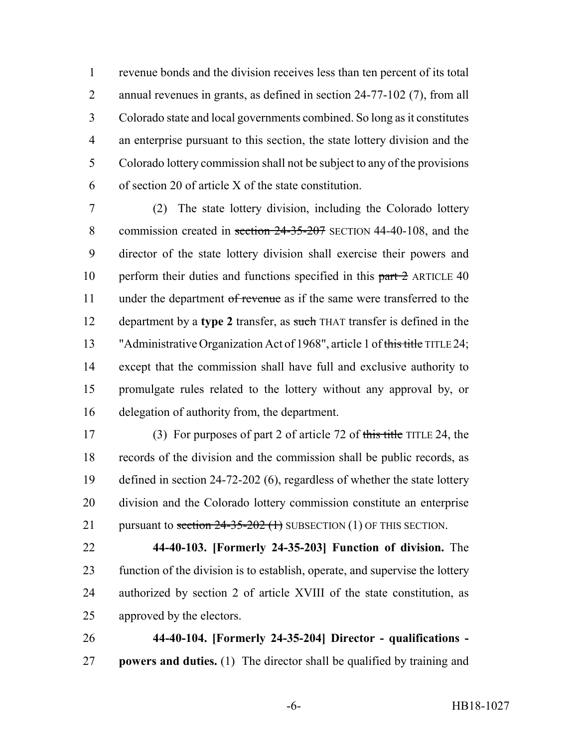revenue bonds and the division receives less than ten percent of its total annual revenues in grants, as defined in section 24-77-102 (7), from all Colorado state and local governments combined. So long as it constitutes an enterprise pursuant to this section, the state lottery division and the Colorado lottery commission shall not be subject to any of the provisions of section 20 of article X of the state constitution.

(2) The state lottery division, including the Colorado lottery commission created in ~~section 24-35-207~~ SECTION 44-40-108, and the director of the state lottery division shall exercise their powers and perform their duties and functions specified in this ~~part 2~~ ARTICLE 40 under the department ~~of revenue~~ as if the same were transferred to the department by a **type 2** transfer, as ~~such~~ THAT transfer is defined in the "Administrative Organization Act of 1968", article 1 of ~~this title~~ TITLE 24; except that the commission shall have full and exclusive authority to promulgate rules related to the lottery without any approval by, or delegation of authority from, the department.

(3) For purposes of part 2 of article 72 of ~~this title~~ TITLE 24, the records of the division and the commission shall be public records, as defined in section 24-72-202 (6), regardless of whether the state lottery division and the Colorado lottery commission constitute an enterprise pursuant to ~~section 24-35-202 (1)~~ SUBSECTION (1) OF THIS SECTION.

**44-40-103. [Formerly 24-35-203] Function of division.** The function of the division is to establish, operate, and supervise the lottery authorized by section 2 of article XVIII of the state constitution, as approved by the electors.

**44-40-104. [Formerly 24-35-204] Director - qualifications - powers and duties.** (1) The director shall be qualified by training and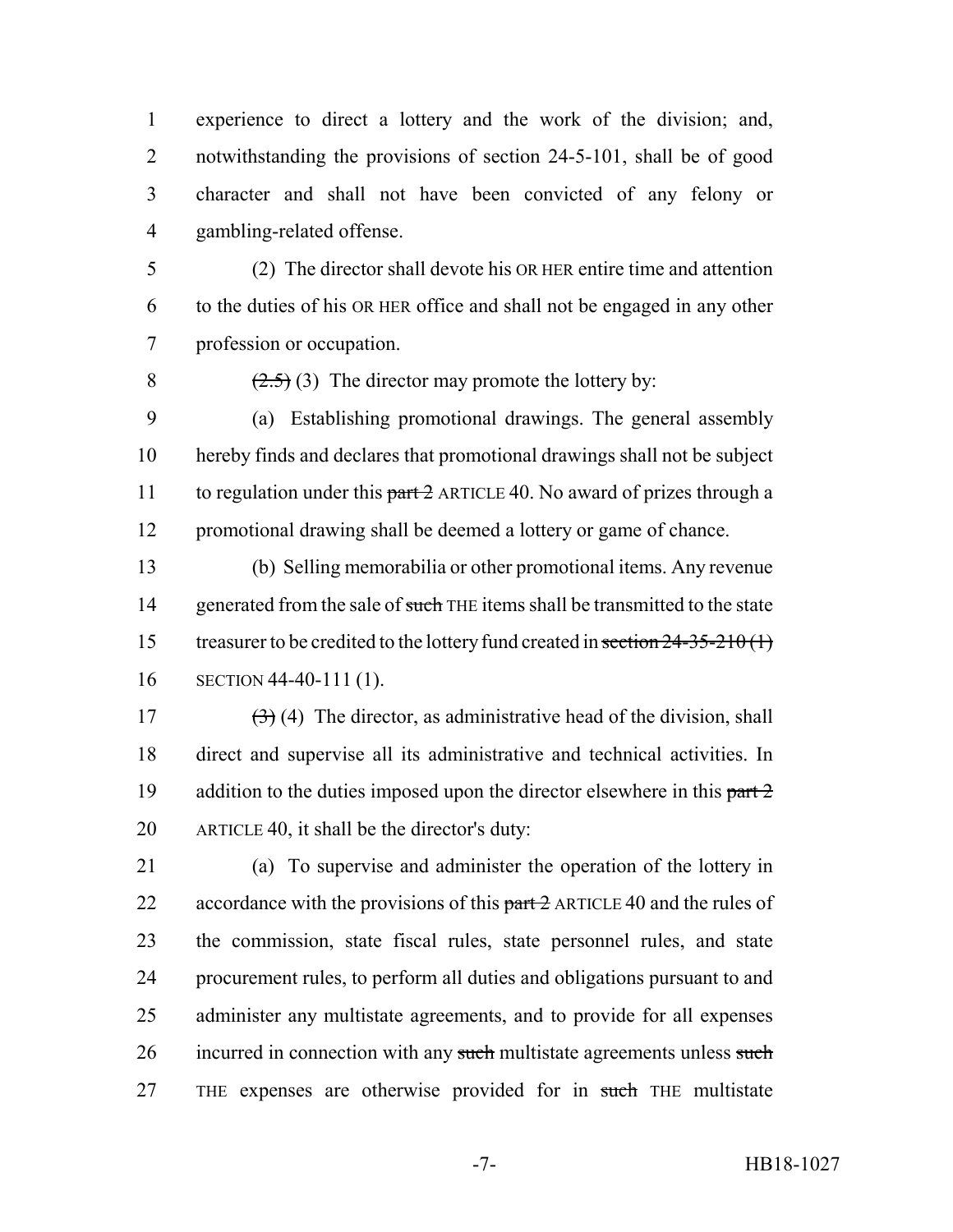experience to direct a lottery and the work of the division; and, notwithstanding the provisions of section 24-5-101, shall be of good character and shall not have been convicted of any felony or gambling-related offense.

(2) The director shall devote his OR HER entire time and attention to the duties of his OR HER office and shall not be engaged in any other profession or occupation.

~~(2.5)~~ (3) The director may promote the lottery by:

(a) Establishing promotional drawings. The general assembly hereby finds and declares that promotional drawings shall not be subject to regulation under this ~~part 2~~ ARTICLE 40. No award of prizes through a promotional drawing shall be deemed a lottery or game of chance.

(b) Selling memorabilia or other promotional items. Any revenue generated from the sale of ~~such~~ THE items shall be transmitted to the state treasurer to be credited to the lottery fund created in ~~section 24-35-210 (1)~~ SECTION 44-40-111 (1).

~~(3)~~ (4) The director, as administrative head of the division, shall direct and supervise all its administrative and technical activities. In addition to the duties imposed upon the director elsewhere in this ~~part 2~~ ARTICLE 40, it shall be the director's duty:

(a) To supervise and administer the operation of the lottery in accordance with the provisions of this ~~part 2~~ ARTICLE 40 and the rules of the commission, state fiscal rules, state personnel rules, and state procurement rules, to perform all duties and obligations pursuant to and administer any multistate agreements, and to provide for all expenses incurred in connection with any ~~such~~ multistate agreements unless ~~such~~ THE expenses are otherwise provided for in ~~such~~ THE multistate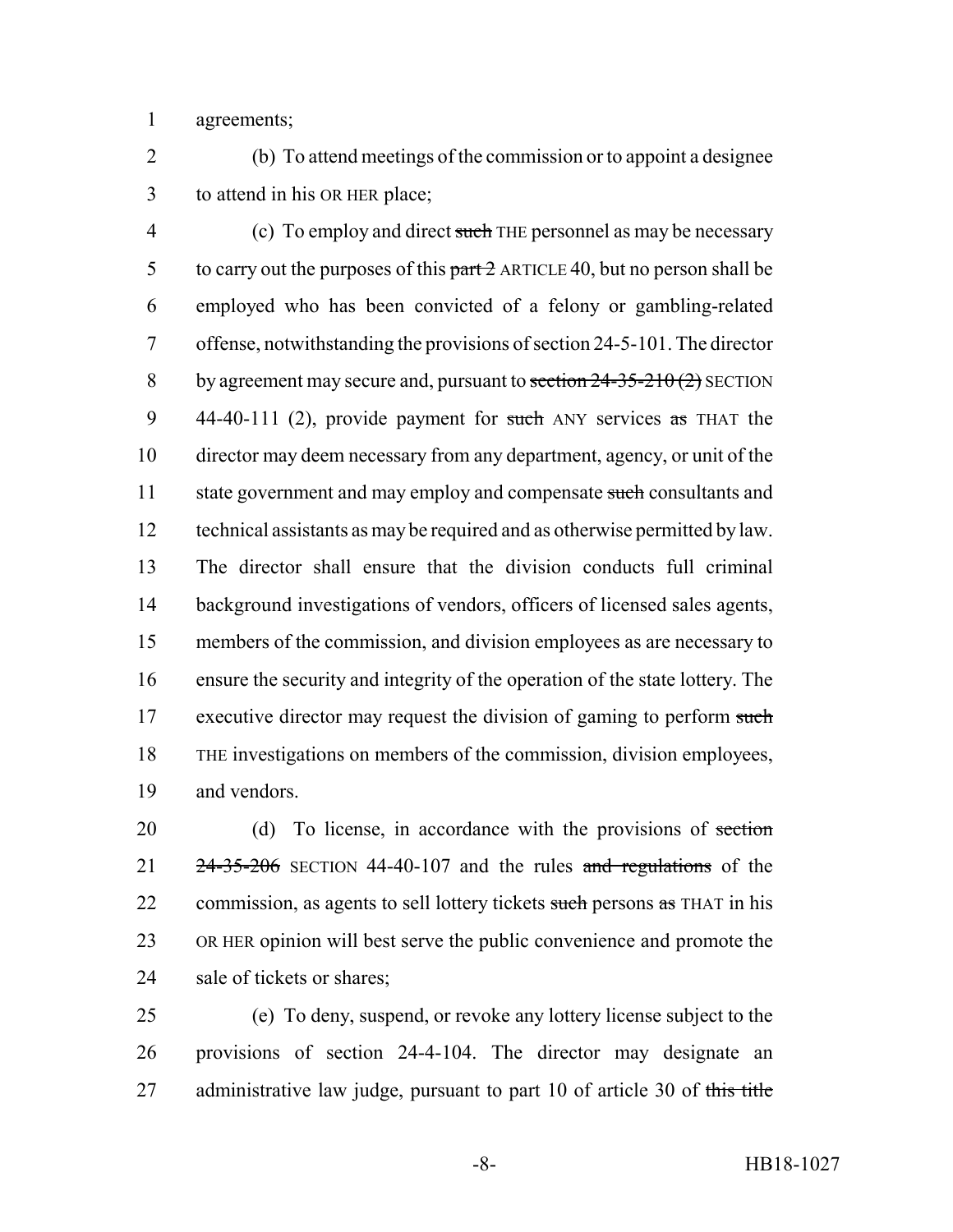agreements;

(b) To attend meetings of the commission or to appoint a designee to attend in his OR HER place;

(c) To employ and direct such THE personnel as may be necessary to carry out the purposes of this part 2 ARTICLE 40, but no person shall be employed who has been convicted of a felony or gambling-related offense, notwithstanding the provisions of section 24-5-101. The director by agreement may secure and, pursuant to section 24-35-210 (2) SECTION 44-40-111 (2), provide payment for such ANY services as THAT the director may deem necessary from any department, agency, or unit of the state government and may employ and compensate such consultants and technical assistants as may be required and as otherwise permitted by law. The director shall ensure that the division conducts full criminal background investigations of vendors, officers of licensed sales agents, members of the commission, and division employees as are necessary to ensure the security and integrity of the operation of the state lottery. The executive director may request the division of gaming to perform such THE investigations on members of the commission, division employees, and vendors.

(d) To license, in accordance with the provisions of section 24-35-206 SECTION 44-40-107 and the rules and regulations of the commission, as agents to sell lottery tickets such persons as THAT in his OR HER opinion will best serve the public convenience and promote the sale of tickets or shares;

(e) To deny, suspend, or revoke any lottery license subject to the provisions of section 24-4-104. The director may designate an administrative law judge, pursuant to part 10 of article 30 of this title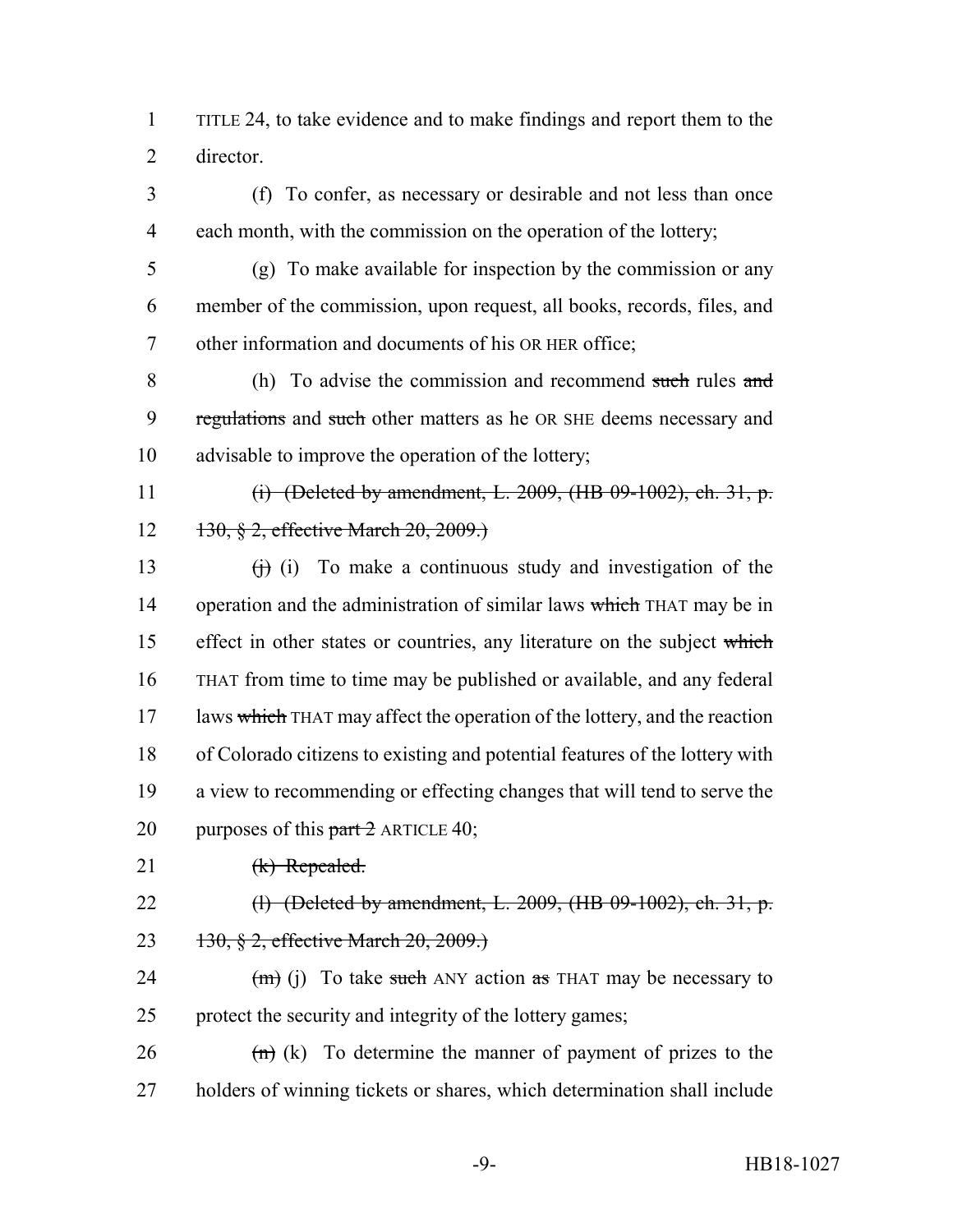TITLE 24, to take evidence and to make findings and report them to the director.

(f) To confer, as necessary or desirable and not less than once each month, with the commission on the operation of the lottery;

(g) To make available for inspection by the commission or any member of the commission, upon request, all books, records, files, and other information and documents of his OR HER office;

(h) To advise the commission and recommend ~~such~~ rules ~~and regulations~~ and ~~such~~ other matters as he OR SHE deems necessary and advisable to improve the operation of the lottery;

~~(i) (Deleted by amendment, L. 2009, (HB 09-1002), ch. 31, p. 130, § 2, effective March 20, 2009.)~~

~~(j)~~ (i) To make a continuous study and investigation of the operation and the administration of similar laws ~~which~~ THAT may be in effect in other states or countries, any literature on the subject ~~which~~ THAT from time to time may be published or available, and any federal laws ~~which~~ THAT may affect the operation of the lottery, and the reaction of Colorado citizens to existing and potential features of the lottery with a view to recommending or effecting changes that will tend to serve the purposes of this ~~part 2~~ ARTICLE 40;

~~(k) Repealed.~~

~~(l) (Deleted by amendment, L. 2009, (HB 09-1002), ch. 31, p. 130, § 2, effective March 20, 2009.)~~

~~(m)~~ (j) To take ~~such~~ ANY action ~~as~~ THAT may be necessary to protect the security and integrity of the lottery games;

~~(n)~~ (k) To determine the manner of payment of prizes to the holders of winning tickets or shares, which determination shall include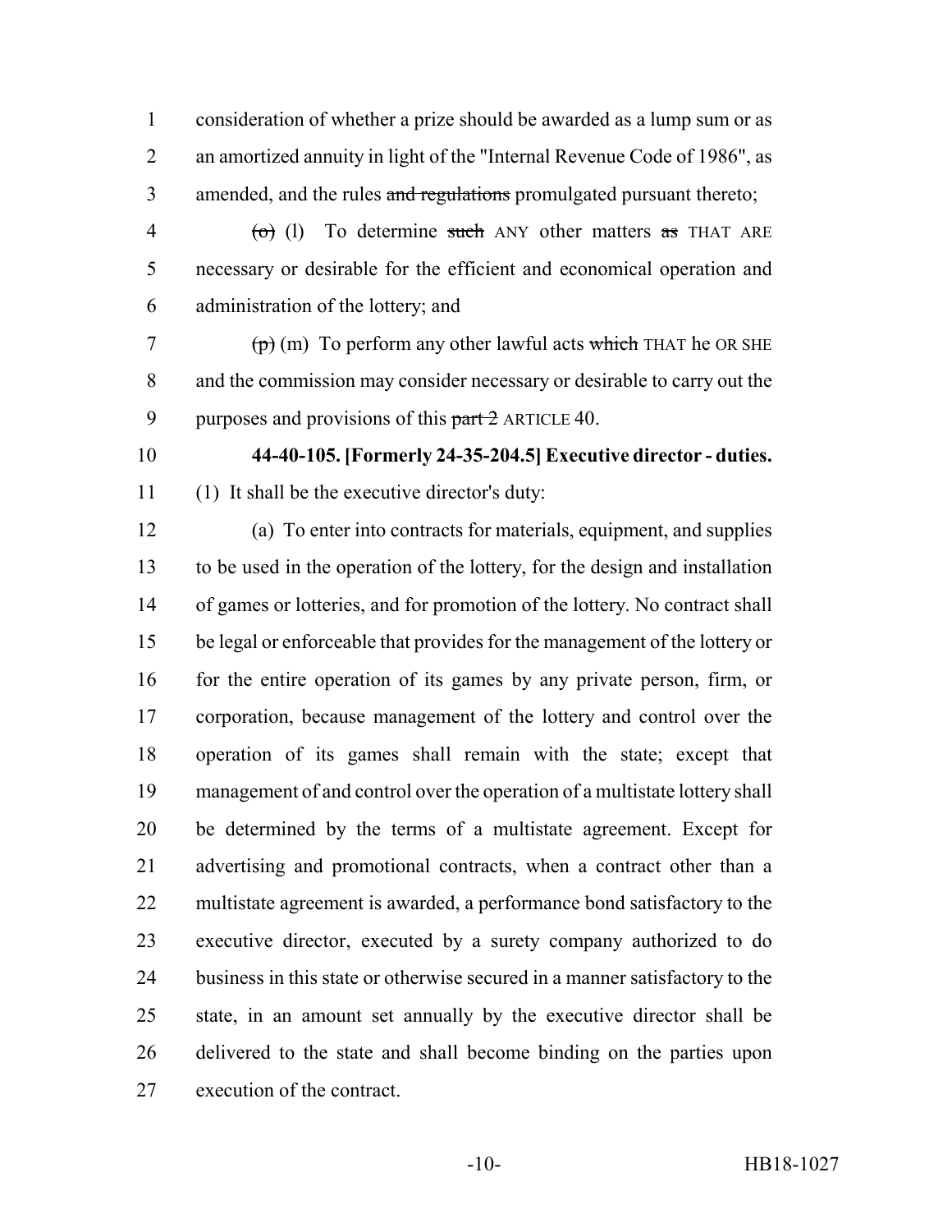consideration of whether a prize should be awarded as a lump sum or as an amortized annuity in light of the "Internal Revenue Code of 1986", as amended, and the rules ~~and regulations~~ promulgated pursuant thereto;

~~(o)~~ (l) To determine ~~such~~ ANY other matters ~~as~~ THAT ARE necessary or desirable for the efficient and economical operation and administration of the lottery; and

~~(p)~~ (m) To perform any other lawful acts ~~which~~ THAT he OR SHE and the commission may consider necessary or desirable to carry out the purposes and provisions of this ~~part 2~~ ARTICLE 40.

**44-40-105. [Formerly 24-35-204.5] Executive director - duties.** (1) It shall be the executive director's duty:

(a) To enter into contracts for materials, equipment, and supplies to be used in the operation of the lottery, for the design and installation of games or lotteries, and for promotion of the lottery. No contract shall be legal or enforceable that provides for the management of the lottery or for the entire operation of its games by any private person, firm, or corporation, because management of the lottery and control over the operation of its games shall remain with the state; except that management of and control over the operation of a multistate lottery shall be determined by the terms of a multistate agreement. Except for advertising and promotional contracts, when a contract other than a multistate agreement is awarded, a performance bond satisfactory to the executive director, executed by a surety company authorized to do business in this state or otherwise secured in a manner satisfactory to the state, in an amount set annually by the executive director shall be delivered to the state and shall become binding on the parties upon execution of the contract.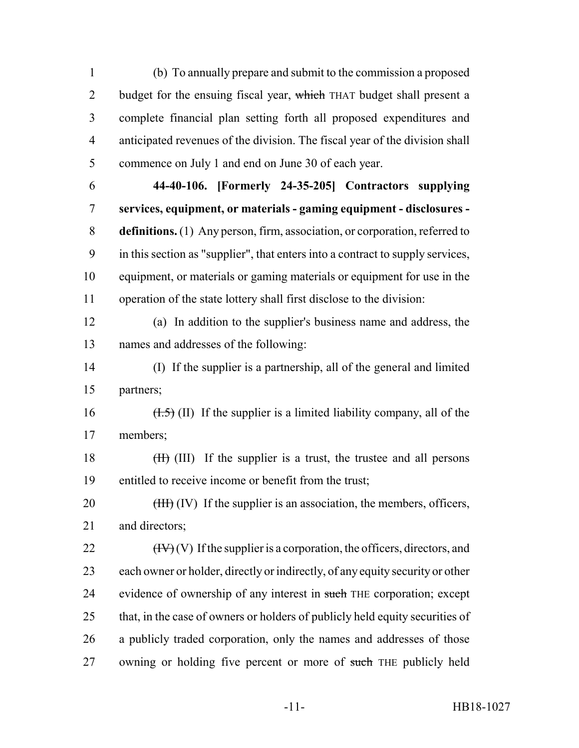(b) To annually prepare and submit to the commission a proposed budget for the ensuing fiscal year, ~~which~~ THAT budget shall present a complete financial plan setting forth all proposed expenditures and anticipated revenues of the division. The fiscal year of the division shall commence on July 1 and end on June 30 of each year.

**44-40-106. [Formerly 24-35-205] Contractors supplying services, equipment, or materials - gaming equipment - disclosures - definitions.** (1) Any person, firm, association, or corporation, referred to in this section as "supplier", that enters into a contract to supply services, equipment, or materials or gaming materials or equipment for use in the operation of the state lottery shall first disclose to the division:

(a) In addition to the supplier's business name and address, the names and addresses of the following:

(I) If the supplier is a partnership, all of the general and limited partners;

~~(I.5)~~ (II) If the supplier is a limited liability company, all of the members;

~~(II)~~ (III) If the supplier is a trust, the trustee and all persons entitled to receive income or benefit from the trust;

~~(III)~~ (IV) If the supplier is an association, the members, officers, and directors;

~~(IV)~~ (V) If the supplier is a corporation, the officers, directors, and each owner or holder, directly or indirectly, of any equity security or other evidence of ownership of any interest in ~~such~~ THE corporation; except that, in the case of owners or holders of publicly held equity securities of a publicly traded corporation, only the names and addresses of those owning or holding five percent or more of ~~such~~ THE publicly held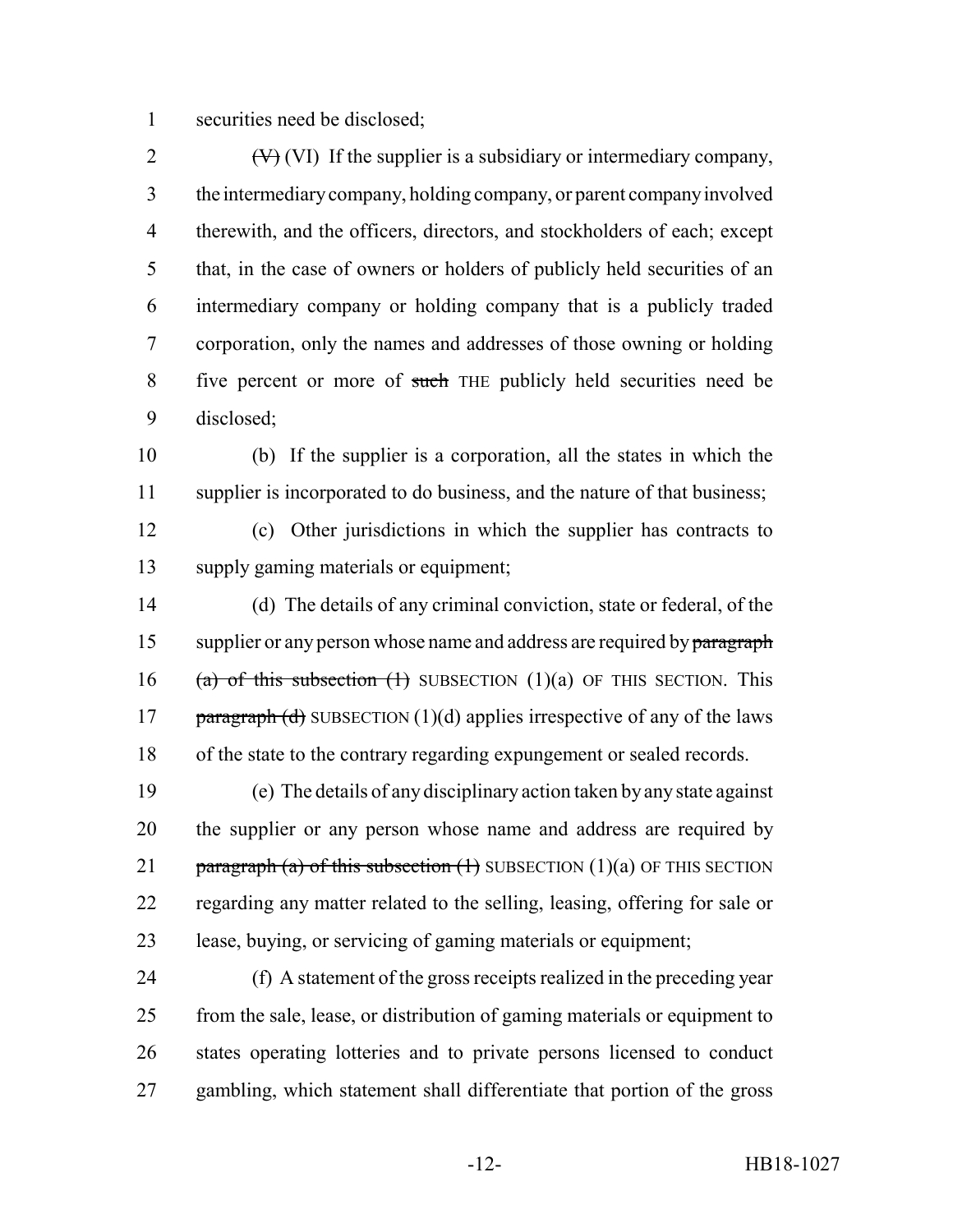securities need be disclosed;

~~(V)~~ (VI) If the supplier is a subsidiary or intermediary company, the intermediary company, holding company, or parent company involved therewith, and the officers, directors, and stockholders of each; except that, in the case of owners or holders of publicly held securities of an intermediary company or holding company that is a publicly traded corporation, only the names and addresses of those owning or holding five percent or more of ~~such~~ THE publicly held securities need be disclosed;

(b) If the supplier is a corporation, all the states in which the supplier is incorporated to do business, and the nature of that business;

(c) Other jurisdictions in which the supplier has contracts to supply gaming materials or equipment;

(d) The details of any criminal conviction, state or federal, of the supplier or any person whose name and address are required by ~~paragraph (a) of this subsection (1)~~ SUBSECTION (1)(a) OF THIS SECTION. This ~~paragraph (d)~~ SUBSECTION (1)(d) applies irrespective of any of the laws of the state to the contrary regarding expungement or sealed records.

(e) The details of any disciplinary action taken by any state against the supplier or any person whose name and address are required by ~~paragraph (a) of this subsection (1)~~ SUBSECTION (1)(a) OF THIS SECTION regarding any matter related to the selling, leasing, offering for sale or lease, buying, or servicing of gaming materials or equipment;

(f) A statement of the gross receipts realized in the preceding year from the sale, lease, or distribution of gaming materials or equipment to states operating lotteries and to private persons licensed to conduct gambling, which statement shall differentiate that portion of the gross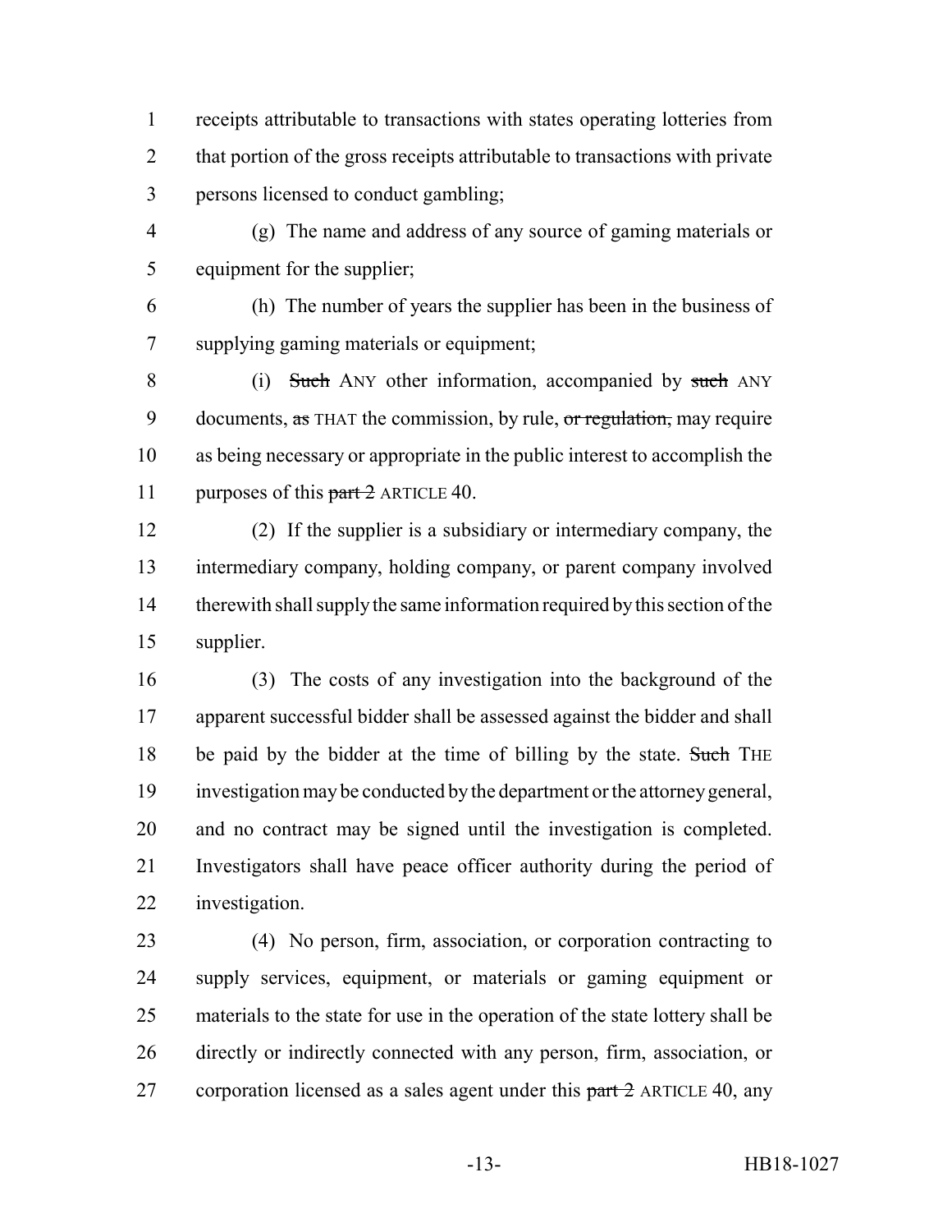receipts attributable to transactions with states operating lotteries from that portion of the gross receipts attributable to transactions with private persons licensed to conduct gambling;

(g) The name and address of any source of gaming materials or equipment for the supplier;

(h) The number of years the supplier has been in the business of supplying gaming materials or equipment;

(i) ~~Such~~ ANY other information, accompanied by ~~such~~ ANY documents, ~~as~~ THAT the commission, by rule, ~~or regulation,~~ may require as being necessary or appropriate in the public interest to accomplish the purposes of this ~~part 2~~ ARTICLE 40.

(2) If the supplier is a subsidiary or intermediary company, the intermediary company, holding company, or parent company involved therewith shall supply the same information required by this section of the supplier.

(3) The costs of any investigation into the background of the apparent successful bidder shall be assessed against the bidder and shall be paid by the bidder at the time of billing by the state. ~~Such~~ THE investigation may be conducted by the department or the attorney general, and no contract may be signed until the investigation is completed. Investigators shall have peace officer authority during the period of investigation.

(4) No person, firm, association, or corporation contracting to supply services, equipment, or materials or gaming equipment or materials to the state for use in the operation of the state lottery shall be directly or indirectly connected with any person, firm, association, or corporation licensed as a sales agent under this ~~part 2~~ ARTICLE 40, any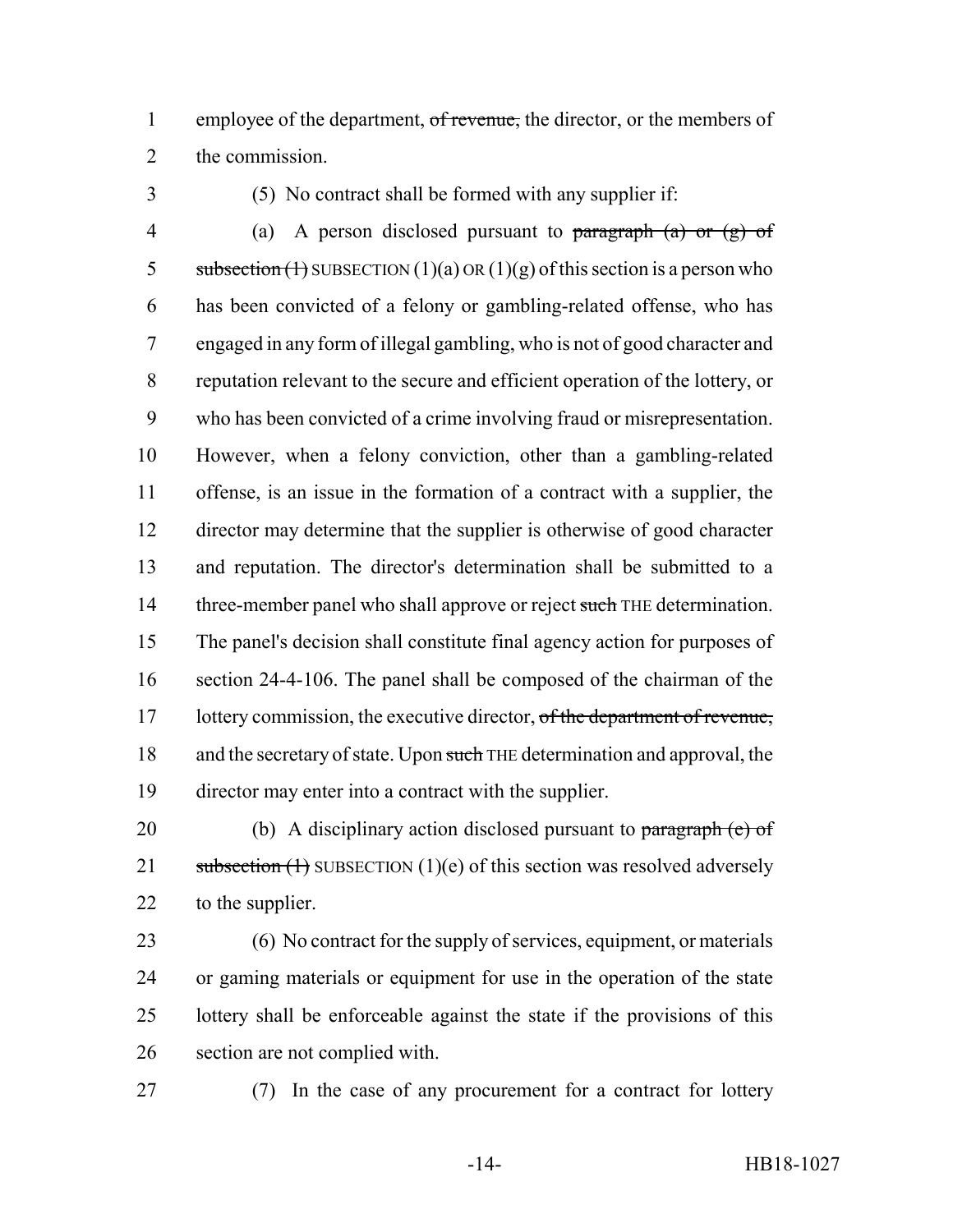employee of the department, ~~of revenue,~~ the director, or the members of the commission.

(5) No contract shall be formed with any supplier if:

(a) A person disclosed pursuant to ~~paragraph (a) or (g) of subsection (1)~~ SUBSECTION (1)(a) OR (1)(g) of this section is a person who has been convicted of a felony or gambling-related offense, who has engaged in any form of illegal gambling, who is not of good character and reputation relevant to the secure and efficient operation of the lottery, or who has been convicted of a crime involving fraud or misrepresentation. However, when a felony conviction, other than a gambling-related offense, is an issue in the formation of a contract with a supplier, the director may determine that the supplier is otherwise of good character and reputation. The director's determination shall be submitted to a three-member panel who shall approve or reject ~~such~~ THE determination. The panel's decision shall constitute final agency action for purposes of section 24-4-106. The panel shall be composed of the chairman of the lottery commission, the executive director, ~~of the department of revenue,~~ and the secretary of state. Upon ~~such~~ THE determination and approval, the director may enter into a contract with the supplier.

(b) A disciplinary action disclosed pursuant to ~~paragraph (e) of subsection (1)~~ SUBSECTION (1)(e) of this section was resolved adversely to the supplier.

(6) No contract for the supply of services, equipment, or materials or gaming materials or equipment for use in the operation of the state lottery shall be enforceable against the state if the provisions of this section are not complied with.

(7) In the case of any procurement for a contract for lottery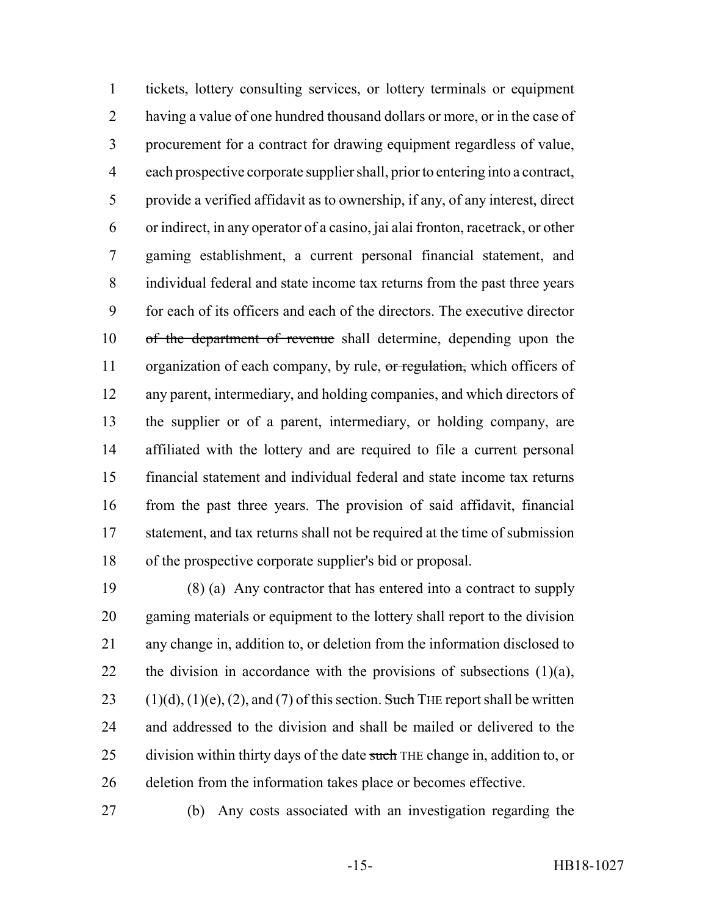tickets, lottery consulting services, or lottery terminals or equipment having a value of one hundred thousand dollars or more, or in the case of procurement for a contract for drawing equipment regardless of value, each prospective corporate supplier shall, prior to entering into a contract, provide a verified affidavit as to ownership, if any, of any interest, direct or indirect, in any operator of a casino, jai alai fronton, racetrack, or other gaming establishment, a current personal financial statement, and individual federal and state income tax returns from the past three years for each of its officers and each of the directors. The executive director ~~of the department of revenue~~ shall determine, depending upon the organization of each company, by rule, ~~or regulation,~~ which officers of any parent, intermediary, and holding companies, and which directors of the supplier or of a parent, intermediary, or holding company, are affiliated with the lottery and are required to file a current personal financial statement and individual federal and state income tax returns from the past three years. The provision of said affidavit, financial statement, and tax returns shall not be required at the time of submission of the prospective corporate supplier's bid or proposal.

(8) (a) Any contractor that has entered into a contract to supply gaming materials or equipment to the lottery shall report to the division any change in, addition to, or deletion from the information disclosed to the division in accordance with the provisions of subsections (1)(a), (1)(d), (1)(e), (2), and (7) of this section. ~~Such~~ THE report shall be written and addressed to the division and shall be mailed or delivered to the division within thirty days of the date ~~such~~ THE change in, addition to, or deletion from the information takes place or becomes effective.

(b) Any costs associated with an investigation regarding the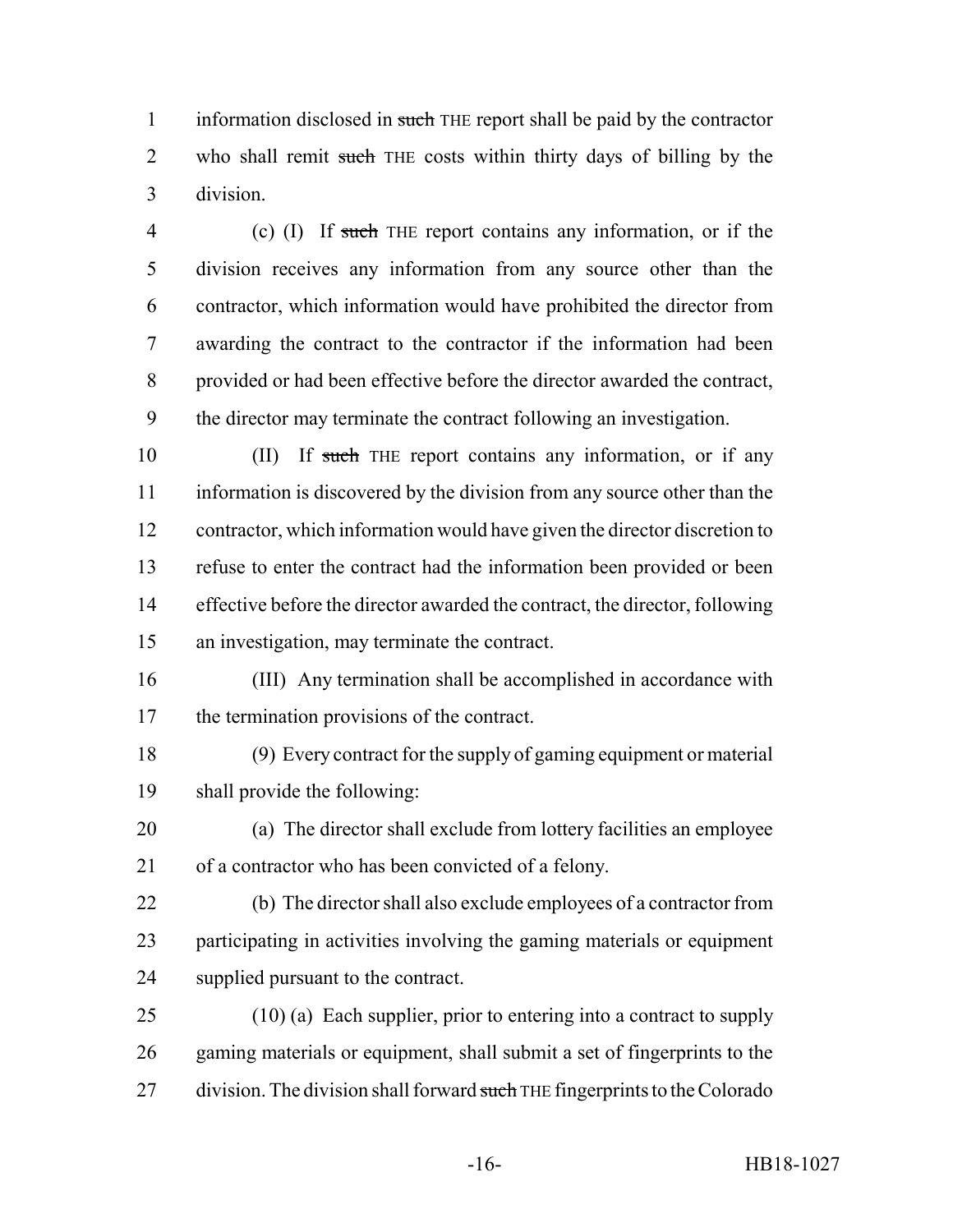information disclosed in ~~such~~ THE report shall be paid by the contractor who shall remit ~~such~~ THE costs within thirty days of billing by the division.

(c) (I) If ~~such~~ THE report contains any information, or if the division receives any information from any source other than the contractor, which information would have prohibited the director from awarding the contract to the contractor if the information had been provided or had been effective before the director awarded the contract, the director may terminate the contract following an investigation.

(II) If ~~such~~ THE report contains any information, or if any information is discovered by the division from any source other than the contractor, which information would have given the director discretion to refuse to enter the contract had the information been provided or been effective before the director awarded the contract, the director, following an investigation, may terminate the contract.

(III) Any termination shall be accomplished in accordance with the termination provisions of the contract.

(9) Every contract for the supply of gaming equipment or material shall provide the following:

(a) The director shall exclude from lottery facilities an employee of a contractor who has been convicted of a felony.

(b) The director shall also exclude employees of a contractor from participating in activities involving the gaming materials or equipment supplied pursuant to the contract.

(10) (a) Each supplier, prior to entering into a contract to supply gaming materials or equipment, shall submit a set of fingerprints to the division. The division shall forward ~~such~~ THE fingerprints to the Colorado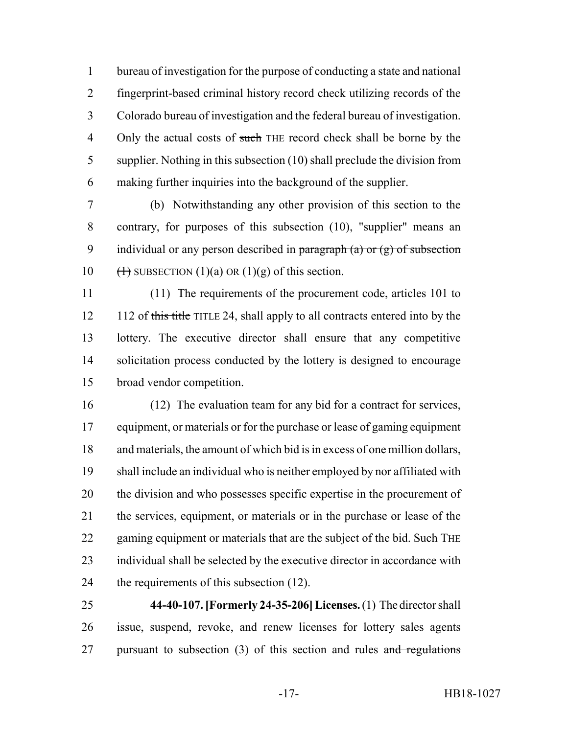bureau of investigation for the purpose of conducting a state and national fingerprint-based criminal history record check utilizing records of the Colorado bureau of investigation and the federal bureau of investigation. Only the actual costs of ~~such~~ THE record check shall be borne by the supplier. Nothing in this subsection (10) shall preclude the division from making further inquiries into the background of the supplier.

(b) Notwithstanding any other provision of this section to the contrary, for purposes of this subsection (10), "supplier" means an individual or any person described in ~~paragraph (a) or (g) of subsection (1)~~ SUBSECTION (1)(a) OR (1)(g) of this section.

(11) The requirements of the procurement code, articles 101 to 112 of ~~this title~~ TITLE 24, shall apply to all contracts entered into by the lottery. The executive director shall ensure that any competitive solicitation process conducted by the lottery is designed to encourage broad vendor competition.

(12) The evaluation team for any bid for a contract for services, equipment, or materials or for the purchase or lease of gaming equipment and materials, the amount of which bid is in excess of one million dollars, shall include an individual who is neither employed by nor affiliated with the division and who possesses specific expertise in the procurement of the services, equipment, or materials or in the purchase or lease of the gaming equipment or materials that are the subject of the bid. ~~Such~~ THE individual shall be selected by the executive director in accordance with the requirements of this subsection (12).

**44-40-107. [Formerly 24-35-206] Licenses.** (1) The director shall issue, suspend, revoke, and renew licenses for lottery sales agents pursuant to subsection (3) of this section and rules ~~and regulations~~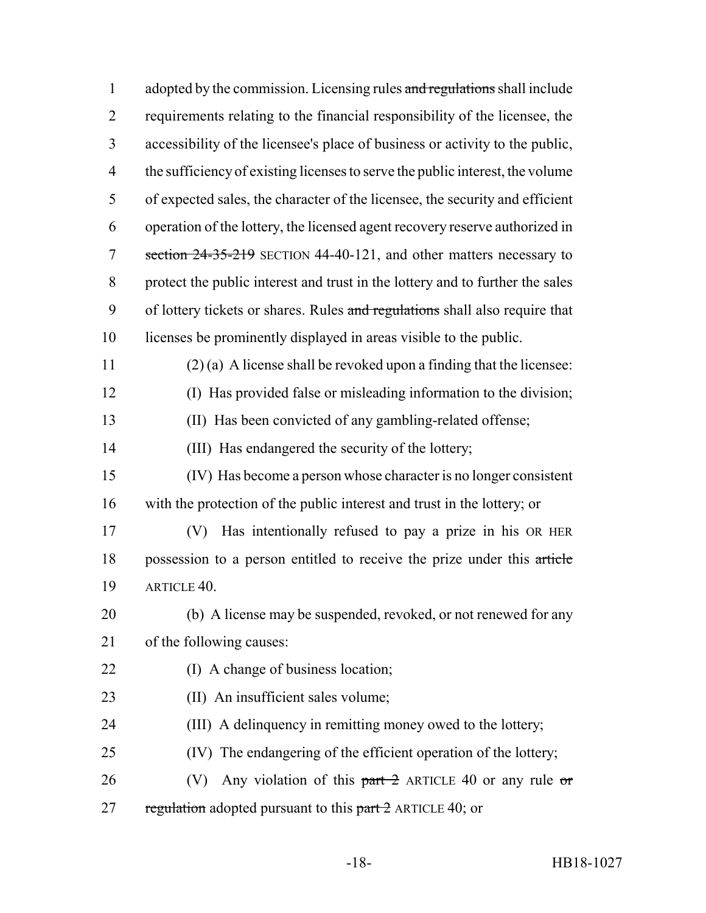adopted by the commission. Licensing rules ~~and regulations~~ shall include requirements relating to the financial responsibility of the licensee, the accessibility of the licensee's place of business or activity to the public, the sufficiency of existing licenses to serve the public interest, the volume of expected sales, the character of the licensee, the security and efficient operation of the lottery, the licensed agent recovery reserve authorized in ~~section 24-35-219~~ SECTION 44-40-121, and other matters necessary to protect the public interest and trust in the lottery and to further the sales of lottery tickets or shares. Rules ~~and regulations~~ shall also require that licenses be prominently displayed in areas visible to the public.

(2) (a) A license shall be revoked upon a finding that the licensee:

(I) Has provided false or misleading information to the division;

(II) Has been convicted of any gambling-related offense;

(III) Has endangered the security of the lottery;

(IV) Has become a person whose character is no longer consistent with the protection of the public interest and trust in the lottery; or

(V) Has intentionally refused to pay a prize in his OR HER possession to a person entitled to receive the prize under this ~~article~~ ARTICLE 40.

(b) A license may be suspended, revoked, or not renewed for any of the following causes:

(I) A change of business location;

(II) An insufficient sales volume;

(III) A delinquency in remitting money owed to the lottery;

(IV) The endangering of the efficient operation of the lottery;

(V) Any violation of this ~~part 2~~ ARTICLE 40 or any rule ~~or regulation~~ adopted pursuant to this ~~part 2~~ ARTICLE 40; or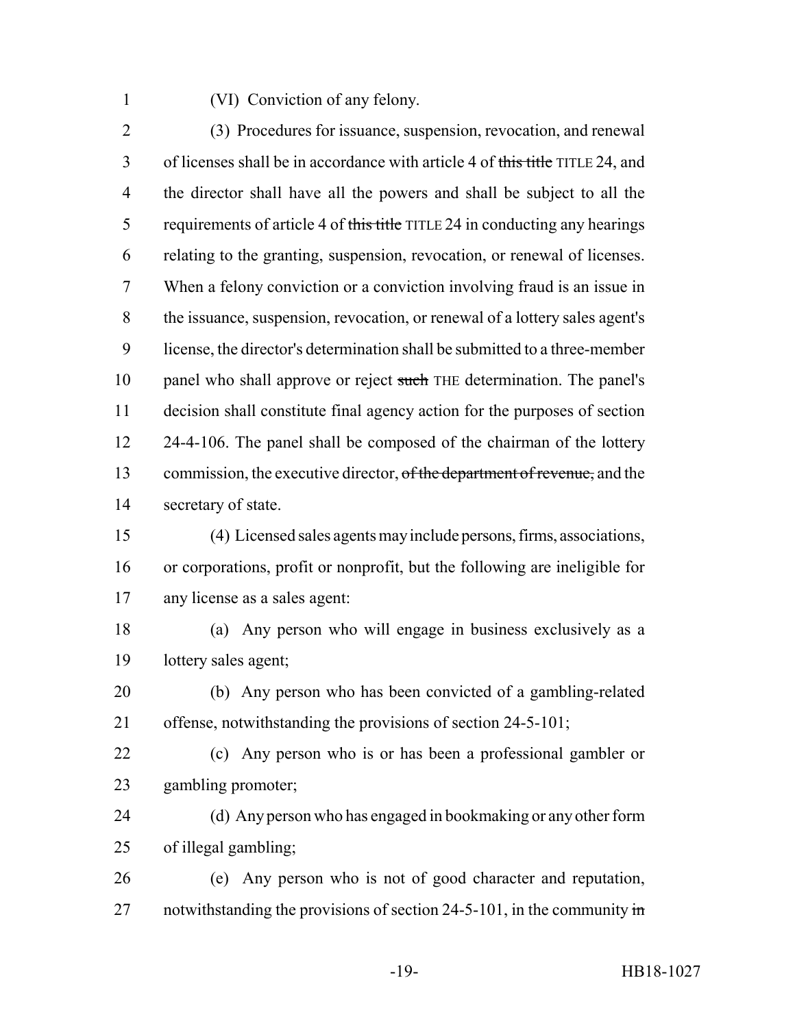(VI) Conviction of any felony.

(3) Procedures for issuance, suspension, revocation, and renewal of licenses shall be in accordance with article 4 of ~~this title~~ TITLE 24, and the director shall have all the powers and shall be subject to all the requirements of article 4 of ~~this title~~ TITLE 24 in conducting any hearings relating to the granting, suspension, revocation, or renewal of licenses. When a felony conviction or a conviction involving fraud is an issue in the issuance, suspension, revocation, or renewal of a lottery sales agent's license, the director's determination shall be submitted to a three-member panel who shall approve or reject ~~such~~ THE determination. The panel's decision shall constitute final agency action for the purposes of section 24-4-106. The panel shall be composed of the chairman of the lottery commission, the executive director, ~~of the department of revenue,~~ and the secretary of state.

(4) Licensed sales agents may include persons, firms, associations, or corporations, profit or nonprofit, but the following are ineligible for any license as a sales agent:

(a) Any person who will engage in business exclusively as a lottery sales agent;

(b) Any person who has been convicted of a gambling-related offense, notwithstanding the provisions of section 24-5-101;

(c) Any person who is or has been a professional gambler or gambling promoter;

(d) Any person who has engaged in bookmaking or any other form of illegal gambling;

(e) Any person who is not of good character and reputation, notwithstanding the provisions of section 24-5-101, in the community ~~in~~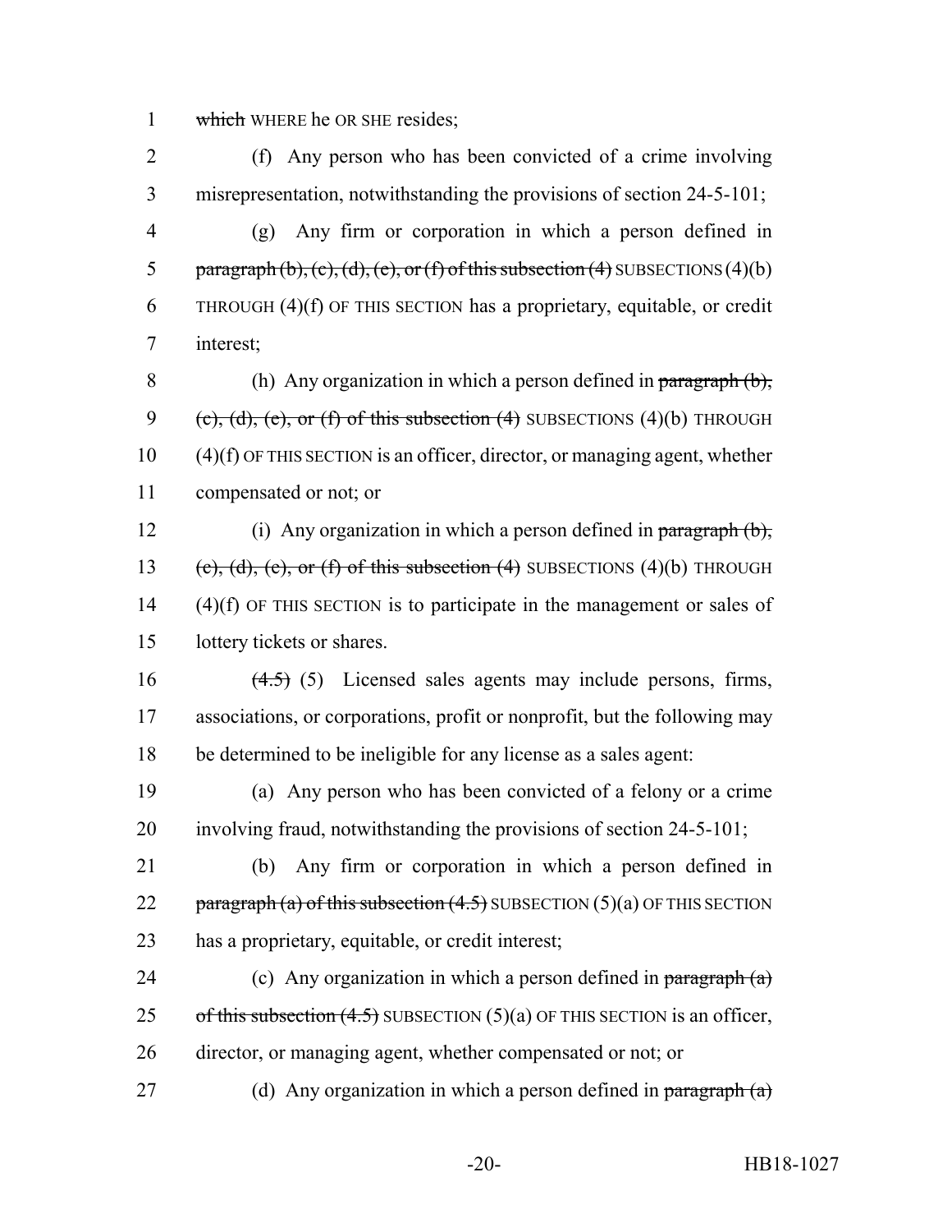which WHERE he OR SHE resides;

(f) Any person who has been convicted of a crime involving misrepresentation, notwithstanding the provisions of section 24-5-101;

(g) Any firm or corporation in which a person defined in ~~paragraph (b), (c), (d), (e), or (f) of this subsection (4)~~ SUBSECTIONS (4)(b) THROUGH (4)(f) OF THIS SECTION has a proprietary, equitable, or credit interest;

(h) Any organization in which a person defined in ~~paragraph (b), (c), (d), (e), or (f) of this subsection (4)~~ SUBSECTIONS (4)(b) THROUGH (4)(f) OF THIS SECTION is an officer, director, or managing agent, whether compensated or not; or

(i) Any organization in which a person defined in ~~paragraph (b), (c), (d), (e), or (f) of this subsection (4)~~ SUBSECTIONS (4)(b) THROUGH (4)(f) OF THIS SECTION is to participate in the management or sales of lottery tickets or shares.

~~(4.5)~~ (5) Licensed sales agents may include persons, firms, associations, or corporations, profit or nonprofit, but the following may be determined to be ineligible for any license as a sales agent:

(a) Any person who has been convicted of a felony or a crime involving fraud, notwithstanding the provisions of section 24-5-101;

(b) Any firm or corporation in which a person defined in ~~paragraph (a) of this subsection (4.5)~~ SUBSECTION (5)(a) OF THIS SECTION has a proprietary, equitable, or credit interest;

(c) Any organization in which a person defined in ~~paragraph (a) of this subsection (4.5)~~ SUBSECTION (5)(a) OF THIS SECTION is an officer, director, or managing agent, whether compensated or not; or

(d) Any organization in which a person defined in ~~paragraph (a)~~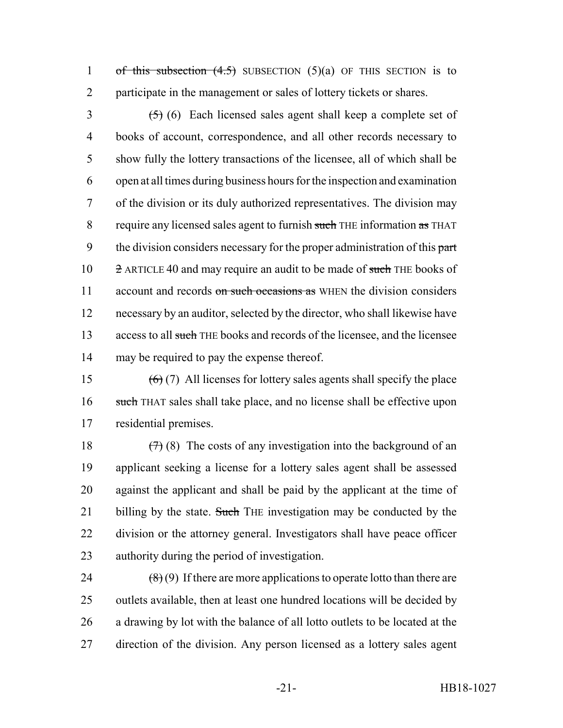of this subsection (4.5) SUBSECTION (5)(a) OF THIS SECTION is to participate in the management or sales of lottery tickets or shares.

(5) (6) Each licensed sales agent shall keep a complete set of books of account, correspondence, and all other records necessary to show fully the lottery transactions of the licensee, all of which shall be open at all times during business hours for the inspection and examination of the division or its duly authorized representatives. The division may require any licensed sales agent to furnish such THE information as THAT the division considers necessary for the proper administration of this part 2 ARTICLE 40 and may require an audit to be made of such THE books of account and records on such occasions as WHEN the division considers necessary by an auditor, selected by the director, who shall likewise have access to all such THE books and records of the licensee, and the licensee may be required to pay the expense thereof.

(6) (7) All licenses for lottery sales agents shall specify the place such THAT sales shall take place, and no license shall be effective upon residential premises.

(7) (8) The costs of any investigation into the background of an applicant seeking a license for a lottery sales agent shall be assessed against the applicant and shall be paid by the applicant at the time of billing by the state. Such THE investigation may be conducted by the division or the attorney general. Investigators shall have peace officer authority during the period of investigation.

(8) (9) If there are more applications to operate lotto than there are outlets available, then at least one hundred locations will be decided by a drawing by lot with the balance of all lotto outlets to be located at the direction of the division. Any person licensed as a lottery sales agent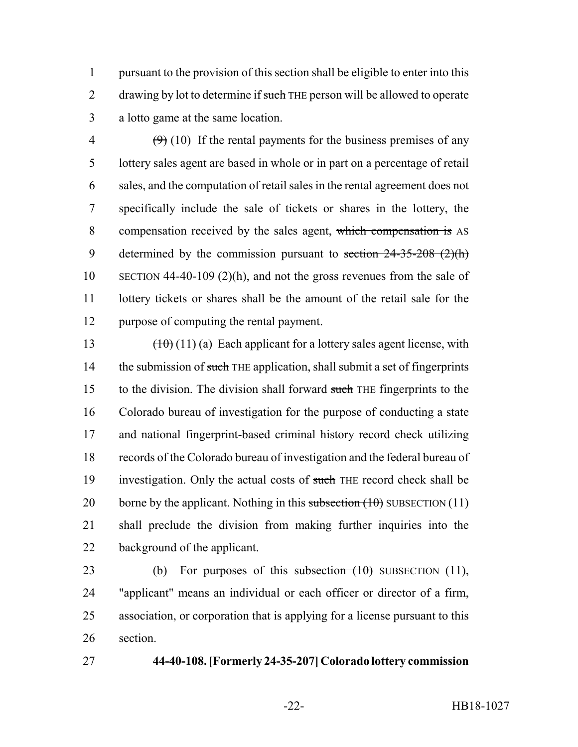pursuant to the provision of this section shall be eligible to enter into this drawing by lot to determine if ~~such~~ THE person will be allowed to operate a lotto game at the same location.

~~(9)~~ (10) If the rental payments for the business premises of any lottery sales agent are based in whole or in part on a percentage of retail sales, and the computation of retail sales in the rental agreement does not specifically include the sale of tickets or shares in the lottery, the compensation received by the sales agent, ~~which compensation is~~ AS determined by the commission pursuant to ~~section 24-35-208 (2)(h)~~ SECTION 44-40-109 (2)(h), and not the gross revenues from the sale of lottery tickets or shares shall be the amount of the retail sale for the purpose of computing the rental payment.

~~(10)~~ (11) (a) Each applicant for a lottery sales agent license, with the submission of ~~such~~ THE application, shall submit a set of fingerprints to the division. The division shall forward ~~such~~ THE fingerprints to the Colorado bureau of investigation for the purpose of conducting a state and national fingerprint-based criminal history record check utilizing records of the Colorado bureau of investigation and the federal bureau of investigation. Only the actual costs of ~~such~~ THE record check shall be borne by the applicant. Nothing in this ~~subsection (10)~~ SUBSECTION (11) shall preclude the division from making further inquiries into the background of the applicant.

(b) For purposes of this ~~subsection (10)~~ SUBSECTION (11), "applicant" means an individual or each officer or director of a firm, association, or corporation that is applying for a license pursuant to this section.

**44-40-108. [Formerly 24-35-207] Colorado lottery commission**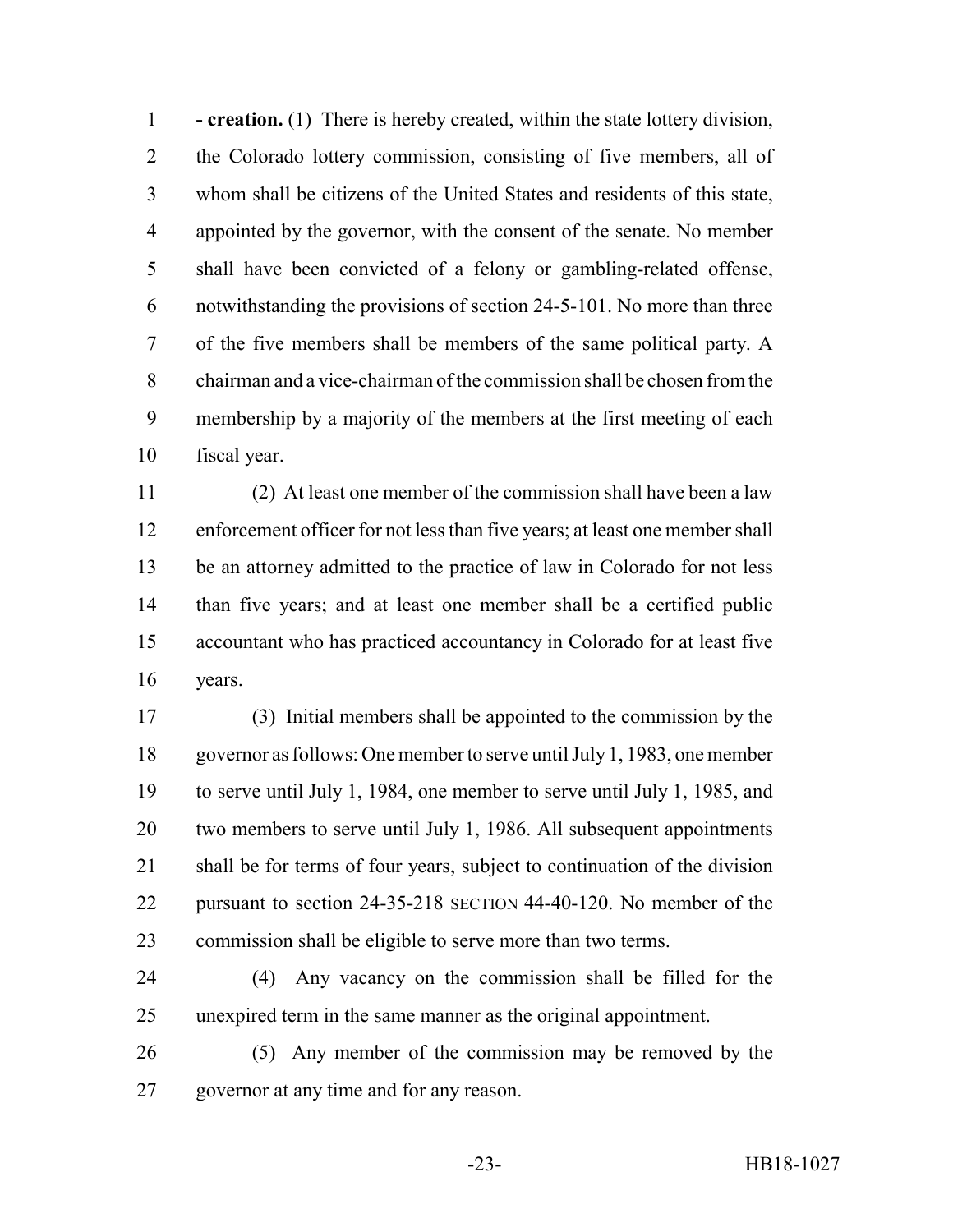**- creation.** (1) There is hereby created, within the state lottery division, the Colorado lottery commission, consisting of five members, all of whom shall be citizens of the United States and residents of this state, appointed by the governor, with the consent of the senate. No member shall have been convicted of a felony or gambling-related offense, notwithstanding the provisions of section 24-5-101. No more than three of the five members shall be members of the same political party. A chairman and a vice-chairman of the commission shall be chosen from the membership by a majority of the members at the first meeting of each fiscal year.

(2) At least one member of the commission shall have been a law enforcement officer for not less than five years; at least one member shall be an attorney admitted to the practice of law in Colorado for not less than five years; and at least one member shall be a certified public accountant who has practiced accountancy in Colorado for at least five years.

(3) Initial members shall be appointed to the commission by the governor as follows: One member to serve until July 1, 1983, one member to serve until July 1, 1984, one member to serve until July 1, 1985, and two members to serve until July 1, 1986. All subsequent appointments shall be for terms of four years, subject to continuation of the division pursuant to ~~section 24-35-218~~ SECTION 44-40-120. No member of the commission shall be eligible to serve more than two terms.

(4) Any vacancy on the commission shall be filled for the unexpired term in the same manner as the original appointment.

(5) Any member of the commission may be removed by the governor at any time and for any reason.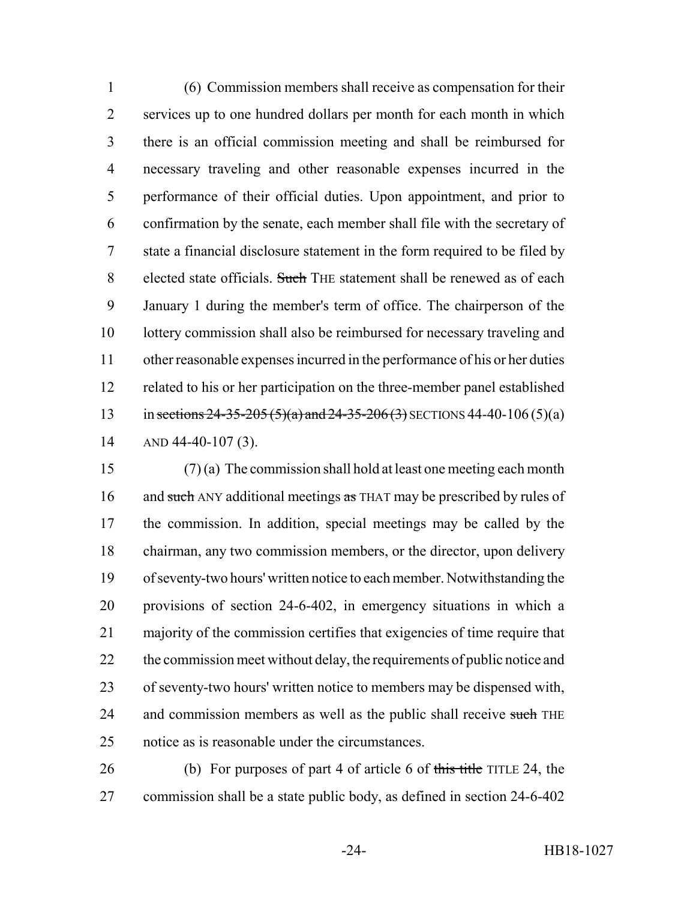(6) Commission members shall receive as compensation for their services up to one hundred dollars per month for each month in which there is an official commission meeting and shall be reimbursed for necessary traveling and other reasonable expenses incurred in the performance of their official duties. Upon appointment, and prior to confirmation by the senate, each member shall file with the secretary of state a financial disclosure statement in the form required to be filed by elected state officials. ~~Such~~ THE statement shall be renewed as of each January 1 during the member's term of office. The chairperson of the lottery commission shall also be reimbursed for necessary traveling and other reasonable expenses incurred in the performance of his or her duties related to his or her participation on the three-member panel established in ~~sections 24-35-205 (5)(a) and 24-35-206 (3)~~ SECTIONS 44-40-106 (5)(a) AND 44-40-107 (3).

(7) (a) The commission shall hold at least one meeting each month and ~~such~~ ANY additional meetings ~~as~~ THAT may be prescribed by rules of the commission. In addition, special meetings may be called by the chairman, any two commission members, or the director, upon delivery of seventy-two hours' written notice to each member. Notwithstanding the provisions of section 24-6-402, in emergency situations in which a majority of the commission certifies that exigencies of time require that the commission meet without delay, the requirements of public notice and of seventy-two hours' written notice to members may be dispensed with, and commission members as well as the public shall receive ~~such~~ THE notice as is reasonable under the circumstances.

(b) For purposes of part 4 of article 6 of ~~this title~~ TITLE 24, the commission shall be a state public body, as defined in section 24-6-402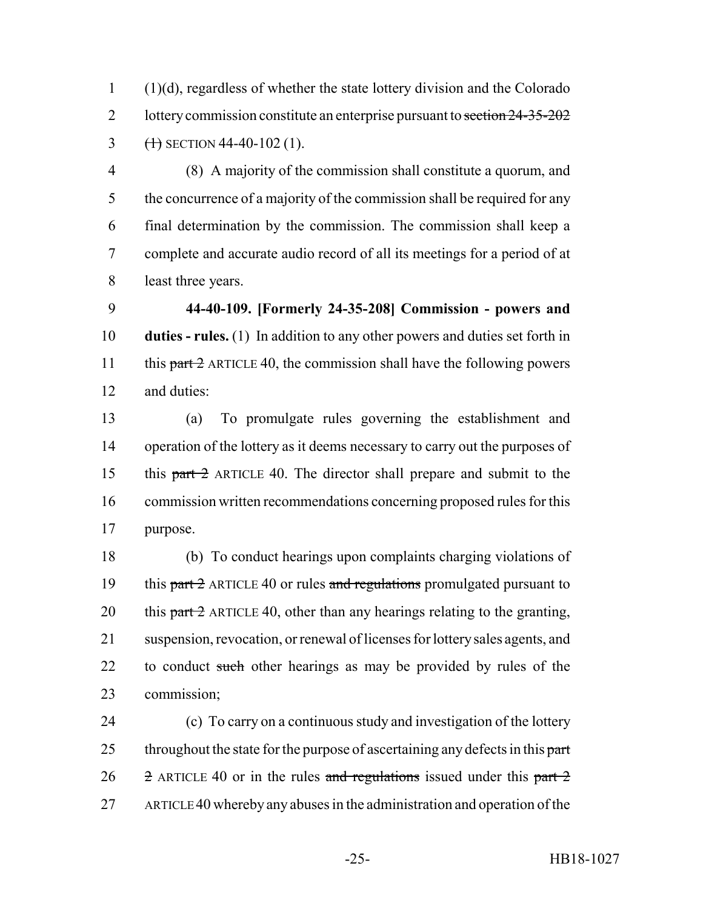(1)(d), regardless of whether the state lottery division and the Colorado lottery commission constitute an enterprise pursuant to ~~section 24-35-202 (1)~~ SECTION 44-40-102 (1).

(8) A majority of the commission shall constitute a quorum, and the concurrence of a majority of the commission shall be required for any final determination by the commission. The commission shall keep a complete and accurate audio record of all its meetings for a period of at least three years.

**44-40-109. [Formerly 24-35-208] Commission - powers and duties - rules.** (1) In addition to any other powers and duties set forth in this ~~part 2~~ ARTICLE 40, the commission shall have the following powers and duties:

(a) To promulgate rules governing the establishment and operation of the lottery as it deems necessary to carry out the purposes of this ~~part 2~~ ARTICLE 40. The director shall prepare and submit to the commission written recommendations concerning proposed rules for this purpose.

(b) To conduct hearings upon complaints charging violations of this ~~part 2~~ ARTICLE 40 or rules ~~and regulations~~ promulgated pursuant to this ~~part 2~~ ARTICLE 40, other than any hearings relating to the granting, suspension, revocation, or renewal of licenses for lottery sales agents, and to conduct ~~such~~ other hearings as may be provided by rules of the commission;

(c) To carry on a continuous study and investigation of the lottery throughout the state for the purpose of ascertaining any defects in this ~~part 2~~ ARTICLE 40 or in the rules ~~and regulations~~ issued under this ~~part 2~~ ARTICLE 40 whereby any abuses in the administration and operation of the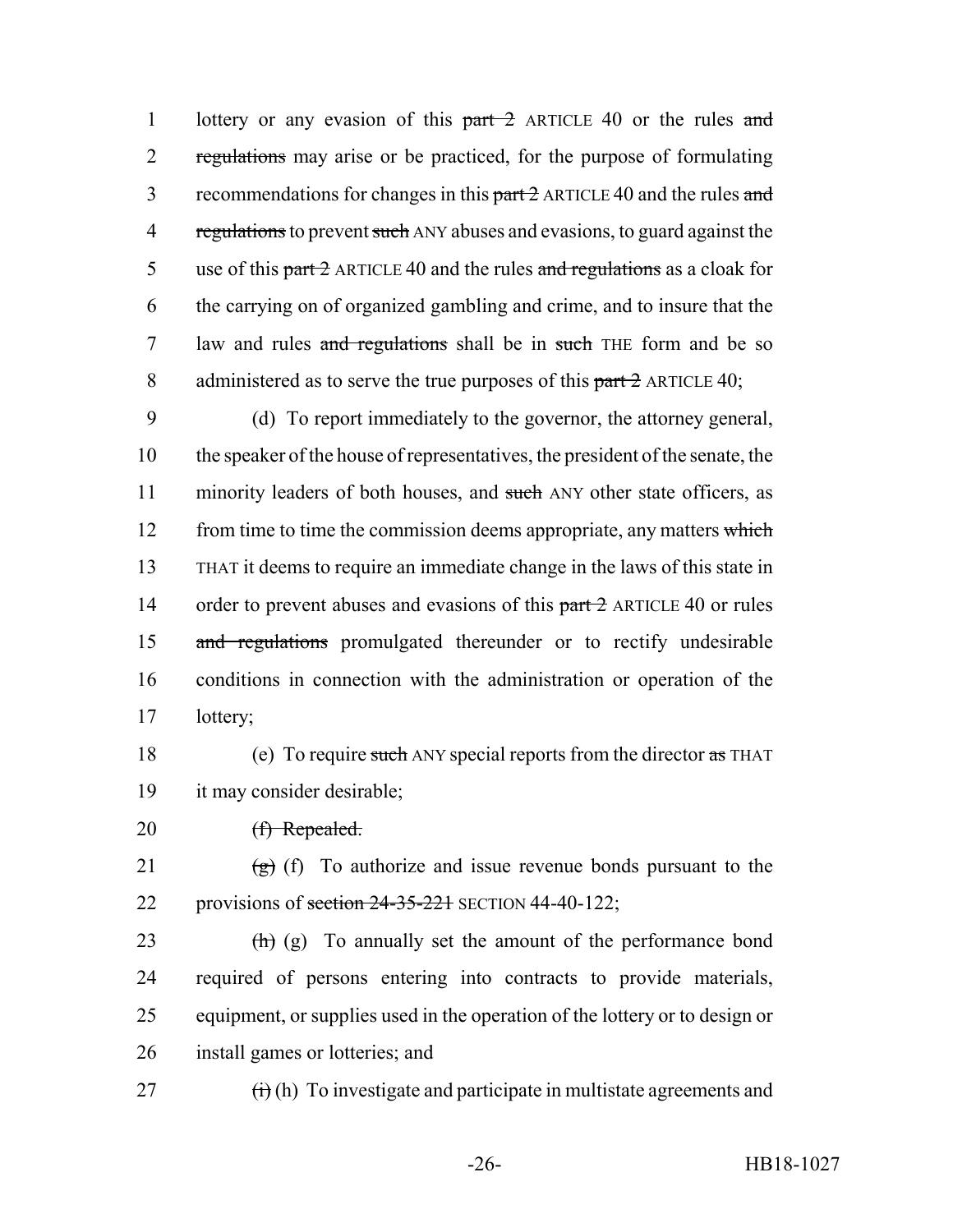1 lottery or any evasion of this ~~part 2~~ ARTICLE 40 or the rules ~~and~~
2 ~~regulations~~ may arise or be practiced, for the purpose of formulating
3 recommendations for changes in this ~~part 2~~ ARTICLE 40 and the rules ~~and~~
4 ~~regulations~~ to prevent ~~such~~ ANY abuses and evasions, to guard against the
5 use of this ~~part 2~~ ARTICLE 40 and the rules ~~and regulations~~ as a cloak for
6 the carrying on of organized gambling and crime, and to insure that the
7 law and rules ~~and regulations~~ shall be in ~~such~~ THE form and be so
8 administered as to serve the true purposes of this ~~part 2~~ ARTICLE 40;

9 (d) To report immediately to the governor, the attorney general,
10 the speaker of the house of representatives, the president of the senate, the
11 minority leaders of both houses, and ~~such~~ ANY other state officers, as
12 from time to time the commission deems appropriate, any matters ~~which~~
13 THAT it deems to require an immediate change in the laws of this state in
14 order to prevent abuses and evasions of this ~~part 2~~ ARTICLE 40 or rules
15 ~~and regulations~~ promulgated thereunder or to rectify undesirable
16 conditions in connection with the administration or operation of the
17 lottery;

18 (e) To require ~~such~~ ANY special reports from the director ~~as~~ THAT
19 it may consider desirable;

20 ~~(f) Repealed.~~

21 ~~(g)~~ (f) To authorize and issue revenue bonds pursuant to the
22 provisions of ~~section 24-35-221~~ SECTION 44-40-122;

23 ~~(h)~~ (g) To annually set the amount of the performance bond
24 required of persons entering into contracts to provide materials,
25 equipment, or supplies used in the operation of the lottery or to design or
26 install games or lotteries; and

27 ~~(i)~~ (h) To investigate and participate in multistate agreements and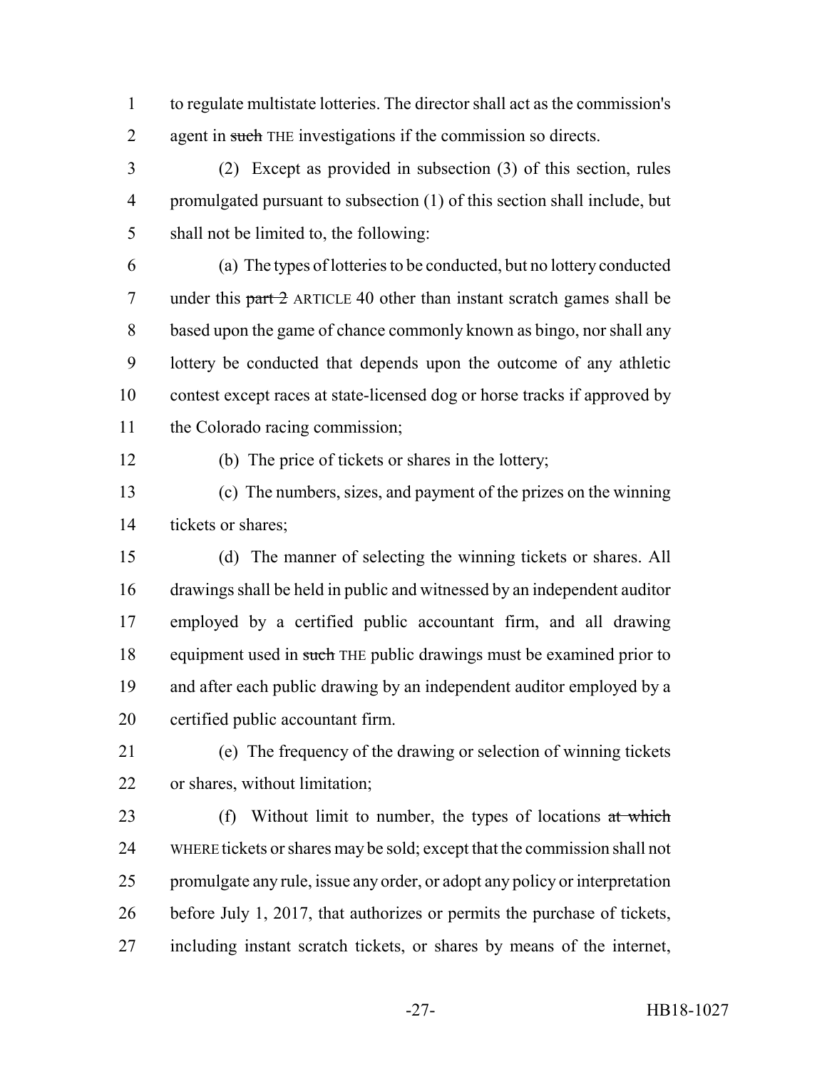to regulate multistate lotteries. The director shall act as the commission's agent in ~~such~~ THE investigations if the commission so directs.

(2) Except as provided in subsection (3) of this section, rules promulgated pursuant to subsection (1) of this section shall include, but shall not be limited to, the following:

(a) The types of lotteries to be conducted, but no lottery conducted under this ~~part 2~~ ARTICLE 40 other than instant scratch games shall be based upon the game of chance commonly known as bingo, nor shall any lottery be conducted that depends upon the outcome of any athletic contest except races at state-licensed dog or horse tracks if approved by the Colorado racing commission;

(b) The price of tickets or shares in the lottery;

(c) The numbers, sizes, and payment of the prizes on the winning tickets or shares;

(d) The manner of selecting the winning tickets or shares. All drawings shall be held in public and witnessed by an independent auditor employed by a certified public accountant firm, and all drawing equipment used in ~~such~~ THE public drawings must be examined prior to and after each public drawing by an independent auditor employed by a certified public accountant firm.

(e) The frequency of the drawing or selection of winning tickets or shares, without limitation;

(f) Without limit to number, the types of locations ~~at which~~ WHERE tickets or shares may be sold; except that the commission shall not promulgate any rule, issue any order, or adopt any policy or interpretation before July 1, 2017, that authorizes or permits the purchase of tickets, including instant scratch tickets, or shares by means of the internet,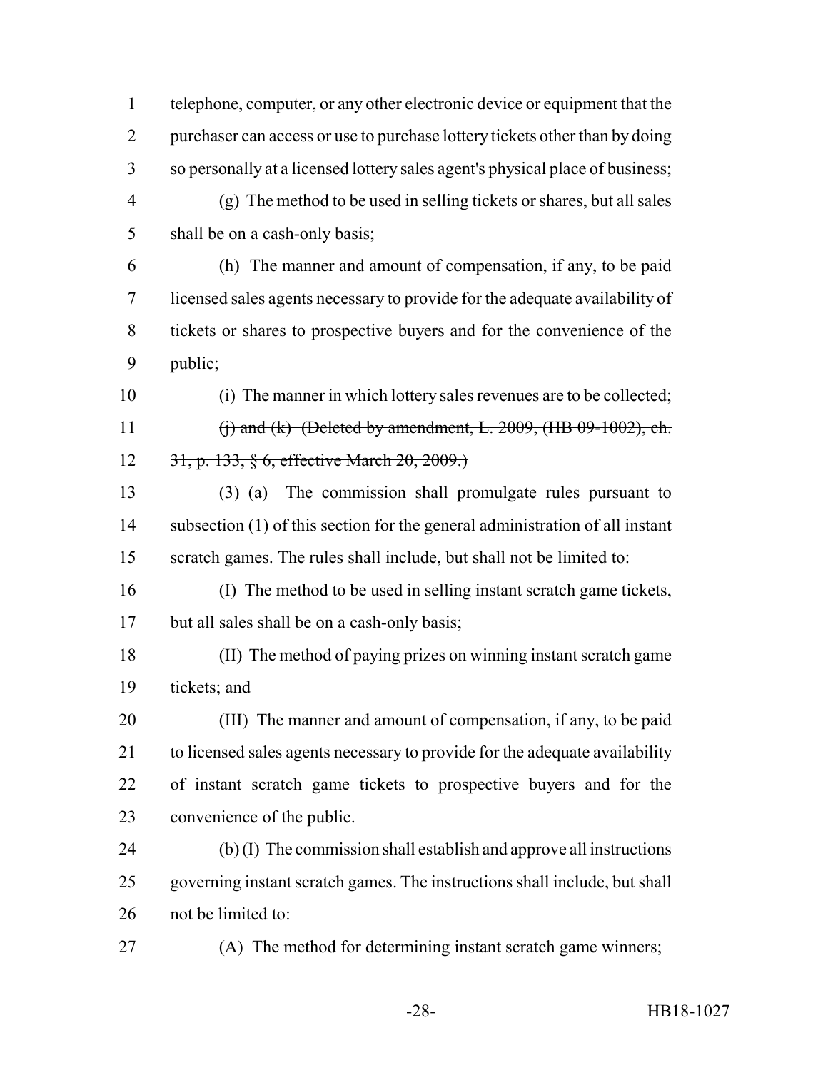telephone, computer, or any other electronic device or equipment that the purchaser can access or use to purchase lottery tickets other than by doing so personally at a licensed lottery sales agent's physical place of business;

(g) The method to be used in selling tickets or shares, but all sales shall be on a cash-only basis;

(h) The manner and amount of compensation, if any, to be paid licensed sales agents necessary to provide for the adequate availability of tickets or shares to prospective buyers and for the convenience of the public;

(i) The manner in which lottery sales revenues are to be collected;

~~(j) and (k) (Deleted by amendment, L. 2009, (HB 09-1002), ch. 31, p. 133, § 6, effective March 20, 2009.)~~

(3) (a) The commission shall promulgate rules pursuant to subsection (1) of this section for the general administration of all instant scratch games. The rules shall include, but shall not be limited to:

(I) The method to be used in selling instant scratch game tickets, but all sales shall be on a cash-only basis;

(II) The method of paying prizes on winning instant scratch game tickets; and

(III) The manner and amount of compensation, if any, to be paid to licensed sales agents necessary to provide for the adequate availability of instant scratch game tickets to prospective buyers and for the convenience of the public.

(b) (I) The commission shall establish and approve all instructions governing instant scratch games. The instructions shall include, but shall not be limited to:

(A) The method for determining instant scratch game winners;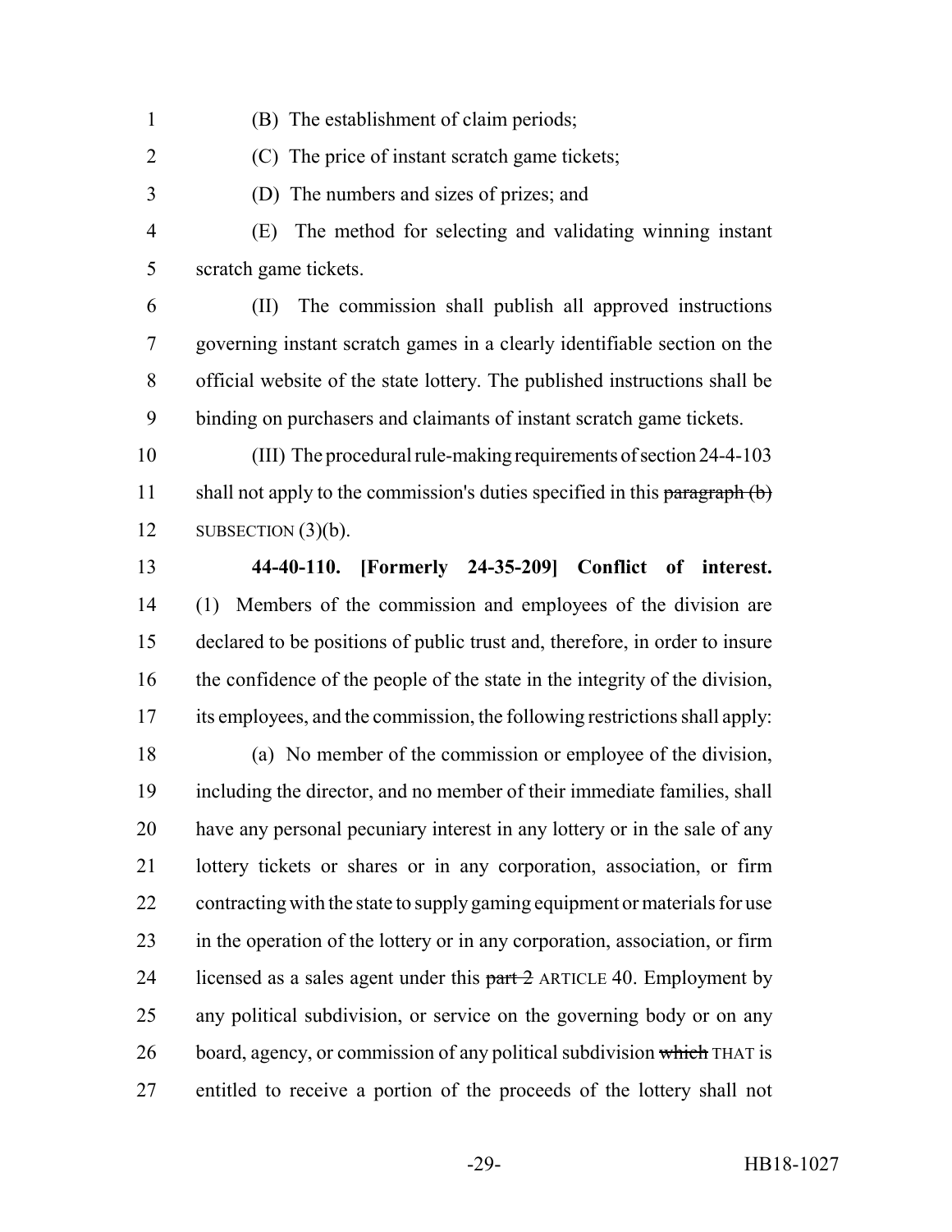(B) The establishment of claim periods;

(C) The price of instant scratch game tickets;

(D) The numbers and sizes of prizes; and

(E) The method for selecting and validating winning instant scratch game tickets.

(II) The commission shall publish all approved instructions governing instant scratch games in a clearly identifiable section on the official website of the state lottery. The published instructions shall be binding on purchasers and claimants of instant scratch game tickets.

(III) The procedural rule-making requirements of section 24-4-103 shall not apply to the commission's duties specified in this ~~paragraph (b)~~ SUBSECTION (3)(b).

**44-40-110. [Formerly 24-35-209] Conflict of interest.** (1) Members of the commission and employees of the division are declared to be positions of public trust and, therefore, in order to insure the confidence of the people of the state in the integrity of the division, its employees, and the commission, the following restrictions shall apply:

(a) No member of the commission or employee of the division, including the director, and no member of their immediate families, shall have any personal pecuniary interest in any lottery or in the sale of any lottery tickets or shares or in any corporation, association, or firm contracting with the state to supply gaming equipment or materials for use in the operation of the lottery or in any corporation, association, or firm licensed as a sales agent under this ~~part 2~~ ARTICLE 40. Employment by any political subdivision, or service on the governing body or on any board, agency, or commission of any political subdivision ~~which~~ THAT is entitled to receive a portion of the proceeds of the lottery shall not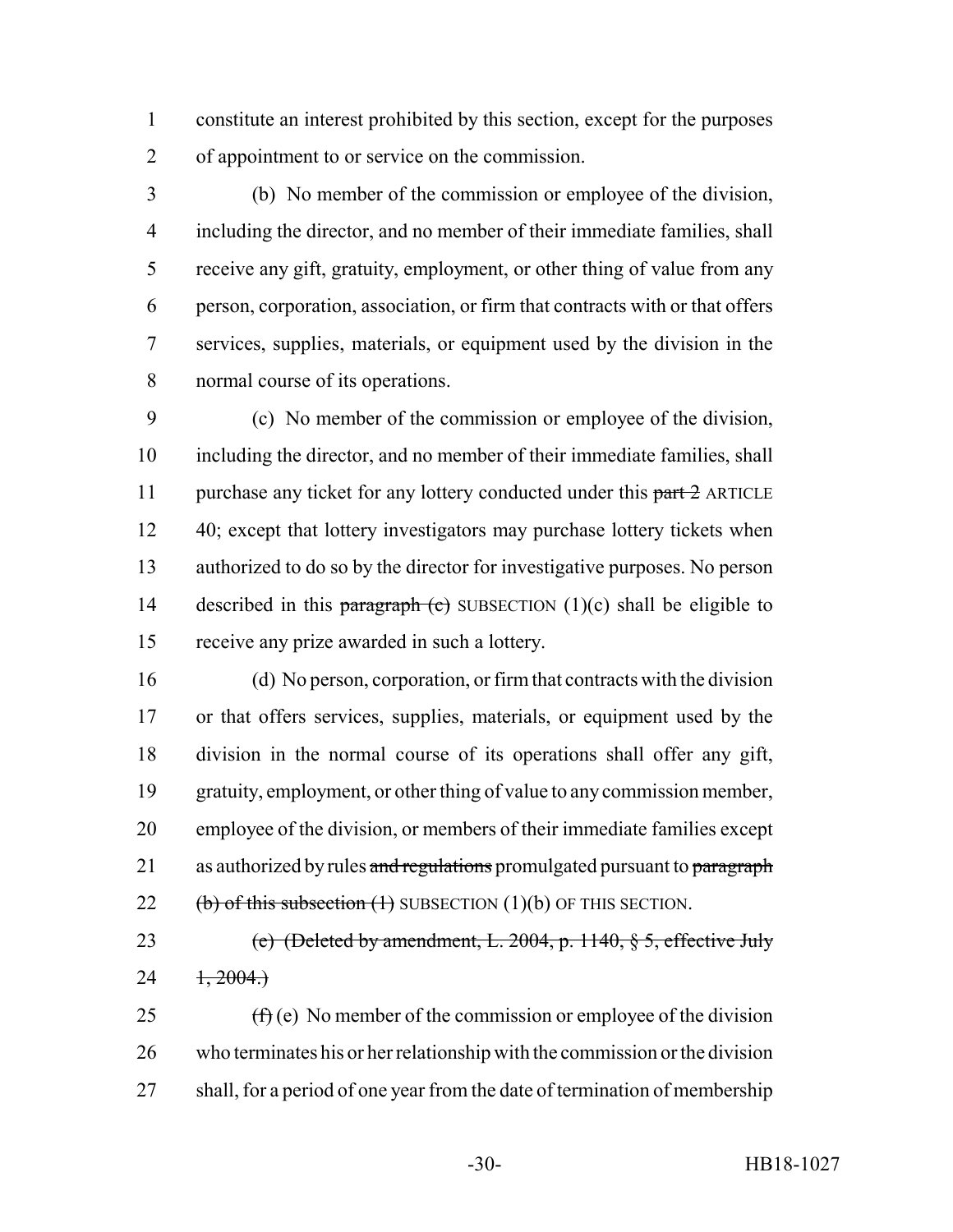constitute an interest prohibited by this section, except for the purposes of appointment to or service on the commission.

(b) No member of the commission or employee of the division, including the director, and no member of their immediate families, shall receive any gift, gratuity, employment, or other thing of value from any person, corporation, association, or firm that contracts with or that offers services, supplies, materials, or equipment used by the division in the normal course of its operations.

(c) No member of the commission or employee of the division, including the director, and no member of their immediate families, shall purchase any ticket for any lottery conducted under this ~~part 2~~ ARTICLE 40; except that lottery investigators may purchase lottery tickets when authorized to do so by the director for investigative purposes. No person described in this ~~paragraph (c)~~ SUBSECTION (1)(c) shall be eligible to receive any prize awarded in such a lottery.

(d) No person, corporation, or firm that contracts with the division or that offers services, supplies, materials, or equipment used by the division in the normal course of its operations shall offer any gift, gratuity, employment, or other thing of value to any commission member, employee of the division, or members of their immediate families except as authorized by rules ~~and regulations~~ promulgated pursuant to ~~paragraph (b) of this subsection (1)~~ SUBSECTION (1)(b) OF THIS SECTION.

~~(e) (Deleted by amendment, L. 2004, p. 1140, § 5, effective July 1, 2004.)~~

~~(f)~~ (e) No member of the commission or employee of the division who terminates his or her relationship with the commission or the division shall, for a period of one year from the date of termination of membership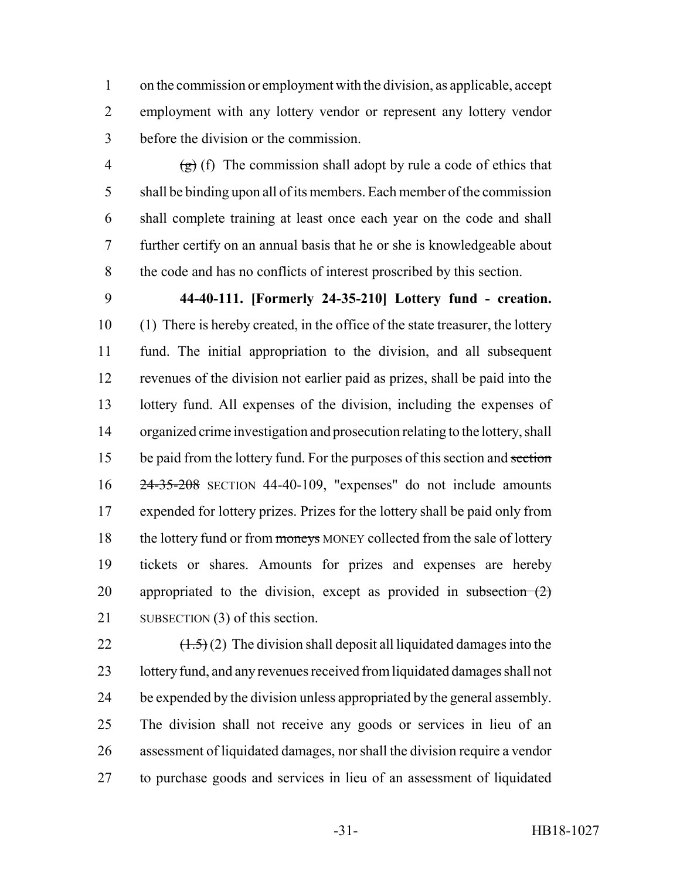on the commission or employment with the division, as applicable, accept employment with any lottery vendor or represent any lottery vendor before the division or the commission.

~~(g)~~ (f) The commission shall adopt by rule a code of ethics that shall be binding upon all of its members. Each member of the commission shall complete training at least once each year on the code and shall further certify on an annual basis that he or she is knowledgeable about the code and has no conflicts of interest proscribed by this section.

**44-40-111. [Formerly 24-35-210] Lottery fund - creation.** (1) There is hereby created, in the office of the state treasurer, the lottery fund. The initial appropriation to the division, and all subsequent revenues of the division not earlier paid as prizes, shall be paid into the lottery fund. All expenses of the division, including the expenses of organized crime investigation and prosecution relating to the lottery, shall be paid from the lottery fund. For the purposes of this section and ~~section 24-35-208~~ SECTION 44-40-109, "expenses" do not include amounts expended for lottery prizes. Prizes for the lottery shall be paid only from the lottery fund or from ~~moneys~~ MONEY collected from the sale of lottery tickets or shares. Amounts for prizes and expenses are hereby appropriated to the division, except as provided in ~~subsection (2)~~ SUBSECTION (3) of this section.

~~(1.5)~~ (2) The division shall deposit all liquidated damages into the lottery fund, and any revenues received from liquidated damages shall not be expended by the division unless appropriated by the general assembly. The division shall not receive any goods or services in lieu of an assessment of liquidated damages, nor shall the division require a vendor to purchase goods and services in lieu of an assessment of liquidated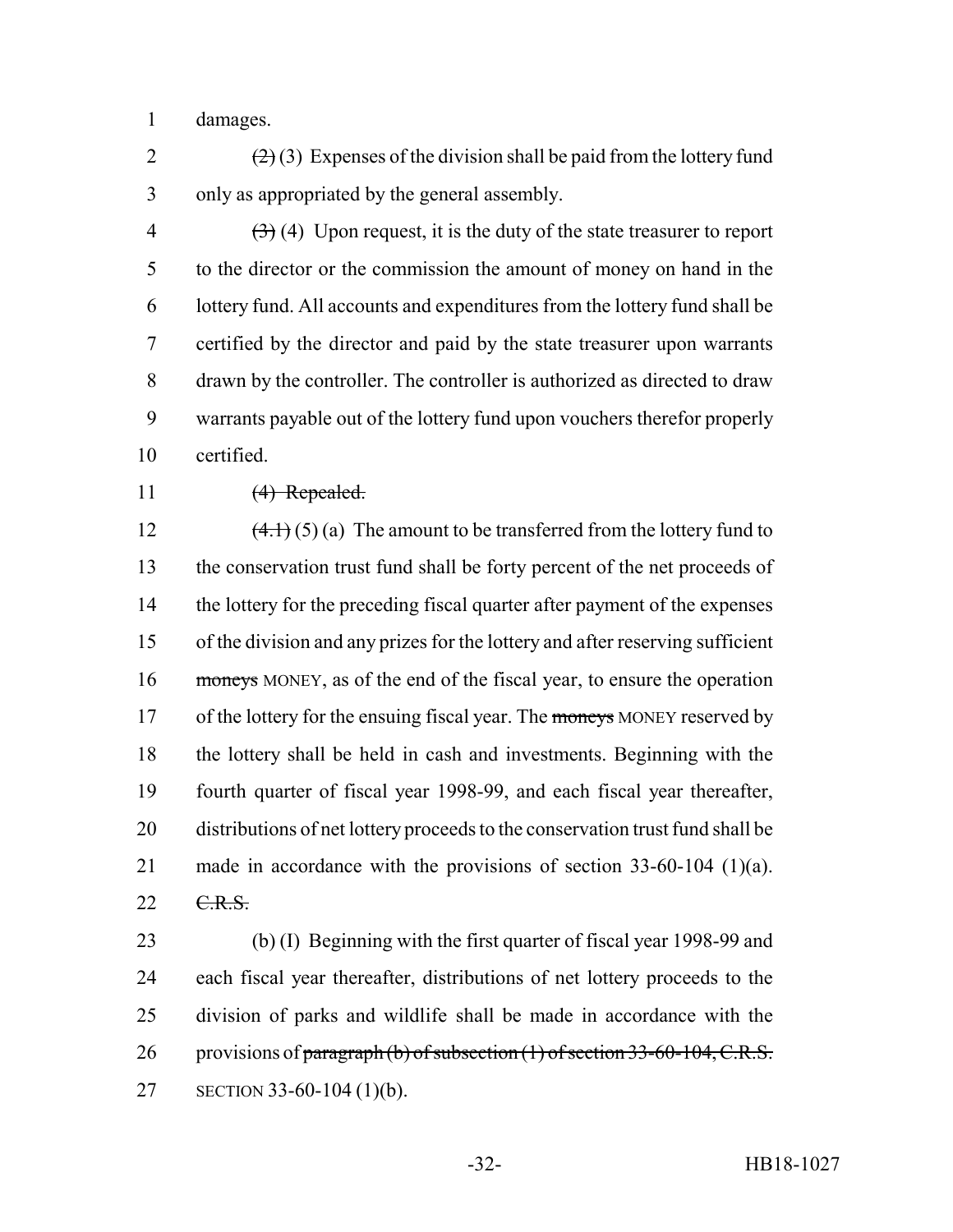damages.

~~(2)~~ (3) Expenses of the division shall be paid from the lottery fund only as appropriated by the general assembly.

~~(3)~~ (4) Upon request, it is the duty of the state treasurer to report to the director or the commission the amount of money on hand in the lottery fund. All accounts and expenditures from the lottery fund shall be certified by the director and paid by the state treasurer upon warrants drawn by the controller. The controller is authorized as directed to draw warrants payable out of the lottery fund upon vouchers therefor properly certified.

~~(4) Repealed.~~

~~(4.1)~~ (5) (a) The amount to be transferred from the lottery fund to the conservation trust fund shall be forty percent of the net proceeds of the lottery for the preceding fiscal quarter after payment of the expenses of the division and any prizes for the lottery and after reserving sufficient ~~moneys~~ MONEY, as of the end of the fiscal year, to ensure the operation of the lottery for the ensuing fiscal year. The ~~moneys~~ MONEY reserved by the lottery shall be held in cash and investments. Beginning with the fourth quarter of fiscal year 1998-99, and each fiscal year thereafter, distributions of net lottery proceeds to the conservation trust fund shall be made in accordance with the provisions of section 33-60-104 (1)(a). ~~C.R.S.~~

(b) (I) Beginning with the first quarter of fiscal year 1998-99 and each fiscal year thereafter, distributions of net lottery proceeds to the division of parks and wildlife shall be made in accordance with the provisions of ~~paragraph (b) of subsection (1) of section 33-60-104, C.R.S.~~ SECTION 33-60-104 (1)(b).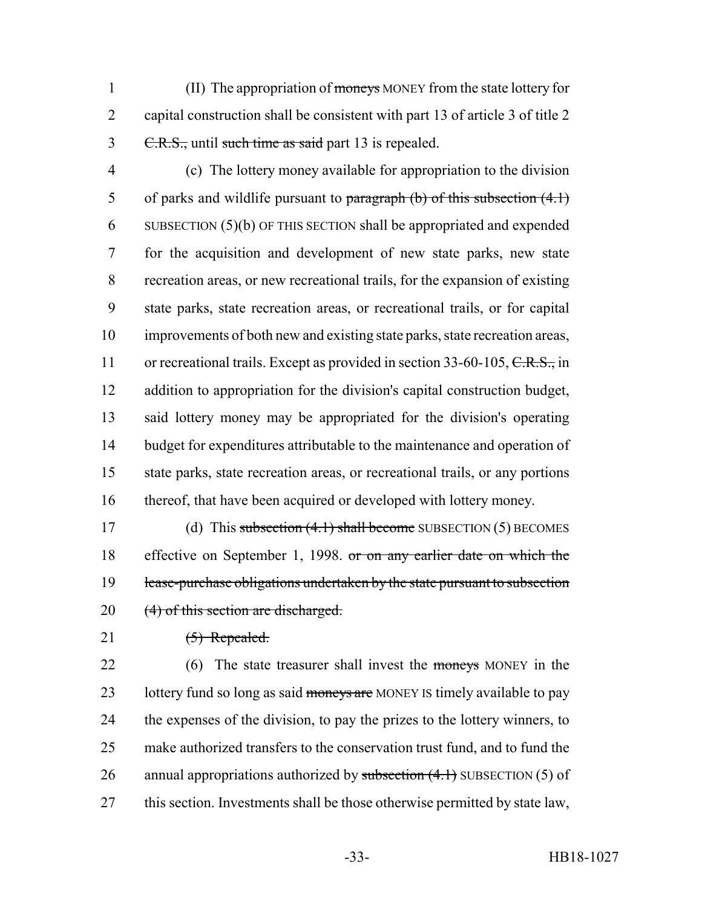(II) The appropriation of ~~moneys~~ MONEY from the state lottery for capital construction shall be consistent with part 13 of article 3 of title 2 ~~C.R.S.,~~ until ~~such time as said~~ part 13 is repealed.

(c) The lottery money available for appropriation to the division of parks and wildlife pursuant to ~~paragraph (b) of this subsection (4.1)~~ SUBSECTION (5)(b) OF THIS SECTION shall be appropriated and expended for the acquisition and development of new state parks, new state recreation areas, or new recreational trails, for the expansion of existing state parks, state recreation areas, or recreational trails, or for capital improvements of both new and existing state parks, state recreation areas, or recreational trails. Except as provided in section 33-60-105, ~~C.R.S.,~~ in addition to appropriation for the division's capital construction budget, said lottery money may be appropriated for the division's operating budget for expenditures attributable to the maintenance and operation of state parks, state recreation areas, or recreational trails, or any portions thereof, that have been acquired or developed with lottery money.

(d) This ~~subsection (4.1) shall become~~ SUBSECTION (5) BECOMES effective on September 1, 1998. ~~or on any earlier date on which the lease-purchase obligations undertaken by the state pursuant to subsection (4) of this section are discharged.~~

~~(5) Repealed.~~

(6) The state treasurer shall invest the ~~moneys~~ MONEY in the lottery fund so long as said ~~moneys are~~ MONEY IS timely available to pay the expenses of the division, to pay the prizes to the lottery winners, to make authorized transfers to the conservation trust fund, and to fund the annual appropriations authorized by ~~subsection (4.1)~~ SUBSECTION (5) of this section. Investments shall be those otherwise permitted by state law,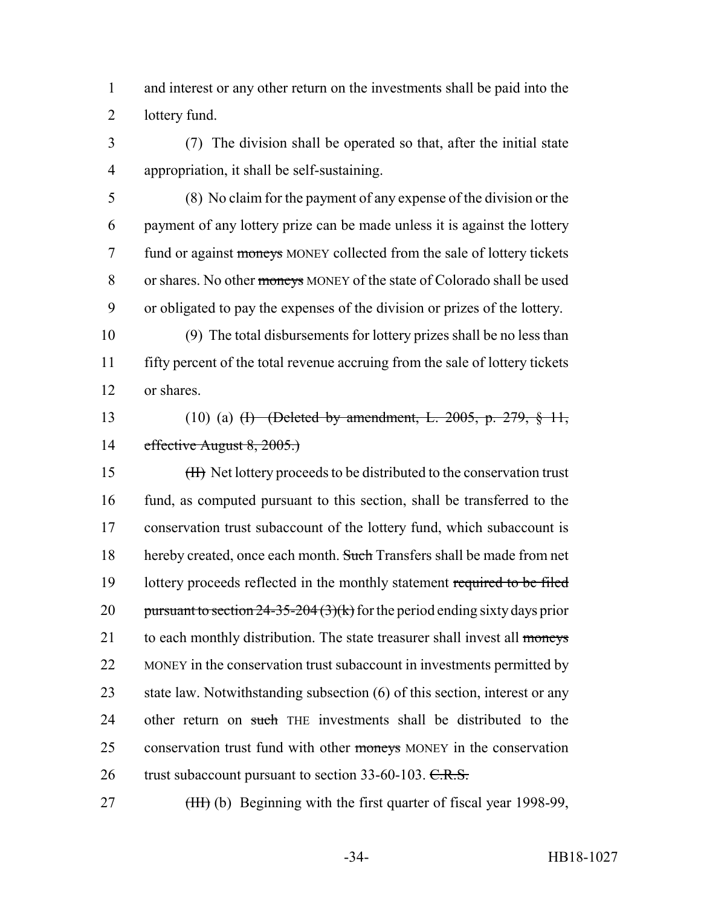and interest or any other return on the investments shall be paid into the lottery fund.

(7) The division shall be operated so that, after the initial state appropriation, it shall be self-sustaining.

(8) No claim for the payment of any expense of the division or the payment of any lottery prize can be made unless it is against the lottery fund or against ~~moneys~~ MONEY collected from the sale of lottery tickets or shares. No other ~~moneys~~ MONEY of the state of Colorado shall be used or obligated to pay the expenses of the division or prizes of the lottery.

(9) The total disbursements for lottery prizes shall be no less than fifty percent of the total revenue accruing from the sale of lottery tickets or shares.

(10) (a) ~~(I) (Deleted by amendment, L. 2005, p. 279, § 11, effective August 8, 2005.)~~

~~(II)~~ Net lottery proceeds to be distributed to the conservation trust fund, as computed pursuant to this section, shall be transferred to the conservation trust subaccount of the lottery fund, which subaccount is hereby created, once each month. ~~Such~~ Transfers shall be made from net lottery proceeds reflected in the monthly statement ~~required to be filed pursuant to section 24-35-204 (3)(k)~~ for the period ending sixty days prior to each monthly distribution. The state treasurer shall invest all ~~moneys~~ MONEY in the conservation trust subaccount in investments permitted by state law. Notwithstanding subsection (6) of this section, interest or any other return on ~~such~~ THE investments shall be distributed to the conservation trust fund with other ~~moneys~~ MONEY in the conservation trust subaccount pursuant to section 33-60-103. ~~C.R.S.~~

~~(III)~~ (b) Beginning with the first quarter of fiscal year 1998-99,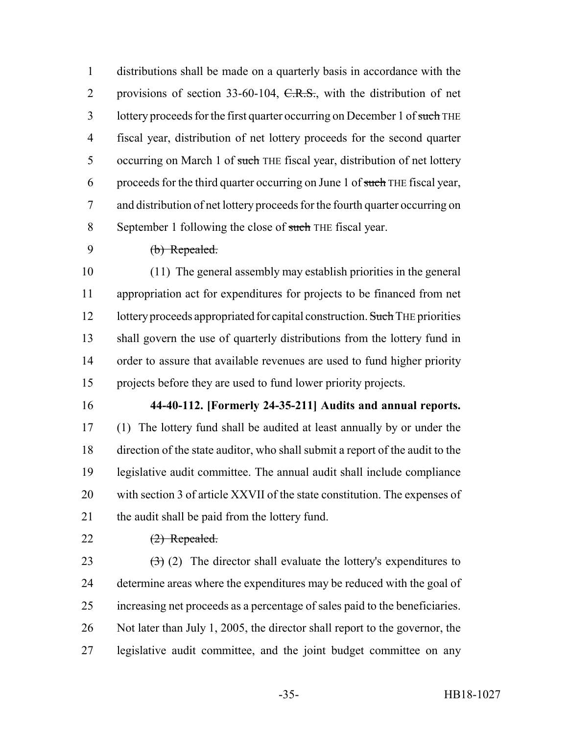distributions shall be made on a quarterly basis in accordance with the provisions of section 33-60-104, ~~C.R.S.~~, with the distribution of net lottery proceeds for the first quarter occurring on December 1 of ~~such~~ THE fiscal year, distribution of net lottery proceeds for the second quarter occurring on March 1 of ~~such~~ THE fiscal year, distribution of net lottery proceeds for the third quarter occurring on June 1 of ~~such~~ THE fiscal year, and distribution of net lottery proceeds for the fourth quarter occurring on September 1 following the close of ~~such~~ THE fiscal year.

~~(b) Repealed.~~

(11) The general assembly may establish priorities in the general appropriation act for expenditures for projects to be financed from net lottery proceeds appropriated for capital construction. ~~Such~~ THE priorities shall govern the use of quarterly distributions from the lottery fund in order to assure that available revenues are used to fund higher priority projects before they are used to fund lower priority projects.

**44-40-112. [Formerly 24-35-211] Audits and annual reports.** (1) The lottery fund shall be audited at least annually by or under the direction of the state auditor, who shall submit a report of the audit to the legislative audit committee. The annual audit shall include compliance with section 3 of article XXVII of the state constitution. The expenses of the audit shall be paid from the lottery fund.

~~(2) Repealed.~~

~~(3)~~ (2) The director shall evaluate the lottery's expenditures to determine areas where the expenditures may be reduced with the goal of increasing net proceeds as a percentage of sales paid to the beneficiaries. Not later than July 1, 2005, the director shall report to the governor, the legislative audit committee, and the joint budget committee on any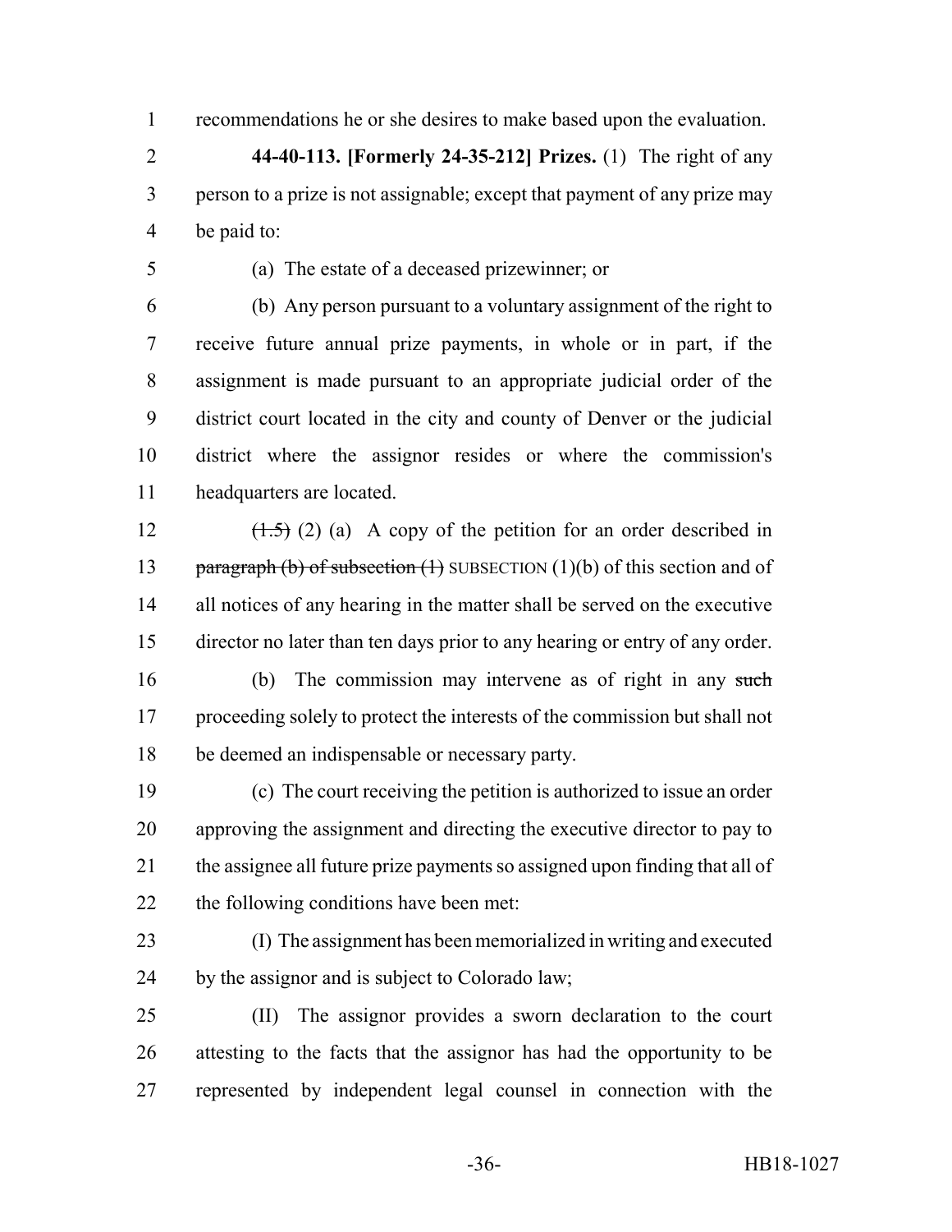recommendations he or she desires to make based upon the evaluation.

**44-40-113. [Formerly 24-35-212] Prizes.** (1) The right of any person to a prize is not assignable; except that payment of any prize may be paid to:

(a) The estate of a deceased prizewinner; or

(b) Any person pursuant to a voluntary assignment of the right to receive future annual prize payments, in whole or in part, if the assignment is made pursuant to an appropriate judicial order of the district court located in the city and county of Denver or the judicial district where the assignor resides or where the commission's headquarters are located.

~~(1.5)~~ (2) (a) A copy of the petition for an order described in ~~paragraph (b) of subsection (1)~~ SUBSECTION (1)(b) of this section and of all notices of any hearing in the matter shall be served on the executive director no later than ten days prior to any hearing or entry of any order.

(b) The commission may intervene as of right in any ~~such~~ proceeding solely to protect the interests of the commission but shall not be deemed an indispensable or necessary party.

(c) The court receiving the petition is authorized to issue an order approving the assignment and directing the executive director to pay to the assignee all future prize payments so assigned upon finding that all of the following conditions have been met:

(I) The assignment has been memorialized in writing and executed by the assignor and is subject to Colorado law;

(II) The assignor provides a sworn declaration to the court attesting to the facts that the assignor has had the opportunity to be represented by independent legal counsel in connection with the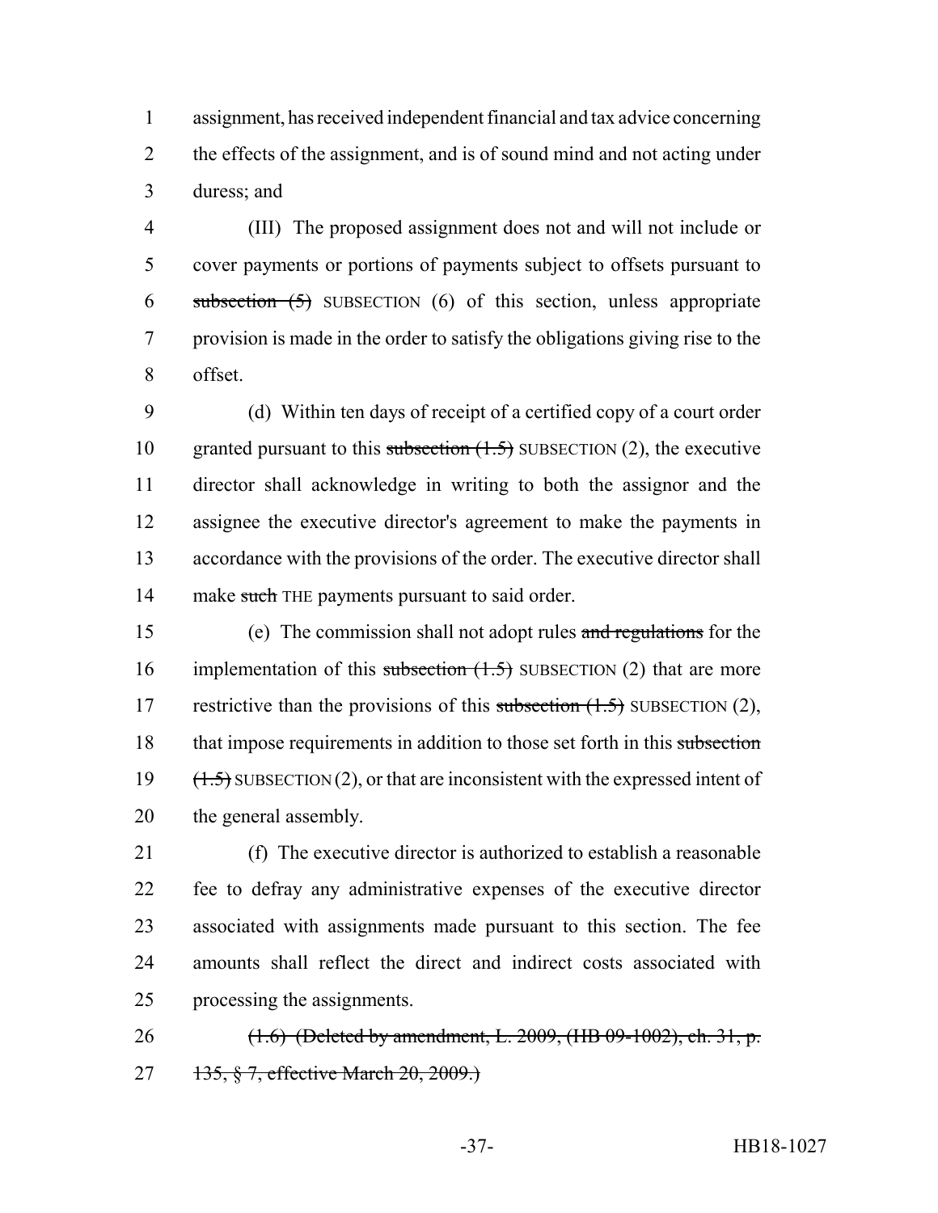assignment, has received independent financial and tax advice concerning the effects of the assignment, and is of sound mind and not acting under duress; and

(III) The proposed assignment does not and will not include or cover payments or portions of payments subject to offsets pursuant to ~~subsection (5)~~ SUBSECTION (6) of this section, unless appropriate provision is made in the order to satisfy the obligations giving rise to the offset.

(d) Within ten days of receipt of a certified copy of a court order granted pursuant to this ~~subsection (1.5)~~ SUBSECTION (2), the executive director shall acknowledge in writing to both the assignor and the assignee the executive director's agreement to make the payments in accordance with the provisions of the order. The executive director shall make ~~such~~ THE payments pursuant to said order.

(e) The commission shall not adopt rules ~~and regulations~~ for the implementation of this ~~subsection (1.5)~~ SUBSECTION (2) that are more restrictive than the provisions of this ~~subsection (1.5)~~ SUBSECTION (2), that impose requirements in addition to those set forth in this ~~subsection (1.5)~~ SUBSECTION (2), or that are inconsistent with the expressed intent of the general assembly.

(f) The executive director is authorized to establish a reasonable fee to defray any administrative expenses of the executive director associated with assignments made pursuant to this section. The fee amounts shall reflect the direct and indirect costs associated with processing the assignments.

~~(1.6) (Deleted by amendment, L. 2009, (HB 09-1002), ch. 31, p. 135, § 7, effective March 20, 2009.)~~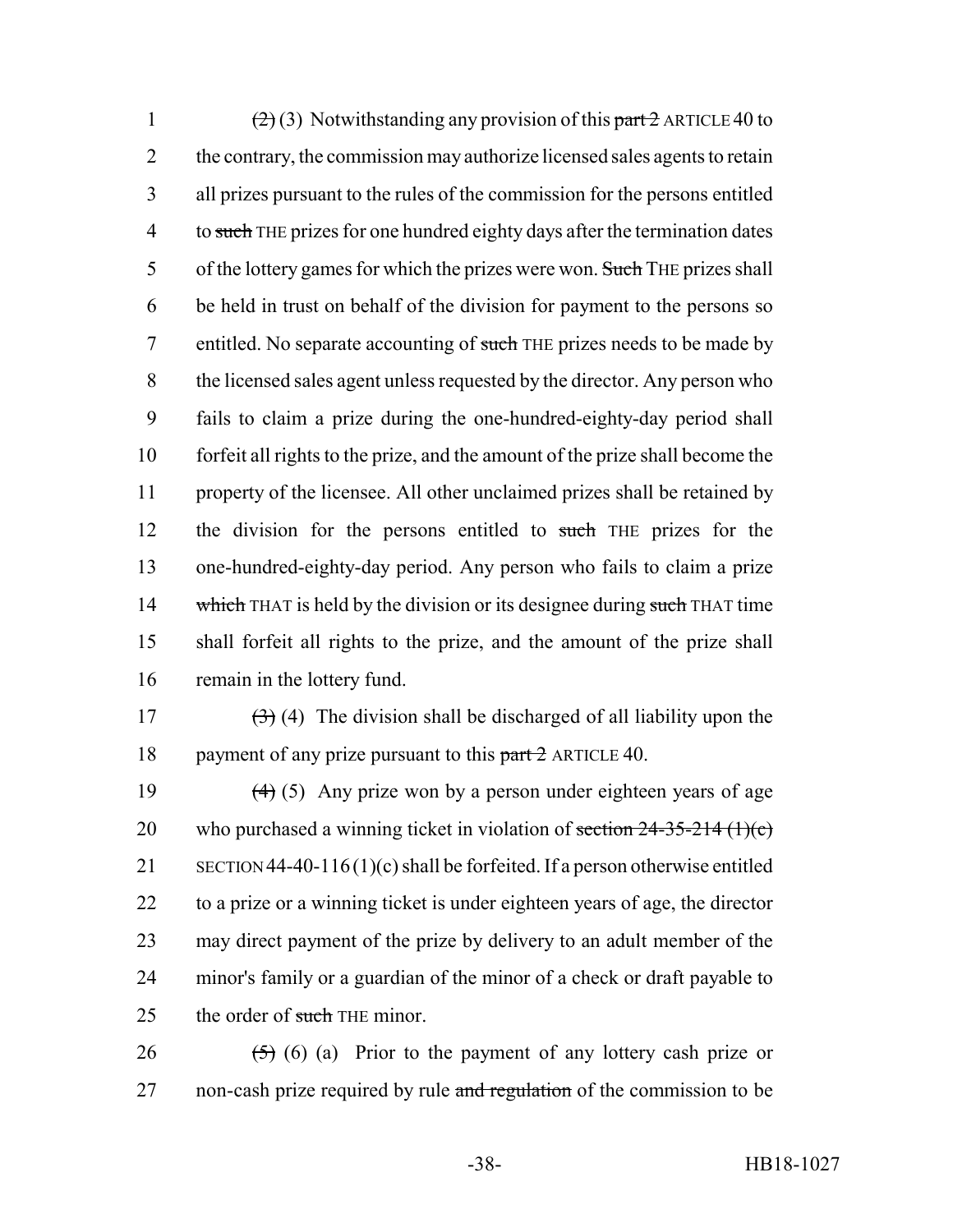~~(2)~~ (3) Notwithstanding any provision of this ~~part 2~~ ARTICLE 40 to the contrary, the commission may authorize licensed sales agents to retain all prizes pursuant to the rules of the commission for the persons entitled to ~~such~~ THE prizes for one hundred eighty days after the termination dates of the lottery games for which the prizes were won. ~~Such~~ THE prizes shall be held in trust on behalf of the division for payment to the persons so entitled. No separate accounting of ~~such~~ THE prizes needs to be made by the licensed sales agent unless requested by the director. Any person who fails to claim a prize during the one-hundred-eighty-day period shall forfeit all rights to the prize, and the amount of the prize shall become the property of the licensee. All other unclaimed prizes shall be retained by the division for the persons entitled to ~~such~~ THE prizes for the one-hundred-eighty-day period. Any person who fails to claim a prize ~~which~~ THAT is held by the division or its designee during ~~such~~ THAT time shall forfeit all rights to the prize, and the amount of the prize shall remain in the lottery fund.

~~(3)~~ (4) The division shall be discharged of all liability upon the payment of any prize pursuant to this ~~part 2~~ ARTICLE 40.

~~(4)~~ (5) Any prize won by a person under eighteen years of age who purchased a winning ticket in violation of ~~section 24-35-214 (1)(c)~~ SECTION 44-40-116 (1)(c) shall be forfeited. If a person otherwise entitled to a prize or a winning ticket is under eighteen years of age, the director may direct payment of the prize by delivery to an adult member of the minor's family or a guardian of the minor of a check or draft payable to the order of ~~such~~ THE minor.

~~(5)~~ (6) (a) Prior to the payment of any lottery cash prize or non-cash prize required by rule ~~and regulation~~ of the commission to be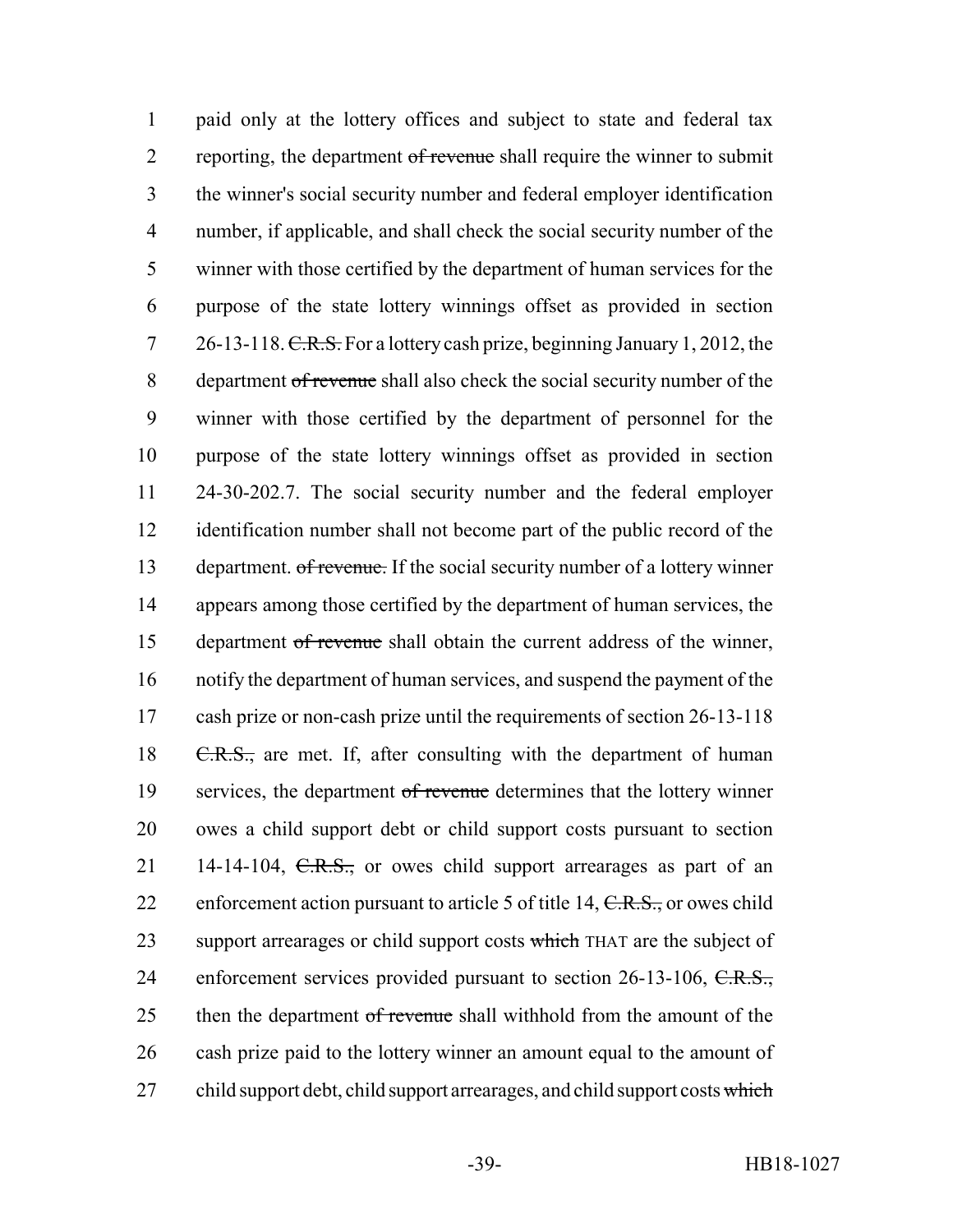paid only at the lottery offices and subject to state and federal tax reporting, the department ~~of revenue~~ shall require the winner to submit the winner's social security number and federal employer identification number, if applicable, and shall check the social security number of the winner with those certified by the department of human services for the purpose of the state lottery winnings offset as provided in section 26-13-118. ~~C.R.S.~~ For a lottery cash prize, beginning January 1, 2012, the department ~~of revenue~~ shall also check the social security number of the winner with those certified by the department of personnel for the purpose of the state lottery winnings offset as provided in section 24-30-202.7. The social security number and the federal employer identification number shall not become part of the public record of the department. ~~of revenue.~~ If the social security number of a lottery winner appears among those certified by the department of human services, the department ~~of revenue~~ shall obtain the current address of the winner, notify the department of human services, and suspend the payment of the cash prize or non-cash prize until the requirements of section 26-13-118 ~~C.R.S.,~~ are met. If, after consulting with the department of human services, the department ~~of revenue~~ determines that the lottery winner owes a child support debt or child support costs pursuant to section 14-14-104, ~~C.R.S.,~~ or owes child support arrearages as part of an enforcement action pursuant to article 5 of title 14, ~~C.R.S.,~~ or owes child support arrearages or child support costs ~~which~~ THAT are the subject of enforcement services provided pursuant to section 26-13-106, ~~C.R.S.,~~ then the department ~~of revenue~~ shall withhold from the amount of the cash prize paid to the lottery winner an amount equal to the amount of child support debt, child support arrearages, and child support costs ~~which~~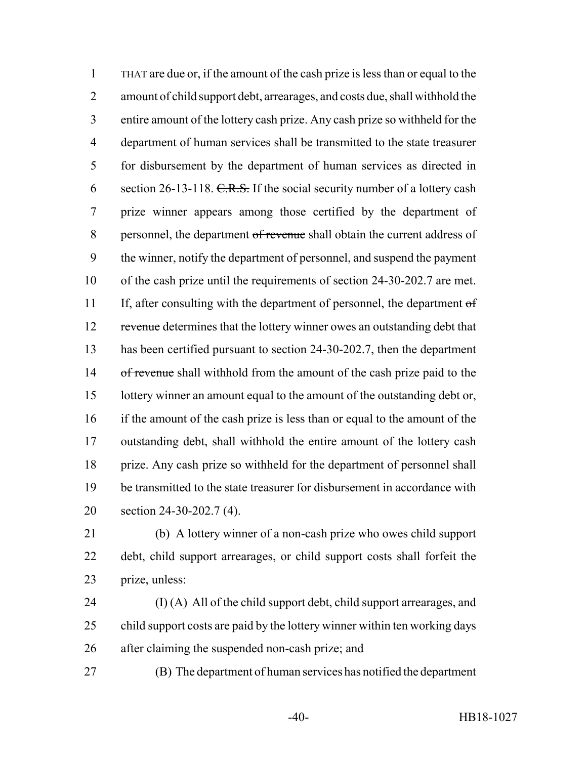THAT are due or, if the amount of the cash prize is less than or equal to the amount of child support debt, arrearages, and costs due, shall withhold the entire amount of the lottery cash prize. Any cash prize so withheld for the department of human services shall be transmitted to the state treasurer for disbursement by the department of human services as directed in section 26-13-118. ~~C.R.S.~~ If the social security number of a lottery cash prize winner appears among those certified by the department of personnel, the department ~~of revenue~~ shall obtain the current address of the winner, notify the department of personnel, and suspend the payment of the cash prize until the requirements of section 24-30-202.7 are met. If, after consulting with the department of personnel, the department ~~of revenue~~ determines that the lottery winner owes an outstanding debt that has been certified pursuant to section 24-30-202.7, then the department ~~of revenue~~ shall withhold from the amount of the cash prize paid to the lottery winner an amount equal to the amount of the outstanding debt or, if the amount of the cash prize is less than or equal to the amount of the outstanding debt, shall withhold the entire amount of the lottery cash prize. Any cash prize so withheld for the department of personnel shall be transmitted to the state treasurer for disbursement in accordance with section 24-30-202.7 (4).

(b) A lottery winner of a non-cash prize who owes child support debt, child support arrearages, or child support costs shall forfeit the prize, unless:

(I) (A) All of the child support debt, child support arrearages, and child support costs are paid by the lottery winner within ten working days after claiming the suspended non-cash prize; and

(B) The department of human services has notified the department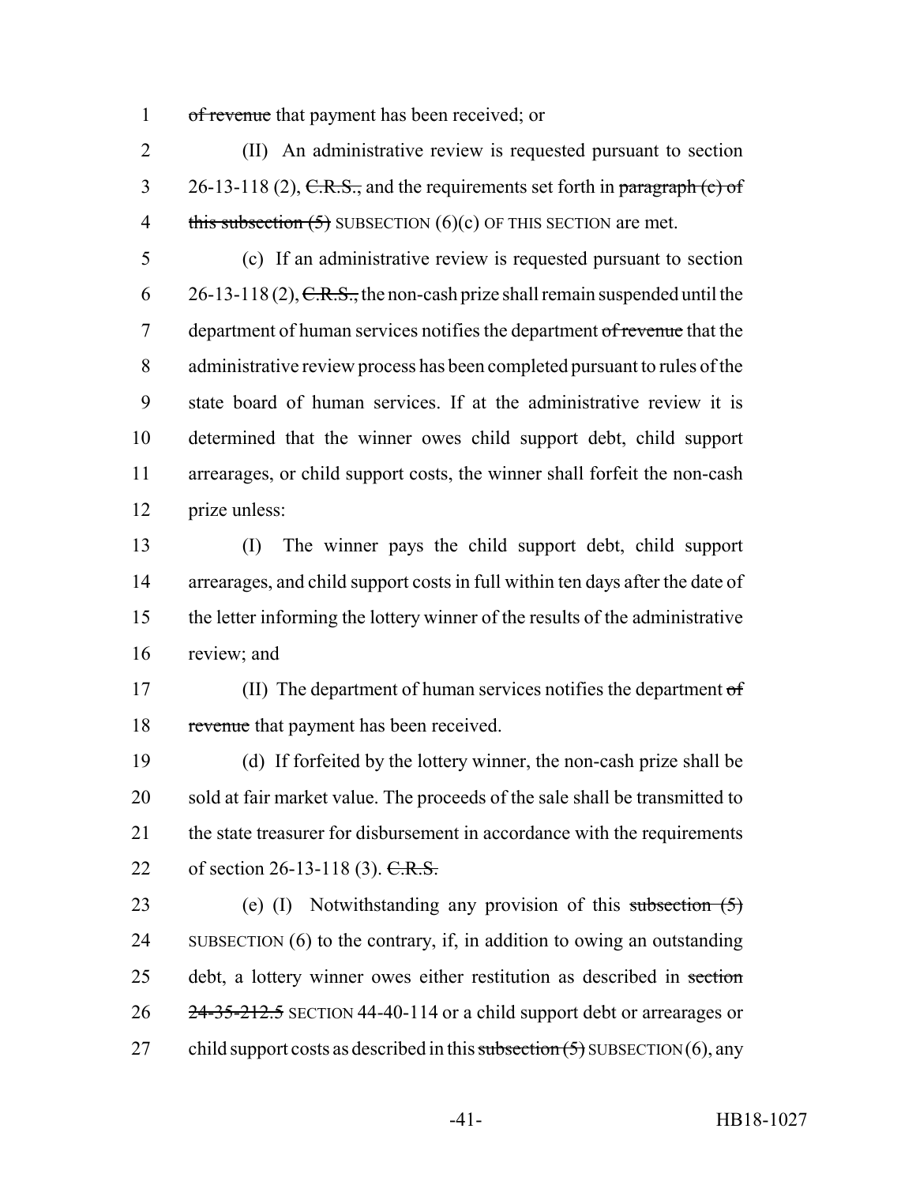of revenue that payment has been received; or

(II) An administrative review is requested pursuant to section 26-13-118 (2), C.R.S., and the requirements set forth in paragraph (c) of this subsection (5) SUBSECTION (6)(c) OF THIS SECTION are met.

(c) If an administrative review is requested pursuant to section 26-13-118 (2), C.R.S., the non-cash prize shall remain suspended until the department of human services notifies the department of revenue that the administrative review process has been completed pursuant to rules of the state board of human services. If at the administrative review it is determined that the winner owes child support debt, child support arrearages, or child support costs, the winner shall forfeit the non-cash prize unless:

(I) The winner pays the child support debt, child support arrearages, and child support costs in full within ten days after the date of the letter informing the lottery winner of the results of the administrative review; and

(II) The department of human services notifies the department of revenue that payment has been received.

(d) If forfeited by the lottery winner, the non-cash prize shall be sold at fair market value. The proceeds of the sale shall be transmitted to the state treasurer for disbursement in accordance with the requirements of section 26-13-118 (3). C.R.S.

(e) (I) Notwithstanding any provision of this subsection (5) SUBSECTION (6) to the contrary, if, in addition to owing an outstanding debt, a lottery winner owes either restitution as described in section 24-35-212.5 SECTION 44-40-114 or a child support debt or arrearages or child support costs as described in this subsection (5) SUBSECTION (6), any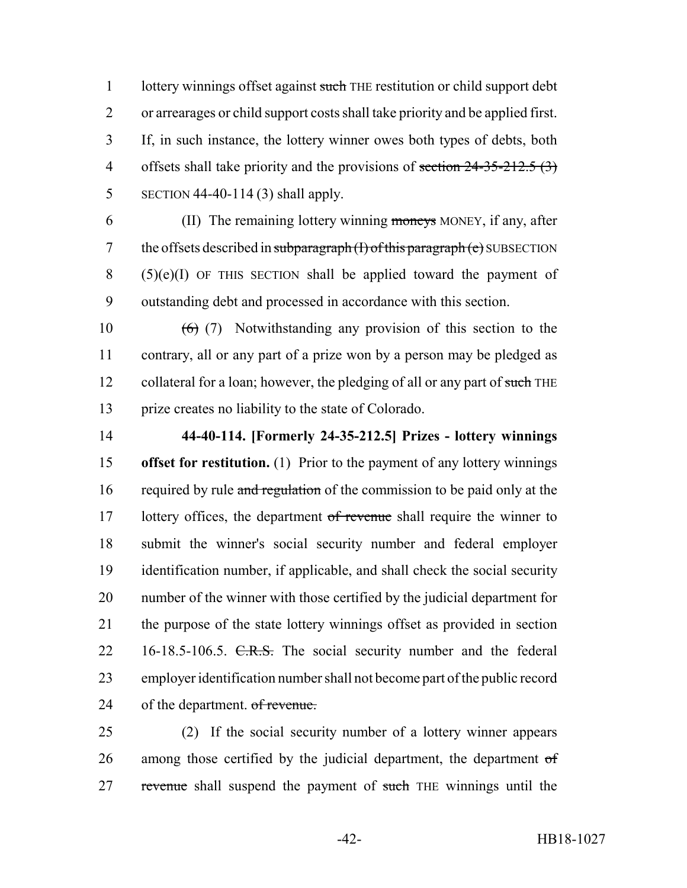lottery winnings offset against ~~such~~ THE restitution or child support debt or arrearages or child support costs shall take priority and be applied first. If, in such instance, the lottery winner owes both types of debts, both offsets shall take priority and the provisions of ~~section 24-35-212.5 (3)~~ SECTION 44-40-114 (3) shall apply.

(II) The remaining lottery winning ~~moneys~~ MONEY, if any, after the offsets described in ~~subparagraph (I) of this paragraph (e)~~ SUBSECTION (5)(e)(I) OF THIS SECTION shall be applied toward the payment of outstanding debt and processed in accordance with this section.

~~(6)~~ (7) Notwithstanding any provision of this section to the contrary, all or any part of a prize won by a person may be pledged as collateral for a loan; however, the pledging of all or any part of ~~such~~ THE prize creates no liability to the state of Colorado.

**44-40-114. [Formerly 24-35-212.5] Prizes - lottery winnings offset for restitution.** (1) Prior to the payment of any lottery winnings required by rule ~~and regulation~~ of the commission to be paid only at the lottery offices, the department ~~of revenue~~ shall require the winner to submit the winner's social security number and federal employer identification number, if applicable, and shall check the social security number of the winner with those certified by the judicial department for the purpose of the state lottery winnings offset as provided in section 16-18.5-106.5. ~~C.R.S.~~ The social security number and the federal employer identification number shall not become part of the public record of the department. ~~of revenue.~~

(2) If the social security number of a lottery winner appears among those certified by the judicial department, the department ~~of revenue~~ shall suspend the payment of ~~such~~ THE winnings until the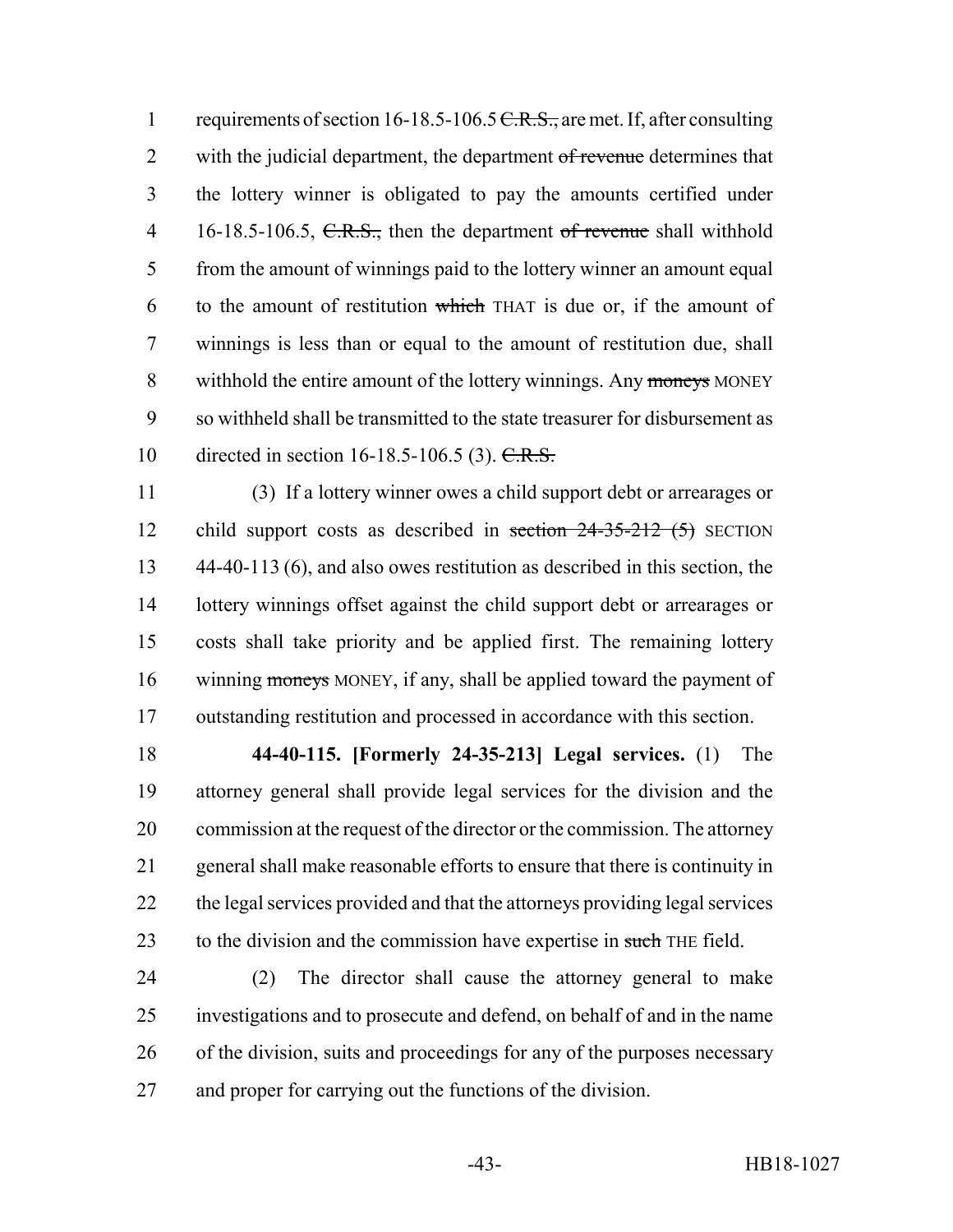requirements of section 16-18.5-106.5 ~~C.R.S.,~~ are met. If, after consulting with the judicial department, the department ~~of revenue~~ determines that the lottery winner is obligated to pay the amounts certified under 16-18.5-106.5, ~~C.R.S.,~~ then the department ~~of revenue~~ shall withhold from the amount of winnings paid to the lottery winner an amount equal to the amount of restitution ~~which~~ THAT is due or, if the amount of winnings is less than or equal to the amount of restitution due, shall withhold the entire amount of the lottery winnings. Any ~~moneys~~ MONEY so withheld shall be transmitted to the state treasurer for disbursement as directed in section 16-18.5-106.5 (3). ~~C.R.S.~~

(3) If a lottery winner owes a child support debt or arrearages or child support costs as described in ~~section 24-35-212 (5)~~ SECTION 44-40-113 (6), and also owes restitution as described in this section, the lottery winnings offset against the child support debt or arrearages or costs shall take priority and be applied first. The remaining lottery winning ~~moneys~~ MONEY, if any, shall be applied toward the payment of outstanding restitution and processed in accordance with this section.

**44-40-115. [Formerly 24-35-213] Legal services.** (1) The attorney general shall provide legal services for the division and the commission at the request of the director or the commission. The attorney general shall make reasonable efforts to ensure that there is continuity in the legal services provided and that the attorneys providing legal services to the division and the commission have expertise in ~~such~~ THE field.

(2) The director shall cause the attorney general to make investigations and to prosecute and defend, on behalf of and in the name of the division, suits and proceedings for any of the purposes necessary and proper for carrying out the functions of the division.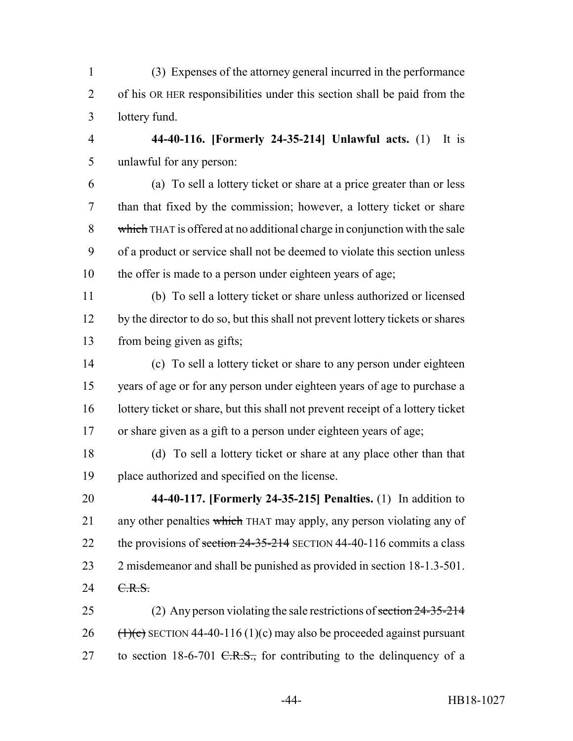(3) Expenses of the attorney general incurred in the performance of his OR HER responsibilities under this section shall be paid from the lottery fund.

**44-40-116. [Formerly 24-35-214] Unlawful acts.** (1) It is unlawful for any person:

(a) To sell a lottery ticket or share at a price greater than or less than that fixed by the commission; however, a lottery ticket or share ~~which~~ THAT is offered at no additional charge in conjunction with the sale of a product or service shall not be deemed to violate this section unless the offer is made to a person under eighteen years of age;

(b) To sell a lottery ticket or share unless authorized or licensed by the director to do so, but this shall not prevent lottery tickets or shares from being given as gifts;

(c) To sell a lottery ticket or share to any person under eighteen years of age or for any person under eighteen years of age to purchase a lottery ticket or share, but this shall not prevent receipt of a lottery ticket or share given as a gift to a person under eighteen years of age;

(d) To sell a lottery ticket or share at any place other than that place authorized and specified on the license.

**44-40-117. [Formerly 24-35-215] Penalties.** (1) In addition to any other penalties ~~which~~ THAT may apply, any person violating any of the provisions of ~~section 24-35-214~~ SECTION 44-40-116 commits a class 2 misdemeanor and shall be punished as provided in section 18-1.3-501. ~~C.R.S.~~

(2) Any person violating the sale restrictions of ~~section 24-35-214 (1)(c)~~ SECTION 44-40-116 (1)(c) may also be proceeded against pursuant to section 18-6-701 ~~C.R.S.,~~ for contributing to the delinquency of a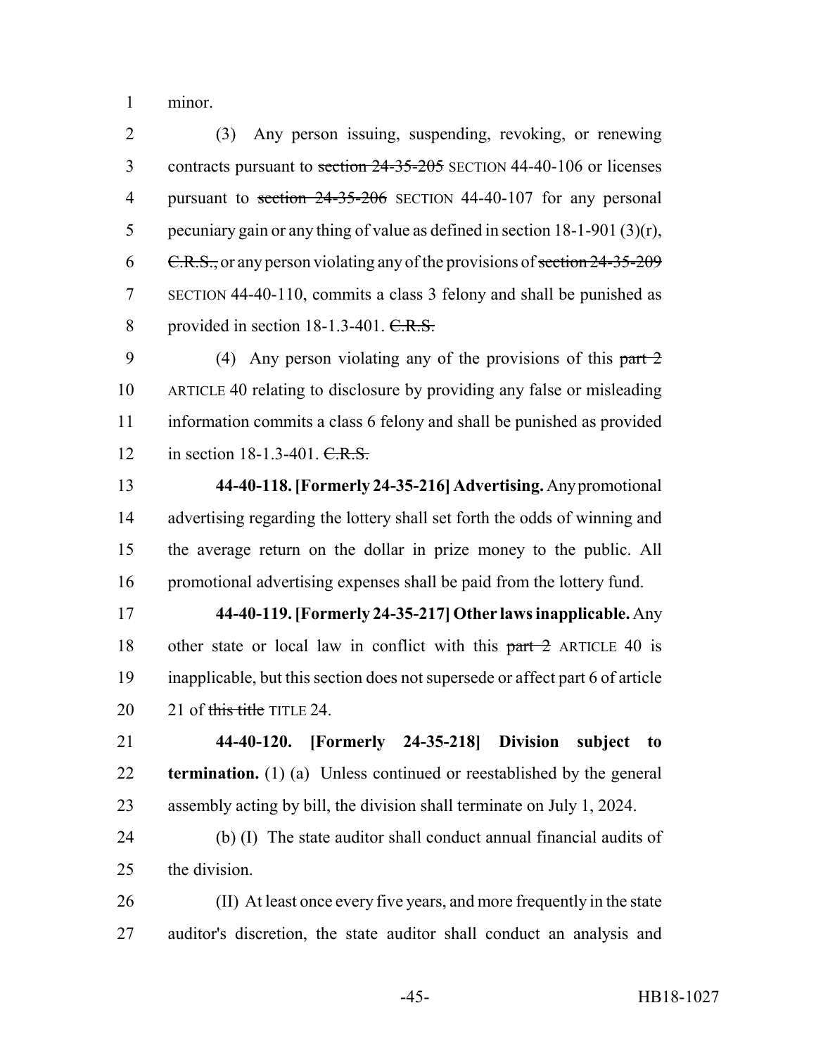minor.

(3) Any person issuing, suspending, revoking, or renewing contracts pursuant to ~~section 24-35-205~~ SECTION 44-40-106 or licenses pursuant to ~~section 24-35-206~~ SECTION 44-40-107 for any personal pecuniary gain or any thing of value as defined in section 18-1-901 (3)(r), ~~C.R.S.,~~ or any person violating any of the provisions of ~~section 24-35-209~~ SECTION 44-40-110, commits a class 3 felony and shall be punished as provided in section 18-1.3-401. ~~C.R.S.~~

(4) Any person violating any of the provisions of this ~~part 2~~ ARTICLE 40 relating to disclosure by providing any false or misleading information commits a class 6 felony and shall be punished as provided in section 18-1.3-401. ~~C.R.S.~~

**44-40-118. [Formerly 24-35-216] Advertising.** Any promotional advertising regarding the lottery shall set forth the odds of winning and the average return on the dollar in prize money to the public. All promotional advertising expenses shall be paid from the lottery fund.

**44-40-119. [Formerly 24-35-217] Other laws inapplicable.** Any other state or local law in conflict with this ~~part 2~~ ARTICLE 40 is inapplicable, but this section does not supersede or affect part 6 of article 21 of ~~this title~~ TITLE 24.

**44-40-120. [Formerly 24-35-218] Division subject to termination.** (1) (a) Unless continued or reestablished by the general assembly acting by bill, the division shall terminate on July 1, 2024.

(b) (I) The state auditor shall conduct annual financial audits of the division.

(II) At least once every five years, and more frequently in the state auditor's discretion, the state auditor shall conduct an analysis and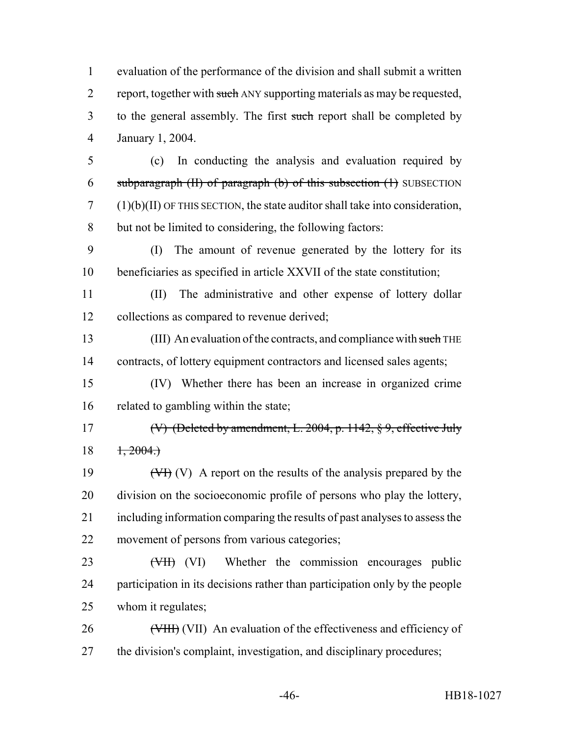evaluation of the performance of the division and shall submit a written report, together with ~~such~~ ANY supporting materials as may be requested, to the general assembly. The first ~~such~~ report shall be completed by January 1, 2004.

(c) In conducting the analysis and evaluation required by ~~subparagraph (II) of paragraph (b) of this subsection (1)~~ SUBSECTION (1)(b)(II) OF THIS SECTION, the state auditor shall take into consideration, but not be limited to considering, the following factors:

(I) The amount of revenue generated by the lottery for its beneficiaries as specified in article XXVII of the state constitution;

(II) The administrative and other expense of lottery dollar collections as compared to revenue derived;

(III) An evaluation of the contracts, and compliance with ~~such~~ THE contracts, of lottery equipment contractors and licensed sales agents;

(IV) Whether there has been an increase in organized crime related to gambling within the state;

~~(V) (Deleted by amendment, L. 2004, p. 1142, § 9, effective July 1, 2004.)~~

~~(VI)~~ (V) A report on the results of the analysis prepared by the division on the socioeconomic profile of persons who play the lottery, including information comparing the results of past analyses to assess the movement of persons from various categories;

~~(VII)~~ (VI) Whether the commission encourages public participation in its decisions rather than participation only by the people whom it regulates;

~~(VIII)~~ (VII) An evaluation of the effectiveness and efficiency of the division's complaint, investigation, and disciplinary procedures;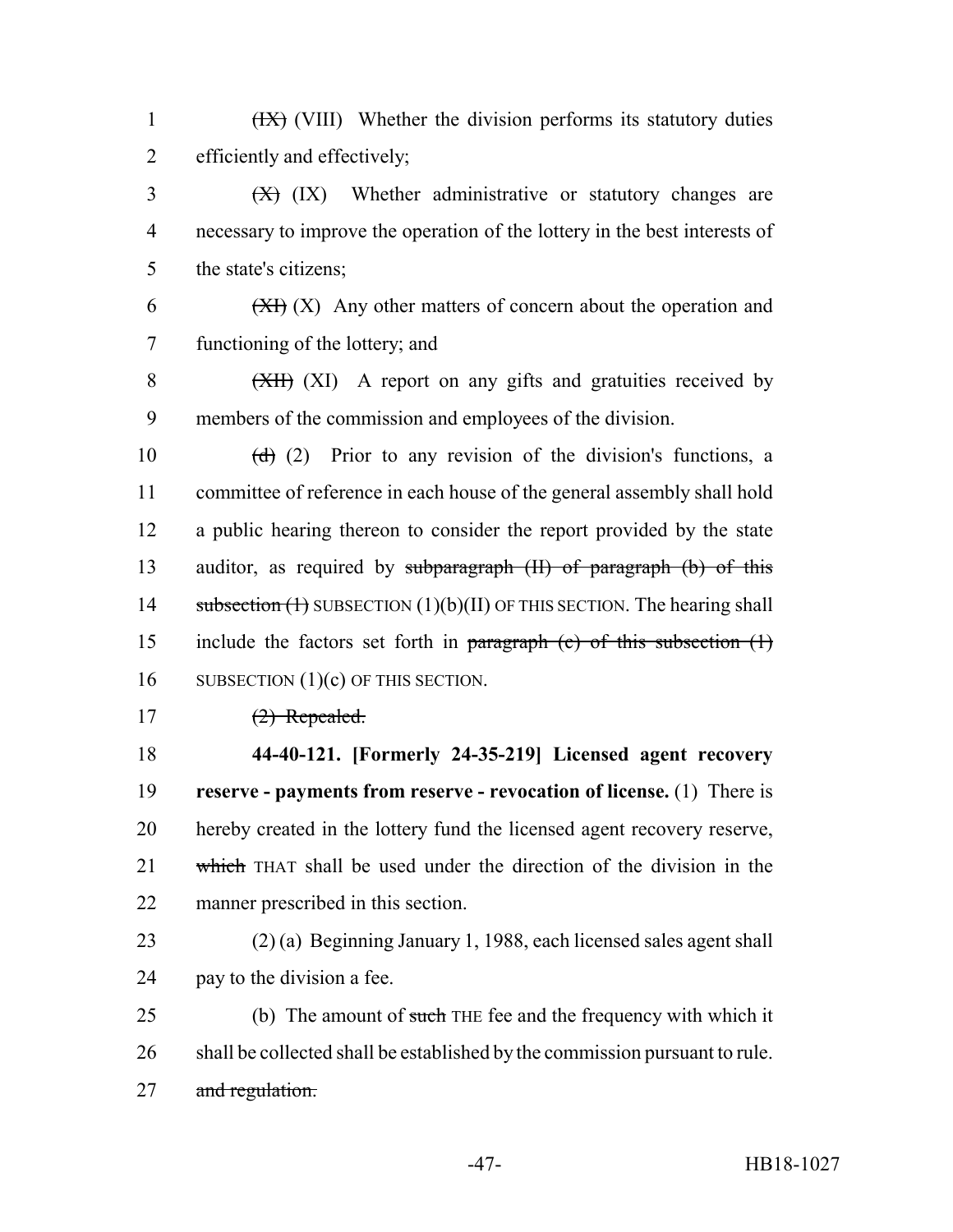(IX) (VIII) Whether the division performs its statutory duties efficiently and effectively;

(X) (IX) Whether administrative or statutory changes are necessary to improve the operation of the lottery in the best interests of the state's citizens;

(XI) (X) Any other matters of concern about the operation and functioning of the lottery; and

(XII) (XI) A report on any gifts and gratuities received by members of the commission and employees of the division.

(d) (2) Prior to any revision of the division's functions, a committee of reference in each house of the general assembly shall hold a public hearing thereon to consider the report provided by the state auditor, as required by subparagraph (II) of paragraph (b) of this subsection (1) SUBSECTION (1)(b)(II) OF THIS SECTION. The hearing shall include the factors set forth in paragraph (c) of this subsection (1) SUBSECTION (1)(c) OF THIS SECTION.

(2) Repealed.

**44-40-121. [Formerly 24-35-219] Licensed agent recovery reserve - payments from reserve - revocation of license.** (1) There is hereby created in the lottery fund the licensed agent recovery reserve, which THAT shall be used under the direction of the division in the manner prescribed in this section.

(2) (a) Beginning January 1, 1988, each licensed sales agent shall pay to the division a fee.

(b) The amount of such THE fee and the frequency with which it shall be collected shall be established by the commission pursuant to rule. and regulation.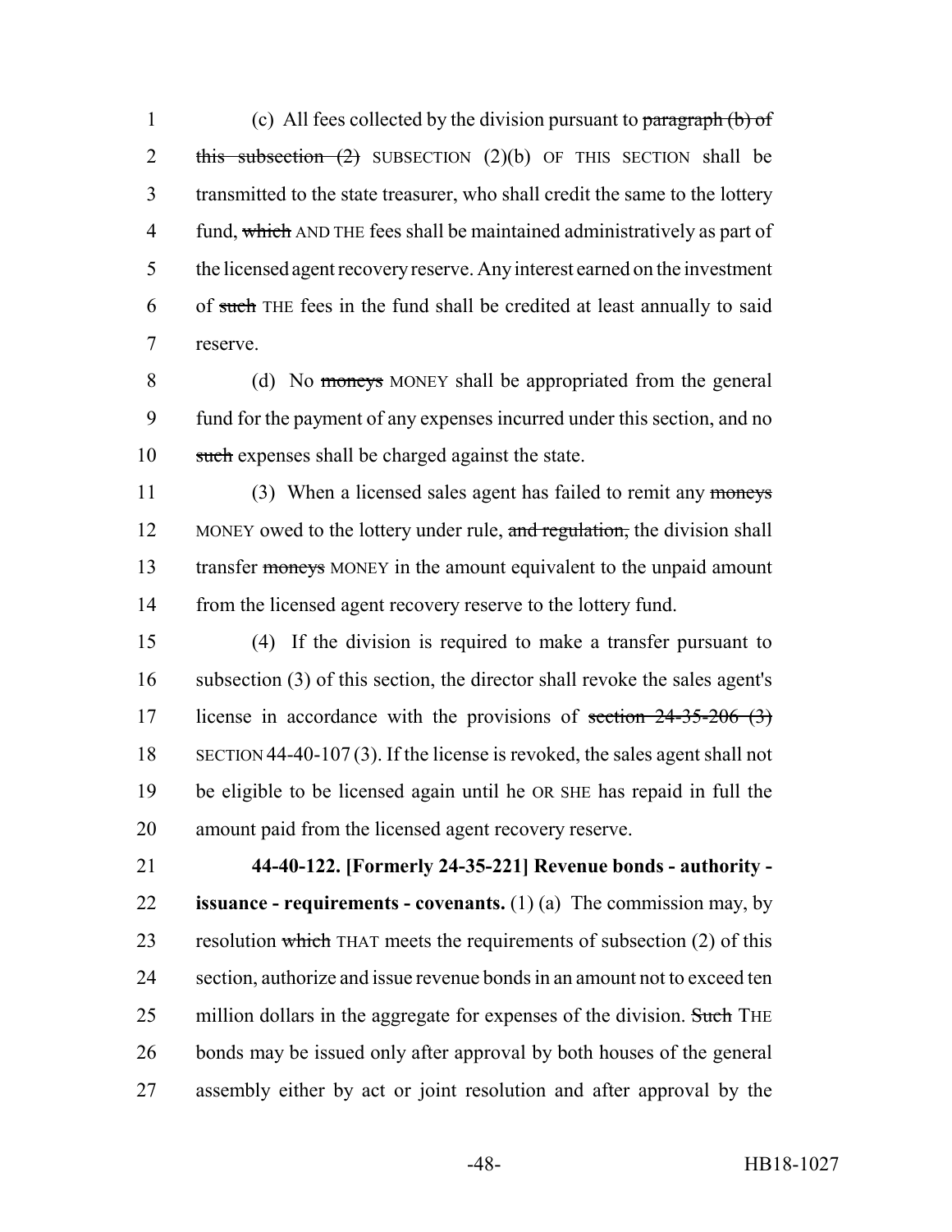(c) All fees collected by the division pursuant to ~~paragraph (b) of this subsection (2)~~ SUBSECTION (2)(b) OF THIS SECTION shall be transmitted to the state treasurer, who shall credit the same to the lottery fund, ~~which~~ AND THE fees shall be maintained administratively as part of the licensed agent recovery reserve. Any interest earned on the investment of ~~such~~ THE fees in the fund shall be credited at least annually to said reserve.

(d) No ~~moneys~~ MONEY shall be appropriated from the general fund for the payment of any expenses incurred under this section, and no ~~such~~ expenses shall be charged against the state.

(3) When a licensed sales agent has failed to remit any ~~moneys~~ MONEY owed to the lottery under rule, ~~and regulation,~~ the division shall transfer ~~moneys~~ MONEY in the amount equivalent to the unpaid amount from the licensed agent recovery reserve to the lottery fund.

(4) If the division is required to make a transfer pursuant to subsection (3) of this section, the director shall revoke the sales agent's license in accordance with the provisions of ~~section 24-35-206 (3)~~ SECTION 44-40-107 (3). If the license is revoked, the sales agent shall not be eligible to be licensed again until he OR SHE has repaid in full the amount paid from the licensed agent recovery reserve.

**44-40-122. [Formerly 24-35-221] Revenue bonds - authority - issuance - requirements - covenants.** (1) (a) The commission may, by resolution ~~which~~ THAT meets the requirements of subsection (2) of this section, authorize and issue revenue bonds in an amount not to exceed ten million dollars in the aggregate for expenses of the division. ~~Such~~ THE bonds may be issued only after approval by both houses of the general assembly either by act or joint resolution and after approval by the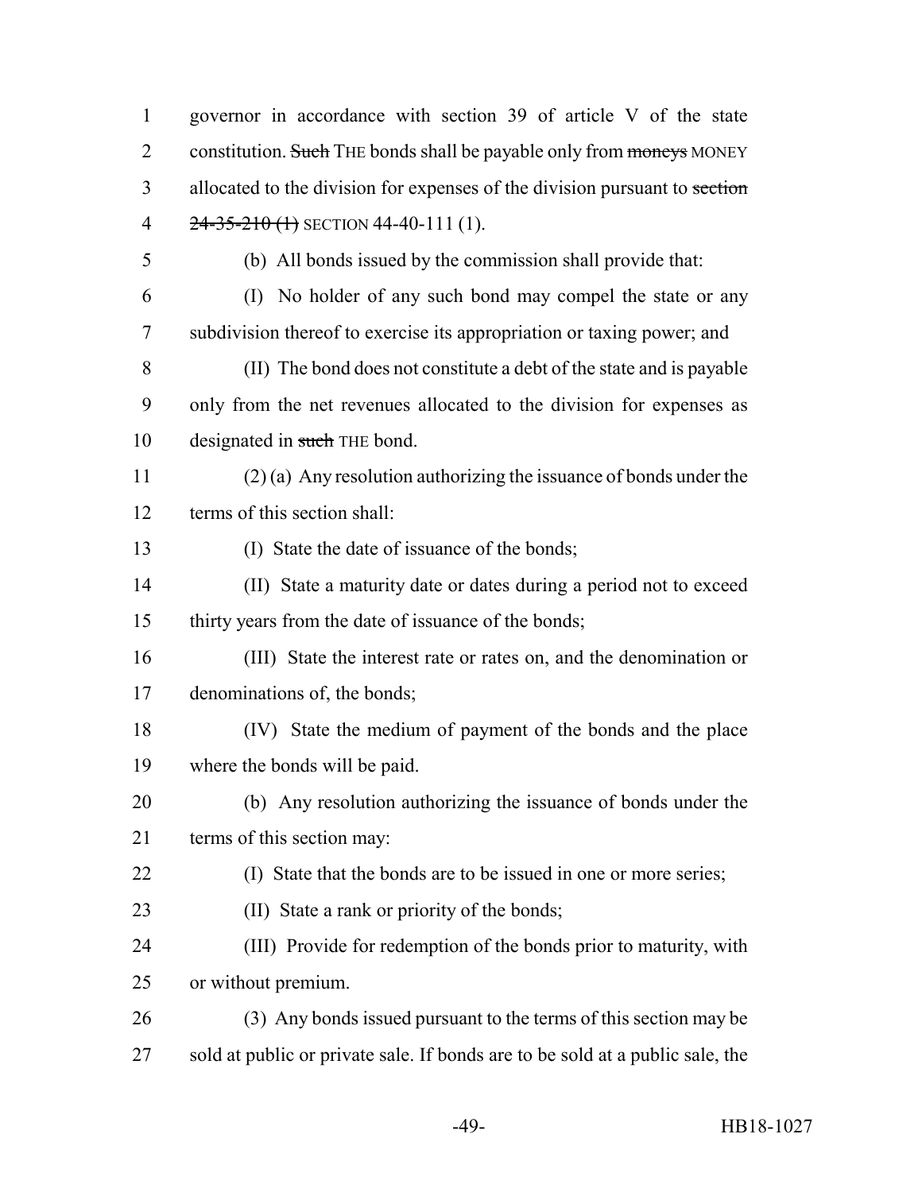governor in accordance with section 39 of article V of the state constitution. ~~Such~~ THE bonds shall be payable only from ~~moneys~~ MONEY allocated to the division for expenses of the division pursuant to ~~section 24-35-210 (1)~~ SECTION 44-40-111 (1).

(b) All bonds issued by the commission shall provide that:

(I) No holder of any such bond may compel the state or any subdivision thereof to exercise its appropriation or taxing power; and

(II) The bond does not constitute a debt of the state and is payable only from the net revenues allocated to the division for expenses as designated in ~~such~~ THE bond.

(2) (a) Any resolution authorizing the issuance of bonds under the terms of this section shall:

(I) State the date of issuance of the bonds;

(II) State a maturity date or dates during a period not to exceed thirty years from the date of issuance of the bonds;

(III) State the interest rate or rates on, and the denomination or denominations of, the bonds;

(IV) State the medium of payment of the bonds and the place where the bonds will be paid.

(b) Any resolution authorizing the issuance of bonds under the terms of this section may:

(I) State that the bonds are to be issued in one or more series;

(II) State a rank or priority of the bonds;

(III) Provide for redemption of the bonds prior to maturity, with or without premium.

(3) Any bonds issued pursuant to the terms of this section may be sold at public or private sale. If bonds are to be sold at a public sale, the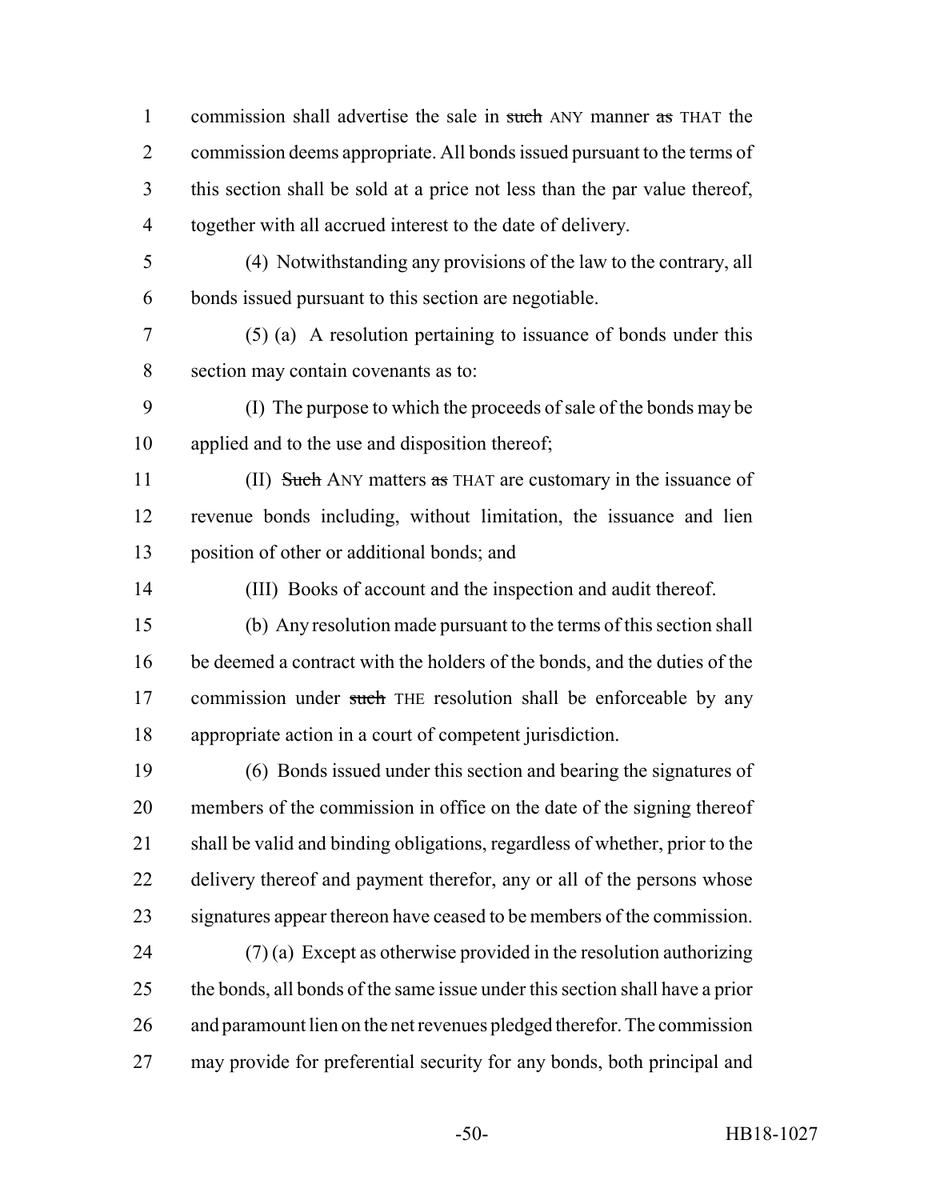commission shall advertise the sale in ~~such~~ ANY manner ~~as~~ THAT the commission deems appropriate. All bonds issued pursuant to the terms of this section shall be sold at a price not less than the par value thereof, together with all accrued interest to the date of delivery.

(4) Notwithstanding any provisions of the law to the contrary, all bonds issued pursuant to this section are negotiable.

(5) (a) A resolution pertaining to issuance of bonds under this section may contain covenants as to:

(I) The purpose to which the proceeds of sale of the bonds may be applied and to the use and disposition thereof;

(II) ~~Such~~ ANY matters ~~as~~ THAT are customary in the issuance of revenue bonds including, without limitation, the issuance and lien position of other or additional bonds; and

(III) Books of account and the inspection and audit thereof.

(b) Any resolution made pursuant to the terms of this section shall be deemed a contract with the holders of the bonds, and the duties of the commission under ~~such~~ THE resolution shall be enforceable by any appropriate action in a court of competent jurisdiction.

(6) Bonds issued under this section and bearing the signatures of members of the commission in office on the date of the signing thereof shall be valid and binding obligations, regardless of whether, prior to the delivery thereof and payment therefor, any or all of the persons whose signatures appear thereon have ceased to be members of the commission.

(7) (a) Except as otherwise provided in the resolution authorizing the bonds, all bonds of the same issue under this section shall have a prior and paramount lien on the net revenues pledged therefor. The commission may provide for preferential security for any bonds, both principal and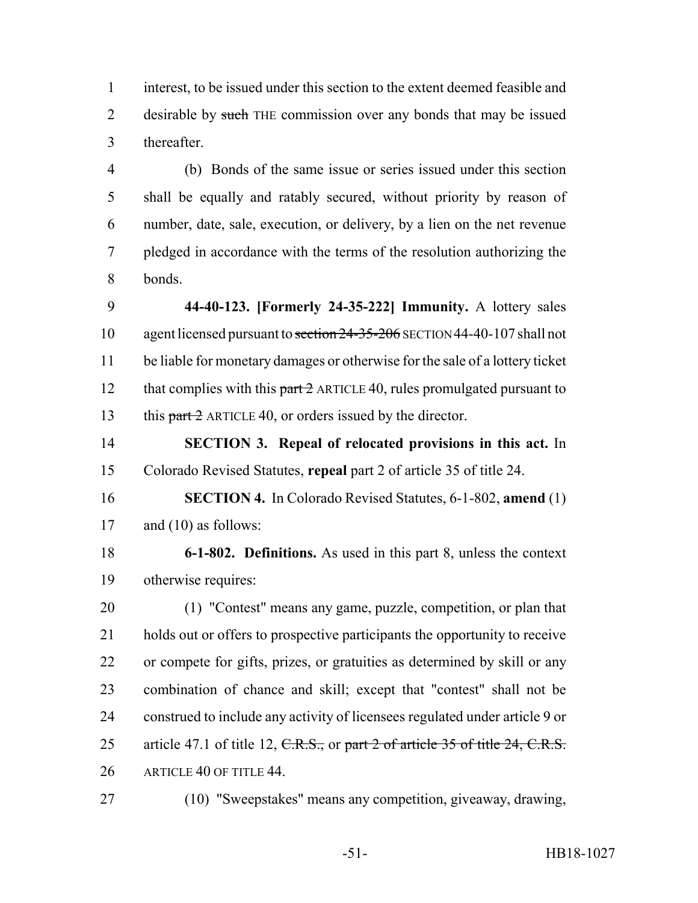interest, to be issued under this section to the extent deemed feasible and desirable by ~~such~~ THE commission over any bonds that may be issued thereafter.

(b) Bonds of the same issue or series issued under this section shall be equally and ratably secured, without priority by reason of number, date, sale, execution, or delivery, by a lien on the net revenue pledged in accordance with the terms of the resolution authorizing the bonds.

**44-40-123. [Formerly 24-35-222] Immunity.** A lottery sales agent licensed pursuant to ~~section 24-35-206~~ SECTION 44-40-107 shall not be liable for monetary damages or otherwise for the sale of a lottery ticket that complies with this ~~part 2~~ ARTICLE 40, rules promulgated pursuant to this ~~part 2~~ ARTICLE 40, or orders issued by the director.

**SECTION 3. Repeal of relocated provisions in this act.** In Colorado Revised Statutes, **repeal** part 2 of article 35 of title 24.

**SECTION 4.** In Colorado Revised Statutes, 6-1-802, **amend** (1) and (10) as follows:

**6-1-802. Definitions.** As used in this part 8, unless the context otherwise requires:

(1) "Contest" means any game, puzzle, competition, or plan that holds out or offers to prospective participants the opportunity to receive or compete for gifts, prizes, or gratuities as determined by skill or any combination of chance and skill; except that "contest" shall not be construed to include any activity of licensees regulated under article 9 or article 47.1 of title 12, ~~C.R.S.,~~ or ~~part 2 of article 35 of title 24, C.R.S.~~ ARTICLE 40 OF TITLE 44.

(10) "Sweepstakes" means any competition, giveaway, drawing,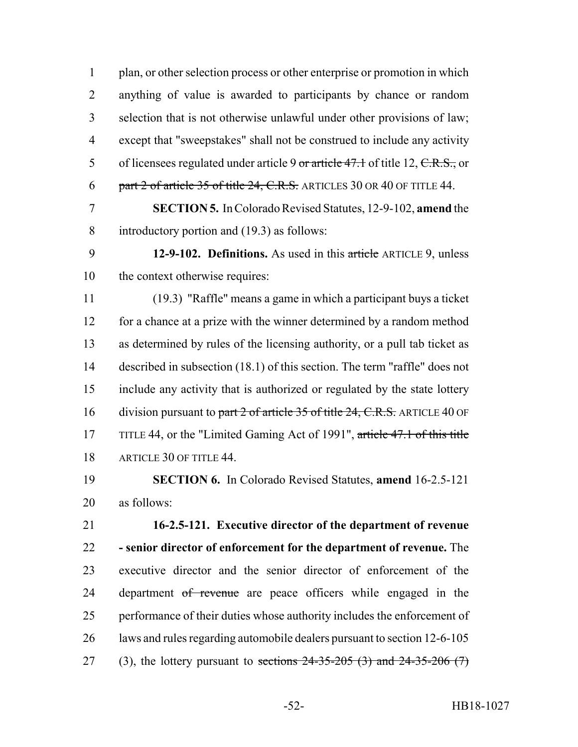plan, or other selection process or other enterprise or promotion in which anything of value is awarded to participants by chance or random selection that is not otherwise unlawful under other provisions of law; except that "sweepstakes" shall not be construed to include any activity of licensees regulated under article 9 ~~or article 47.1~~ of title 12, ~~C.R.S.,~~ or ~~part 2 of article 35 of title 24, C.R.S.~~ ARTICLES 30 OR 40 OF TITLE 44.

**SECTION 5.** In Colorado Revised Statutes, 12-9-102, **amend** the introductory portion and (19.3) as follows:

**12-9-102. Definitions.** As used in this ~~article~~ ARTICLE 9, unless the context otherwise requires:

(19.3) "Raffle" means a game in which a participant buys a ticket for a chance at a prize with the winner determined by a random method as determined by rules of the licensing authority, or a pull tab ticket as described in subsection (18.1) of this section. The term "raffle" does not include any activity that is authorized or regulated by the state lottery division pursuant to ~~part 2 of article 35 of title 24, C.R.S.~~ ARTICLE 40 OF TITLE 44, or the "Limited Gaming Act of 1991", ~~article 47.1 of this title~~ ARTICLE 30 OF TITLE 44.

**SECTION 6.** In Colorado Revised Statutes, **amend** 16-2.5-121 as follows:

**16-2.5-121. Executive director of the department of revenue - senior director of enforcement for the department of revenue.** The executive director and the senior director of enforcement of the department ~~of revenue~~ are peace officers while engaged in the performance of their duties whose authority includes the enforcement of laws and rules regarding automobile dealers pursuant to section 12-6-105 (3), the lottery pursuant to ~~sections 24-35-205 (3) and 24-35-206 (7)~~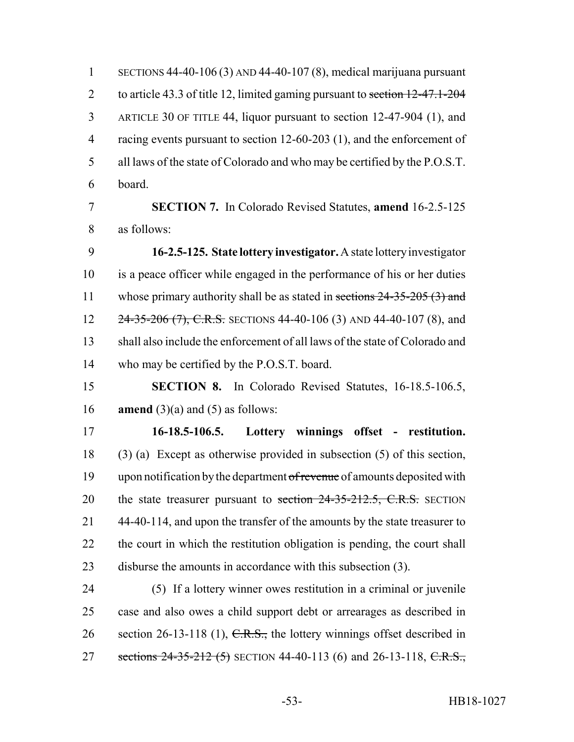SECTIONS 44-40-106 (3) AND 44-40-107 (8), medical marijuana pursuant to article 43.3 of title 12, limited gaming pursuant to ~~section 12-47.1-204~~ ARTICLE 30 OF TITLE 44, liquor pursuant to section 12-47-904 (1), and racing events pursuant to section 12-60-203 (1), and the enforcement of all laws of the state of Colorado and who may be certified by the P.O.S.T. board.

**SECTION 7.** In Colorado Revised Statutes, **amend** 16-2.5-125 as follows:

**16-2.5-125. State lottery investigator.** A state lottery investigator is a peace officer while engaged in the performance of his or her duties whose primary authority shall be as stated in ~~sections 24-35-205 (3) and 24-35-206 (7), C.R.S.~~ SECTIONS 44-40-106 (3) AND 44-40-107 (8), and shall also include the enforcement of all laws of the state of Colorado and who may be certified by the P.O.S.T. board.

**SECTION 8.** In Colorado Revised Statutes, 16-18.5-106.5, **amend** (3)(a) and (5) as follows:

**16-18.5-106.5. Lottery winnings offset - restitution.** (3) (a) Except as otherwise provided in subsection (5) of this section, upon notification by the department ~~of revenue~~ of amounts deposited with the state treasurer pursuant to ~~section 24-35-212.5, C.R.S.~~ SECTION 44-40-114, and upon the transfer of the amounts by the state treasurer to the court in which the restitution obligation is pending, the court shall disburse the amounts in accordance with this subsection (3).

(5) If a lottery winner owes restitution in a criminal or juvenile case and also owes a child support debt or arrearages as described in section 26-13-118 (1), ~~C.R.S.,~~ the lottery winnings offset described in ~~sections 24-35-212 (5)~~ SECTION 44-40-113 (6) and 26-13-118, ~~C.R.S.,~~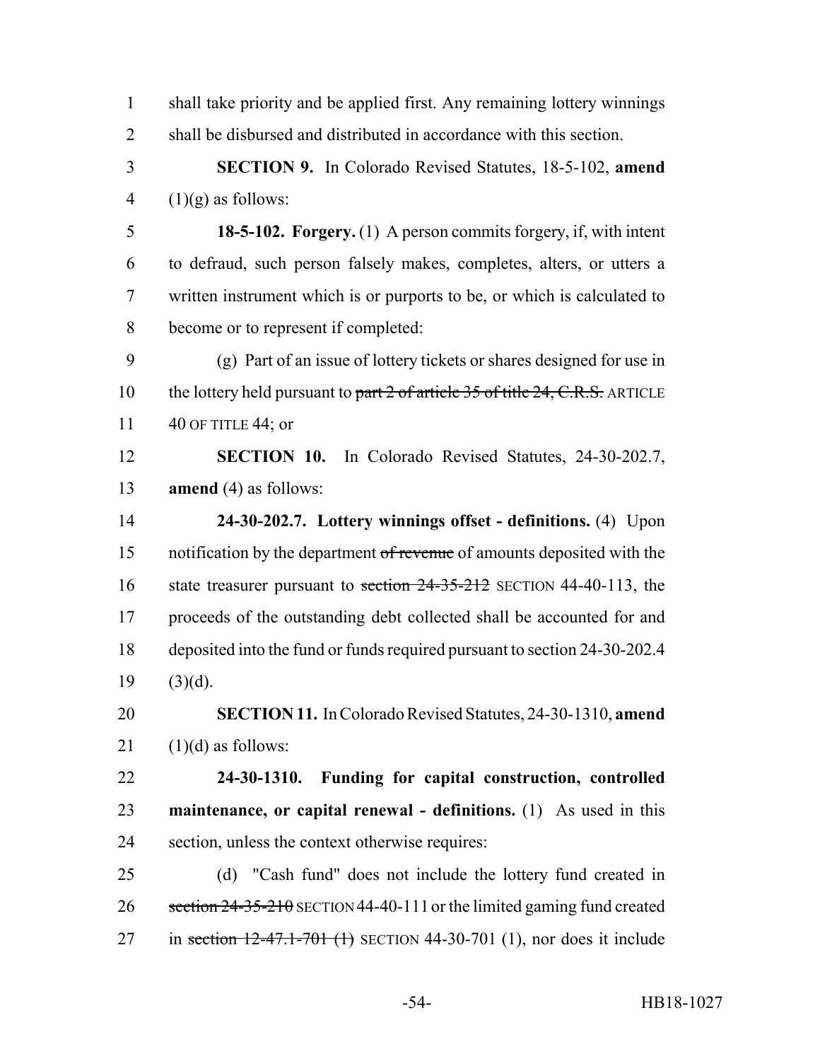shall take priority and be applied first. Any remaining lottery winnings shall be disbursed and distributed in accordance with this section.

**SECTION 9.** In Colorado Revised Statutes, 18-5-102, **amend** (1)(g) as follows:

**18-5-102. Forgery.** (1) A person commits forgery, if, with intent to defraud, such person falsely makes, completes, alters, or utters a written instrument which is or purports to be, or which is calculated to become or to represent if completed:

(g) Part of an issue of lottery tickets or shares designed for use in the lottery held pursuant to ~~part 2 of article 35 of title 24, C.R.S.~~ ARTICLE 40 OF TITLE 44; or

**SECTION 10.** In Colorado Revised Statutes, 24-30-202.7, **amend** (4) as follows:

**24-30-202.7. Lottery winnings offset - definitions.** (4) Upon notification by the department ~~of revenue~~ of amounts deposited with the state treasurer pursuant to ~~section 24-35-212~~ SECTION 44-40-113, the proceeds of the outstanding debt collected shall be accounted for and deposited into the fund or funds required pursuant to section 24-30-202.4 (3)(d).

**SECTION 11.** In Colorado Revised Statutes, 24-30-1310, **amend** (1)(d) as follows:

**24-30-1310. Funding for capital construction, controlled maintenance, or capital renewal - definitions.** (1) As used in this section, unless the context otherwise requires:

(d) "Cash fund" does not include the lottery fund created in ~~section 24-35-210~~ SECTION 44-40-111 or the limited gaming fund created in ~~section 12-47.1-701 (1)~~ SECTION 44-30-701 (1), nor does it include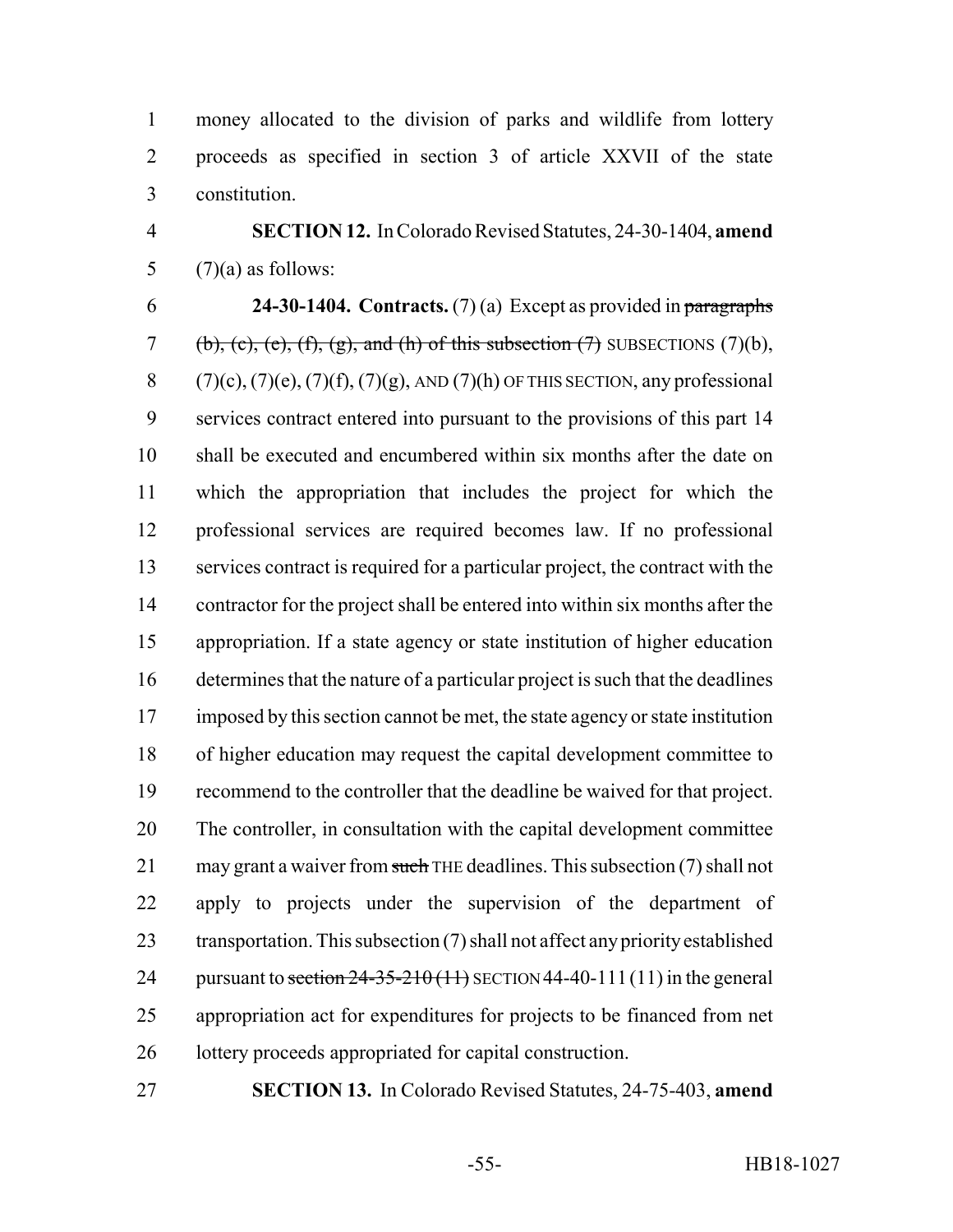money allocated to the division of parks and wildlife from lottery proceeds as specified in section 3 of article XXVII of the state constitution.

**SECTION 12.** In Colorado Revised Statutes, 24-30-1404, **amend** (7)(a) as follows:

**24-30-1404. Contracts.** (7) (a) Except as provided in ~~paragraphs (b), (c), (e), (f), (g), and (h) of this subsection (7)~~ SUBSECTIONS (7)(b), (7)(c), (7)(e), (7)(f), (7)(g), AND (7)(h) OF THIS SECTION, any professional services contract entered into pursuant to the provisions of this part 14 shall be executed and encumbered within six months after the date on which the appropriation that includes the project for which the professional services are required becomes law. If no professional services contract is required for a particular project, the contract with the contractor for the project shall be entered into within six months after the appropriation. If a state agency or state institution of higher education determines that the nature of a particular project is such that the deadlines imposed by this section cannot be met, the state agency or state institution of higher education may request the capital development committee to recommend to the controller that the deadline be waived for that project. The controller, in consultation with the capital development committee may grant a waiver from ~~such~~ THE deadlines. This subsection (7) shall not apply to projects under the supervision of the department of transportation. This subsection (7) shall not affect any priority established pursuant to ~~section 24-35-210 (11)~~ SECTION 44-40-111 (11) in the general appropriation act for expenditures for projects to be financed from net lottery proceeds appropriated for capital construction.

**SECTION 13.** In Colorado Revised Statutes, 24-75-403, **amend**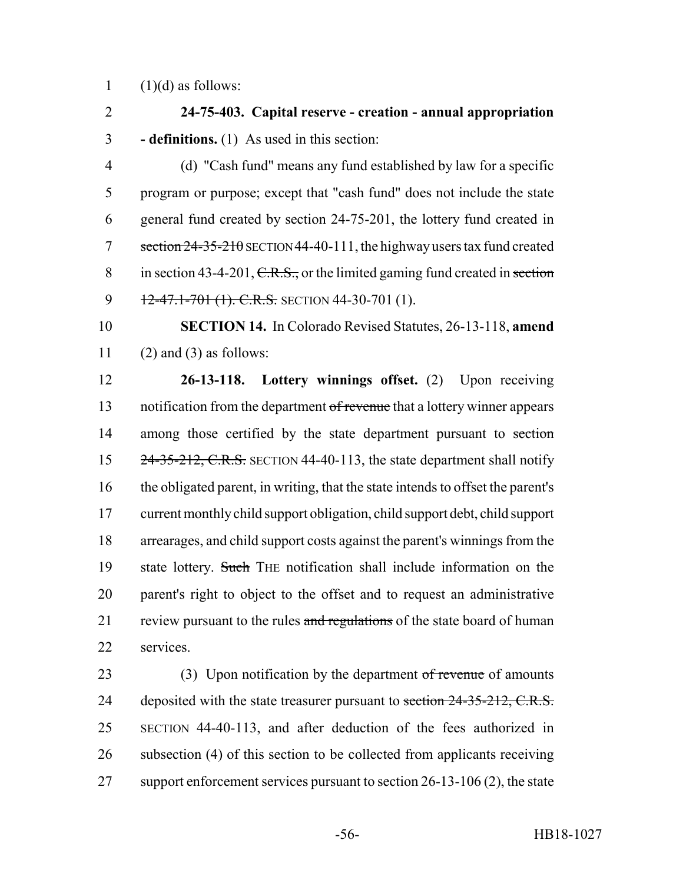(1)(d) as follows:

**24-75-403. Capital reserve - creation - annual appropriation - definitions.** (1) As used in this section:

(d) "Cash fund" means any fund established by law for a specific program or purpose; except that "cash fund" does not include the state general fund created by section 24-75-201, the lottery fund created in ~~section 24-35-210~~ SECTION 44-40-111, the highway users tax fund created in section 43-4-201, ~~C.R.S.,~~ or the limited gaming fund created in ~~section 12-47.1-701 (1). C.R.S.~~ SECTION 44-30-701 (1).

**SECTION 14.** In Colorado Revised Statutes, 26-13-118, **amend** (2) and (3) as follows:

**26-13-118. Lottery winnings offset.** (2) Upon receiving notification from the department ~~of revenue~~ that a lottery winner appears among those certified by the state department pursuant to ~~section 24-35-212, C.R.S.~~ SECTION 44-40-113, the state department shall notify the obligated parent, in writing, that the state intends to offset the parent's current monthly child support obligation, child support debt, child support arrearages, and child support costs against the parent's winnings from the state lottery. ~~Such~~ THE notification shall include information on the parent's right to object to the offset and to request an administrative review pursuant to the rules ~~and regulations~~ of the state board of human services.

(3) Upon notification by the department ~~of revenue~~ of amounts deposited with the state treasurer pursuant to ~~section 24-35-212, C.R.S.~~ SECTION 44-40-113, and after deduction of the fees authorized in subsection (4) of this section to be collected from applicants receiving support enforcement services pursuant to section 26-13-106 (2), the state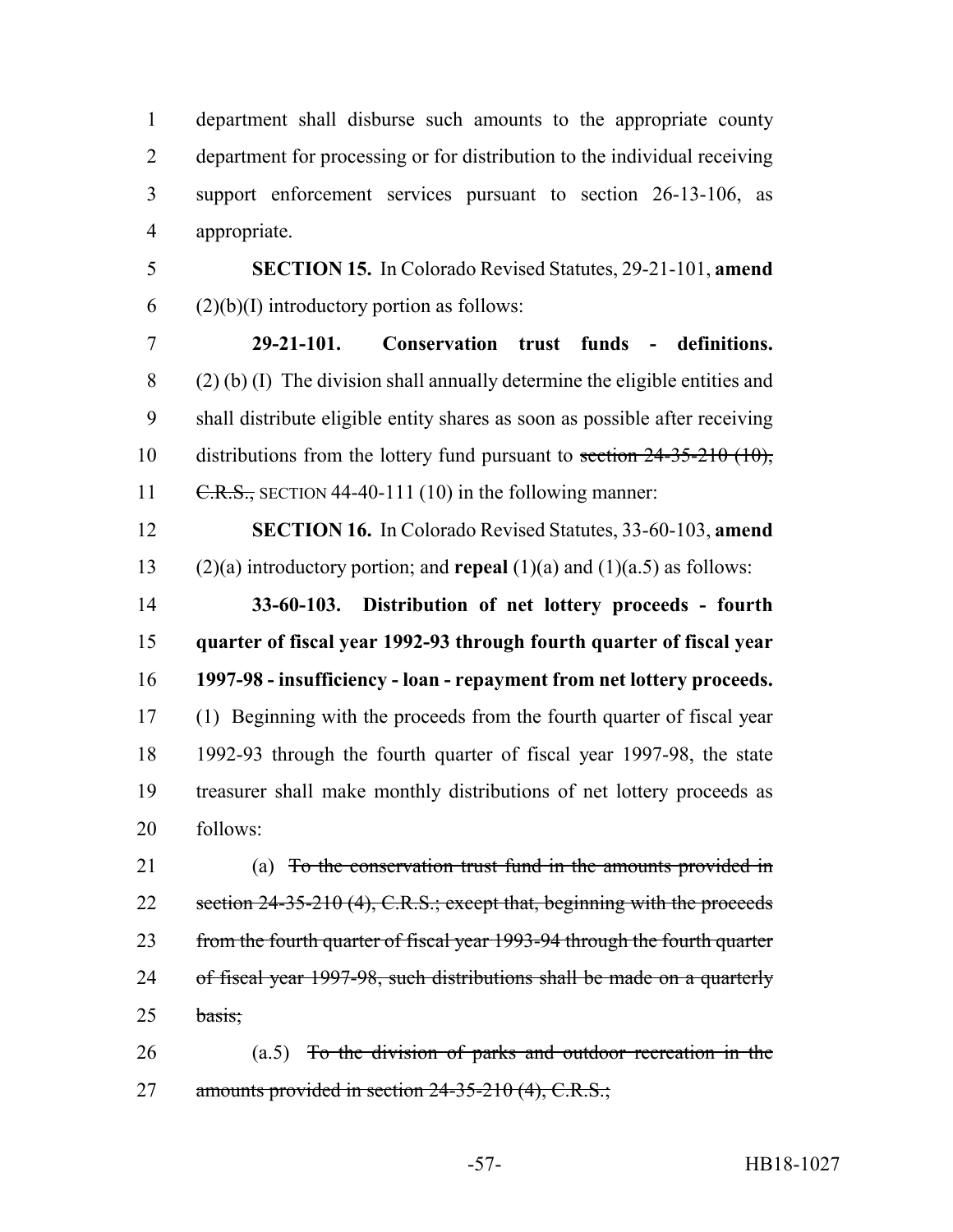department shall disburse such amounts to the appropriate county department for processing or for distribution to the individual receiving support enforcement services pursuant to section 26-13-106, as appropriate.

**SECTION 15.** In Colorado Revised Statutes, 29-21-101, **amend** (2)(b)(I) introductory portion as follows:

**29-21-101. Conservation trust funds - definitions.** (2) (b) (I) The division shall annually determine the eligible entities and shall distribute eligible entity shares as soon as possible after receiving distributions from the lottery fund pursuant to ~~section 24-35-210 (10), C.R.S.,~~ SECTION 44-40-111 (10) in the following manner:

**SECTION 16.** In Colorado Revised Statutes, 33-60-103, **amend** (2)(a) introductory portion; and **repeal** (1)(a) and (1)(a.5) as follows:

**33-60-103. Distribution of net lottery proceeds - fourth quarter of fiscal year 1992-93 through fourth quarter of fiscal year 1997-98 - insufficiency - loan - repayment from net lottery proceeds.** (1) Beginning with the proceeds from the fourth quarter of fiscal year 1992-93 through the fourth quarter of fiscal year 1997-98, the state treasurer shall make monthly distributions of net lottery proceeds as follows:

(a) ~~To the conservation trust fund in the amounts provided in section 24-35-210 (4), C.R.S.; except that, beginning with the proceeds from the fourth quarter of fiscal year 1993-94 through the fourth quarter of fiscal year 1997-98, such distributions shall be made on a quarterly basis;~~

(a.5) ~~To the division of parks and outdoor recreation in the amounts provided in section 24-35-210 (4), C.R.S.;~~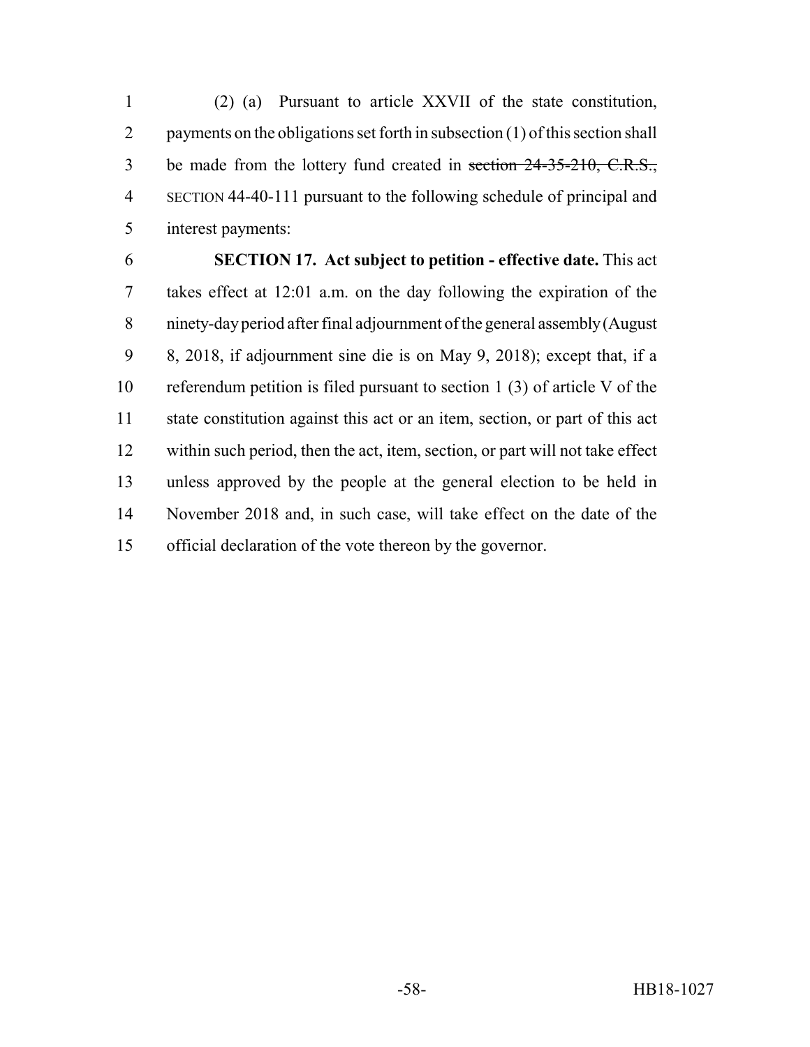(2) (a) Pursuant to article XXVII of the state constitution, payments on the obligations set forth in subsection (1) of this section shall be made from the lottery fund created in ~~section 24-35-210, C.R.S.,~~ SECTION 44-40-111 pursuant to the following schedule of principal and interest payments:

**SECTION 17. Act subject to petition - effective date.** This act takes effect at 12:01 a.m. on the day following the expiration of the ninety-day period after final adjournment of the general assembly (August 8, 2018, if adjournment sine die is on May 9, 2018); except that, if a referendum petition is filed pursuant to section 1 (3) of article V of the state constitution against this act or an item, section, or part of this act within such period, then the act, item, section, or part will not take effect unless approved by the people at the general election to be held in November 2018 and, in such case, will take effect on the date of the official declaration of the vote thereon by the governor.